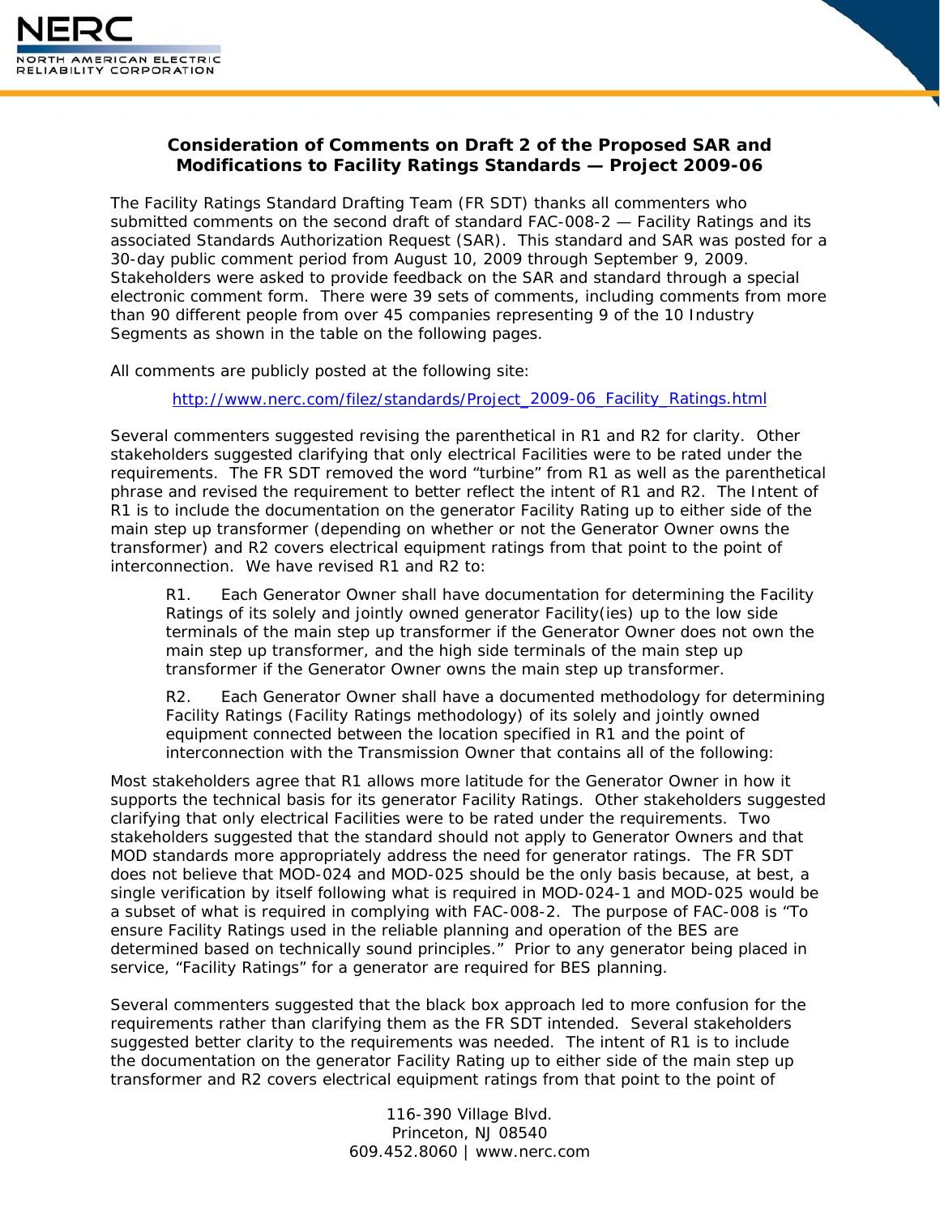## Consideration of Comments on Draft 2 of the Proposed SAR and Modifications to Facility Ratings Standards — Project 2009-06

The Facility Ratings Standard Drafting Team (FR SDT) thanks all commenters who submitted comments on the second draft of standard FAC-008-2 — Facility Ratings and its associated Standards Authorization Request (SAR). This standard and SAR was posted for a 30-day public comment period from August 10, 2009 through September 9, 2009. Stakeholders were asked to provide feedback on the SAR and standard through a special electronic comment form. There were 39 sets of comments, including comments from more than 90 different people from over 45 companies representing 9 of the 10 Industry Segments as shown in the table on the following pages.

All comments are publicly posted at the following site:

http://www.nerc.com/filez/standards/Project_2009-06_Facility_Ratings.html

Several commenters suggested revising the parenthetical in R1 and R2 for clarity. Other stakeholders suggested clarifying that only electrical Facilities were to be rated under the requirements. The FR SDT removed the word "turbine" from R1 as well as the parenthetical phrase and revised the requirement to better reflect the intent of R1 and R2. The Intent of R1 is to include the documentation on the generator Facility Rating up to either side of the main step up transformer (depending on whether or not the Generator Owner owns the transformer) and R2 covers electrical equipment ratings from that point to the point of interconnection. We have revised R1 and R2 to:

> R1. Each Generator Owner shall have documentation for determining the Facility Ratings of its solely and jointly owned generator Facility(ies) up to the low side terminals of the main step up transformer if the Generator Owner does not own the main step up transformer, and the high side terminals of the main step up transformer if the Generator Owner owns the main step up transformer.
>
> R2. Each Generator Owner shall have a documented methodology for determining Facility Ratings (Facility Ratings methodology) of its solely and jointly owned equipment connected between the location specified in R1 and the point of interconnection with the Transmission Owner that contains all of the following:

Most stakeholders agree that R1 allows more latitude for the Generator Owner in how it supports the technical basis for its generator Facility Ratings. Other stakeholders suggested clarifying that only electrical Facilities were to be rated under the requirements. Two stakeholders suggested that the standard should not apply to Generator Owners and that MOD standards more appropriately address the need for generator ratings. The FR SDT does not believe that MOD-024 and MOD-025 should be the only basis because, at best, a single verification by itself following what is required in MOD-024-1 and MOD-025 would be a subset of what is required in complying with FAC-008-2. The purpose of FAC-008 is "To ensure Facility Ratings used in the reliable planning and operation of the BES are determined based on technically sound principles." Prior to any generator being placed in service, "Facility Ratings" for a generator are required for BES planning.

Several commenters suggested that the black box approach led to more confusion for the requirements rather than clarifying them as the FR SDT intended. Several stakeholders suggested better clarity to the requirements was needed. The intent of R1 is to include the documentation on the generator Facility Rating up to either side of the main step up transformer and R2 covers electrical equipment ratings from that point to the point of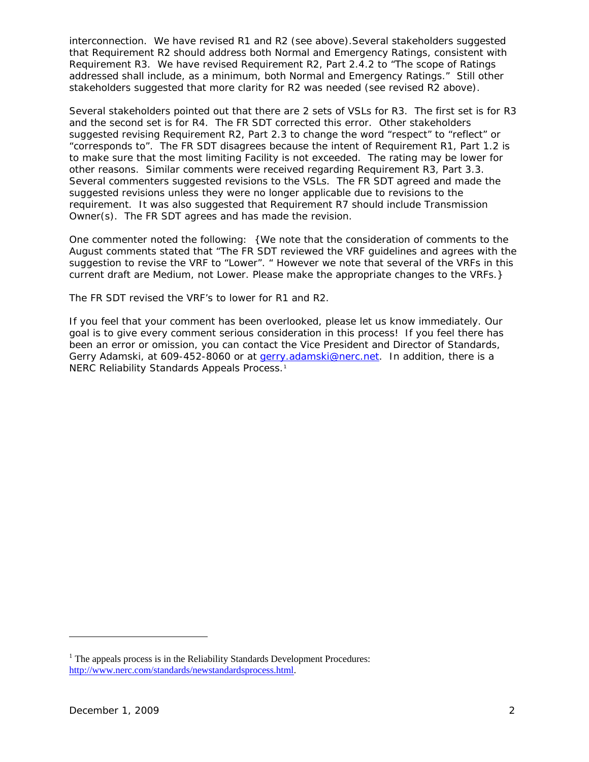interconnection. We have revised R1 and R2 (see above).Several stakeholders suggested that Requirement R2 should address both Normal and Emergency Ratings, consistent with Requirement R3. We have revised Requirement R2, Part 2.4.2 to "The scope of Ratings addressed shall include, as a minimum, both Normal and Emergency Ratings." Still other stakeholders suggested that more clarity for R2 was needed (see revised R2 above).

Several stakeholders pointed out that there are 2 sets of VSLs for R3. The first set is for R3 and the second set is for R4. The FR SDT corrected this error. Other stakeholders suggested revising Requirement R2, Part 2.3 to change the word "respect" to "reflect" or "corresponds to". The FR SDT disagrees because the intent of Requirement R1, Part 1.2 is to make sure that the most limiting Facility is not exceeded. The rating may be lower for other reasons. Similar comments were received regarding Requirement R3, Part 3.3. Several commenters suggested revisions to the VSLs. The FR SDT agreed and made the suggested revisions unless they were no longer applicable due to revisions to the requirement. It was also suggested that Requirement R7 should include Transmission Owner(s). The FR SDT agrees and has made the revision.

One commenter noted the following: {We note that the consideration of comments to the August comments stated that "The FR SDT reviewed the VRF guidelines and agrees with the suggestion to revise the VRF to "Lower". " However we note that several of the VRFs in this current draft are Medium, not Lower. Please make the appropriate changes to the VRFs.}

The FR SDT revised the VRF's to lower for R1 and R2.

If you feel that your comment has been overlooked, please let us know immediately. Our goal is to give every comment serious consideration in this process! If you feel there has been an error or omission, you can contact the Vice President and Director of Standards, Gerry Adamski, at 609-452-8060 or at gerry.adamski@nerc.net. In addition, there is a NERC Reliability Standards Appeals Process.[1]

[1] The appeals process is in the Reliability Standards Development Procedures: http://www.nerc.com/standards/newstandardsprocess.html.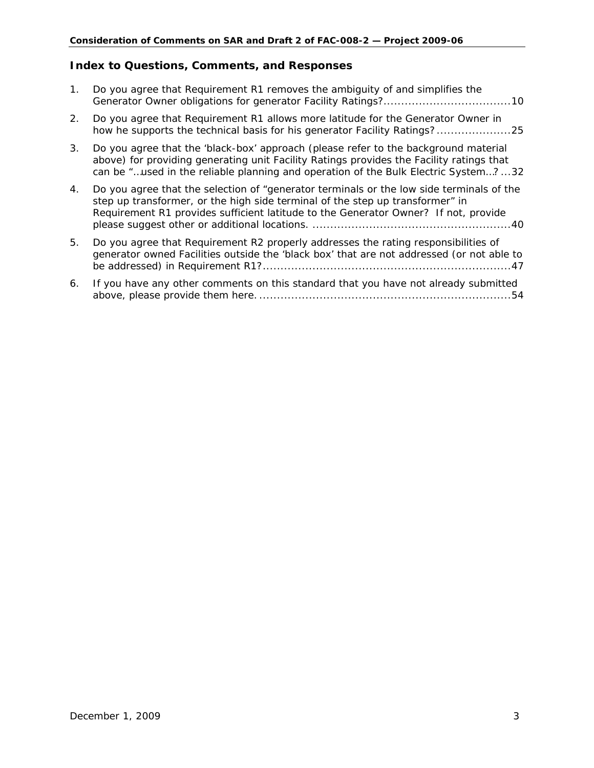## Index to Questions, Comments, and Responses

1. Do you agree that Requirement R1 removes the ambiguity of and simplifies the Generator Owner obligations for generator Facility Ratings? .................................... 10
2. Do you agree that Requirement R1 allows more latitude for the Generator Owner in how he supports the technical basis for his generator Facility Ratings? ..................... 25
3. Do you agree that the 'black-box' approach (please refer to the background material above) for providing generating unit Facility Ratings provides the Facility ratings that can be "…used in the reliable planning and operation of the Bulk Electric System…? ... 32
4. Do you agree that the selection of "generator terminals or the low side terminals of the step up transformer, or the high side terminal of the step up transformer" in Requirement R1 provides sufficient latitude to the Generator Owner? If not, provide please suggest other or additional locations. ........................................................ 40
5. Do you agree that Requirement R2 properly addresses the rating responsibilities of generator owned Facilities outside the 'black box' that are not addressed (or not able to be addressed) in Requirement R1? ...................................................................... 47
6. If you have any other comments on this standard that you have not already submitted above, please provide them here. ....................................................................... 54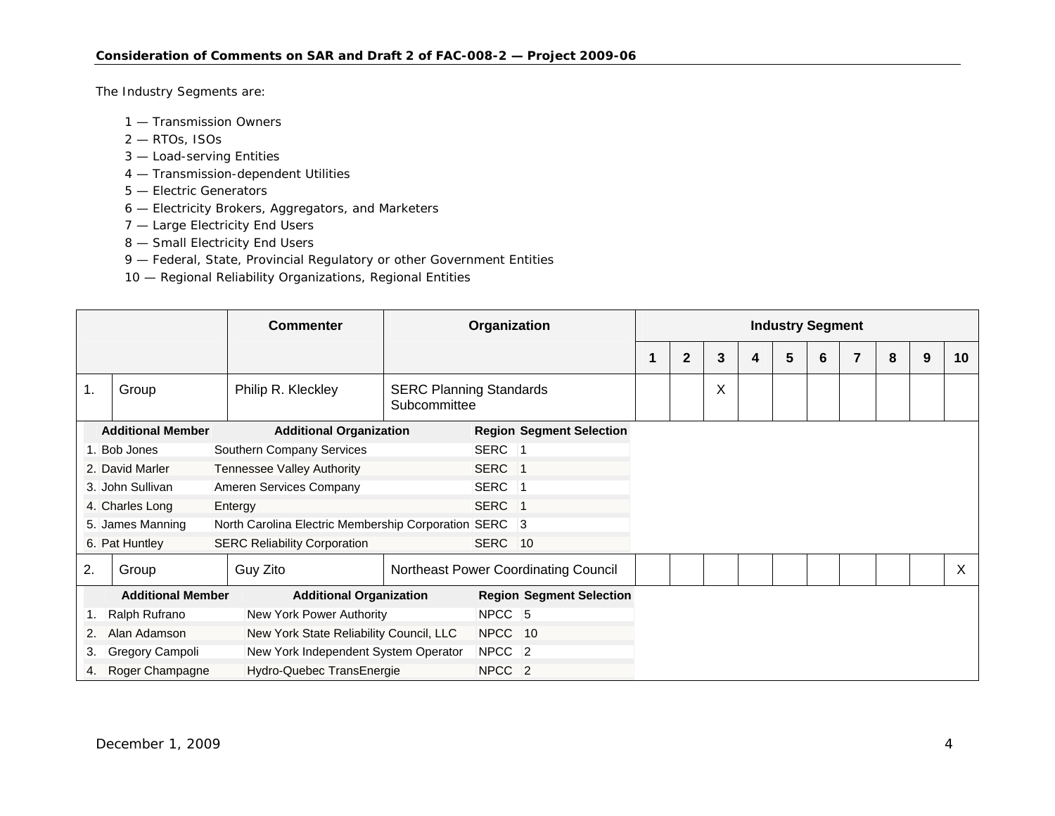The Industry Segments are:

1 — Transmission Owners
2 — RTOs, ISOs
3 — Load-serving Entities
4 — Transmission-dependent Utilities
5 — Electric Generators
6 — Electricity Brokers, Aggregators, and Marketers
7 — Large Electricity End Users
8 — Small Electricity End Users
9 — Federal, State, Provincial Regulatory or other Government Entities
10 — Regional Reliability Organizations, Regional Entities

| | | Commenter | Organization | Industry Segment | | | | | | | | | |
|---|---|---|---|---|---|---|---|---|---|---|---|---|---|
| | | | | 1 | 2 | 3 | 4 | 5 | 6 | 7 | 8 | 9 | 10 |
| 1. | Group | Philip R. Kleckley | SERC Planning Standards Subcommittee | | | X | | | | | | | |

| | Additional Member | Additional Organization | Region | Segment Selection |
|---|---|---|---|---|
| 1. | Bob Jones | Southern Company Services | SERC | 1 |
| 2. | David Marler | Tennessee Valley Authority | SERC | 1 |
| 3. | John Sullivan | Ameren Services Company | SERC | 1 |
| 4. | Charles Long | Entergy | SERC | 1 |
| 5. | James Manning | North Carolina Electric Membership Corporation | SERC | 3 |
| 6. | Pat Huntley | SERC Reliability Corporation | SERC | 10 |

| | | Commenter | Organization | 1 | 2 | 3 | 4 | 5 | 6 | 7 | 8 | 9 | 10 |
|---|---|---|---|---|---|---|---|---|---|---|---|---|---|
| 2. | Group | Guy Zito | Northeast Power Coordinating Council | | | | | | | | | | X |

| | Additional Member | Additional Organization | Region | Segment Selection |
|---|---|---|---|---|
| 1. | Ralph Rufrano | New York Power Authority | NPCC | 5 |
| 2. | Alan Adamson | New York State Reliability Council, LLC | NPCC | 10 |
| 3. | Gregory Campoli | New York Independent System Operator | NPCC | 2 |
| 4. | Roger Champagne | Hydro-Quebec TransEnergie | NPCC | 2 |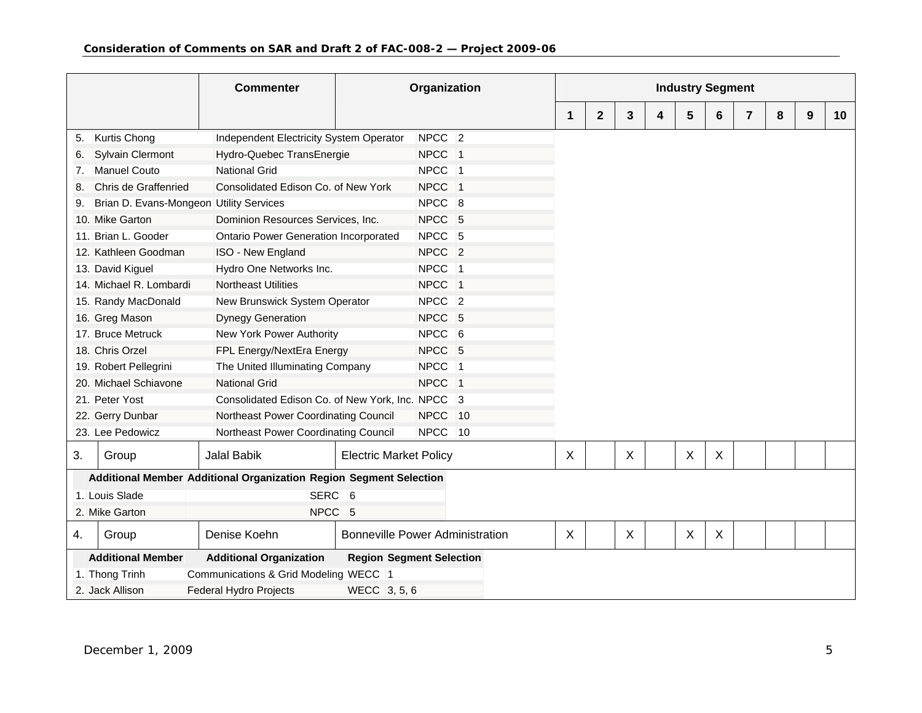| | | Commenter | Organization | Industry Segment | | | | | | | | | |
|---|---|---|---|---|---|---|---|---|---|---|---|---|---|
| | | | | 1 | 2 | 3 | 4 | 5 | 6 | 7 | 8 | 9 | 10 |

| | Member | Organization | Region | Segment |
|---|---|---|---|---|
| 5. | Kurtis Chong | Independent Electricity System Operator | NPCC | 2 |
| 6. | Sylvain Clermont | Hydro-Quebec TransEnergie | NPCC | 1 |
| 7. | Manuel Couto | National Grid | NPCC | 1 |
| 8. | Chris de Graffenried | Consolidated Edison Co. of New York | NPCC | 1 |
| 9. | Brian D. Evans-Mongeon | Utility Services | NPCC | 8 |
| 10. | Mike Garton | Dominion Resources Services, Inc. | NPCC | 5 |
| 11. | Brian L. Gooder | Ontario Power Generation Incorporated | NPCC | 5 |
| 12. | Kathleen Goodman | ISO - New England | NPCC | 2 |
| 13. | David Kiguel | Hydro One Networks Inc. | NPCC | 1 |
| 14. | Michael R. Lombardi | Northeast Utilities | NPCC | 1 |
| 15. | Randy MacDonald | New Brunswick System Operator | NPCC | 2 |
| 16. | Greg Mason | Dynegy Generation | NPCC | 5 |
| 17. | Bruce Metruck | New York Power Authority | NPCC | 6 |
| 18. | Chris Orzel | FPL Energy/NextEra Energy | NPCC | 5 |
| 19. | Robert Pellegrini | The United Illuminating Company | NPCC | 1 |
| 20. | Michael Schiavone | National Grid | NPCC | 1 |
| 21. | Peter Yost | Consolidated Edison Co. of New York, Inc. | NPCC | 3 |
| 22. | Gerry Dunbar | Northeast Power Coordinating Council | NPCC | 10 |
| 23. | Lee Pedowicz | Northeast Power Coordinating Council | NPCC | 10 |

| | | Commenter | Organization | 1 | 2 | 3 | 4 | 5 | 6 | 7 | 8 | 9 | 10 |
|---|---|---|---|---|---|---|---|---|---|---|---|---|---|
| 3. | Group | Jalal Babik | Electric Market Policy | X | | X | | X | X | | | | |

| | Additional Member | Additional Organization | Region | Segment Selection |
|---|---|---|---|---|
| 1. | Louis Slade | | SERC | 6 |
| 2. | Mike Garton | | NPCC | 5 |

| | | Commenter | Organization | 1 | 2 | 3 | 4 | 5 | 6 | 7 | 8 | 9 | 10 |
|---|---|---|---|---|---|---|---|---|---|---|---|---|---|
| 4. | Group | Denise Koehn | Bonneville Power Administration | X | | X | | X | X | | | | |

| | Additional Member | Additional Organization | Region | Segment Selection |
|---|---|---|---|---|
| 1. | Thong Trinh | Communications & Grid Modeling | WECC | 1 |
| 2. | Jack Allison | Federal Hydro Projects | WECC | 3, 5, 6 |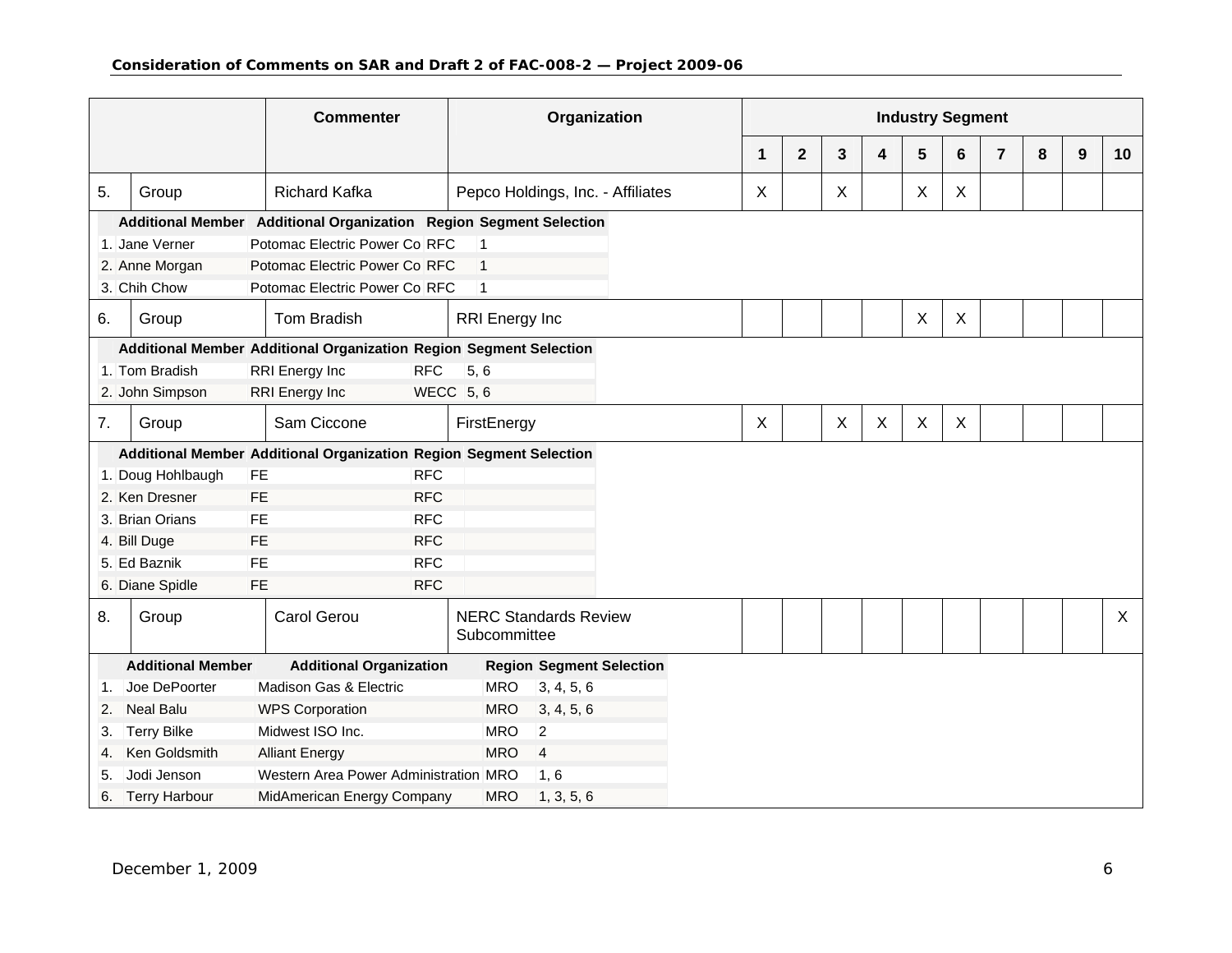|  |  | Commenter | Organization | Industry Segment |  |  |  |  |  |  |  |  |  |
|---|---|---|---|---|---|---|---|---|---|---|---|---|---|
|  |  |  |  | 1 | 2 | 3 | 4 | 5 | 6 | 7 | 8 | 9 | 10 |
| 5. | Group | Richard Kafka | Pepco Holdings, Inc. - Affiliates | X |  | X |  | X | X |  |  |  |  |

|  | Additional Member | Additional Organization | Region | Segment Selection |
|---|---|---|---|---|
| 1. | Jane Verner | Potomac Electric Power Co | RFC | 1 |
| 2. | Anne Morgan | Potomac Electric Power Co | RFC | 1 |
| 3. | Chih Chow | Potomac Electric Power Co | RFC | 1 |

|  |  | Commenter | Organization | 1 | 2 | 3 | 4 | 5 | 6 | 7 | 8 | 9 | 10 |
|---|---|---|---|---|---|---|---|---|---|---|---|---|---|
| 6. | Group | Tom Bradish | RRI Energy Inc |  |  |  |  | X | X |  |  |  |  |

|  | Additional Member | Additional Organization | Region | Segment Selection |
|---|---|---|---|---|
| 1. | Tom Bradish | RRI Energy Inc | RFC | 5, 6 |
| 2. | John Simpson | RRI Energy Inc | WECC | 5, 6 |

|  |  | Commenter | Organization | 1 | 2 | 3 | 4 | 5 | 6 | 7 | 8 | 9 | 10 |
|---|---|---|---|---|---|---|---|---|---|---|---|---|---|
| 7. | Group | Sam Ciccone | FirstEnergy | X |  | X | X | X | X |  |  |  |  |

|  | Additional Member | Additional Organization | Region | Segment Selection |
|---|---|---|---|---|
| 1. | Doug Hohlbaugh | FE | RFC |  |
| 2. | Ken Dresner | FE | RFC |  |
| 3. | Brian Orians | FE | RFC |  |
| 4. | Bill Duge | FE | RFC |  |
| 5. | Ed Baznik | FE | RFC |  |
| 6. | Diane Spidle | FE | RFC |  |

|  |  | Commenter | Organization | 1 | 2 | 3 | 4 | 5 | 6 | 7 | 8 | 9 | 10 |
|---|---|---|---|---|---|---|---|---|---|---|---|---|---|
| 8. | Group | Carol Gerou | NERC Standards Review Subcommittee |  |  |  |  |  |  |  |  |  | X |

|  | Additional Member | Additional Organization | Region | Segment Selection |
|---|---|---|---|---|
| 1. | Joe DePoorter | Madison Gas & Electric | MRO | 3, 4, 5, 6 |
| 2. | Neal Balu | WPS Corporation | MRO | 3, 4, 5, 6 |
| 3. | Terry Bilke | Midwest ISO Inc. | MRO | 2 |
| 4. | Ken Goldsmith | Alliant Energy | MRO | 4 |
| 5. | Jodi Jenson | Western Area Power Administration | MRO | 1, 6 |
| 6. | Terry Harbour | MidAmerican Energy Company | MRO | 1, 3, 5, 6 |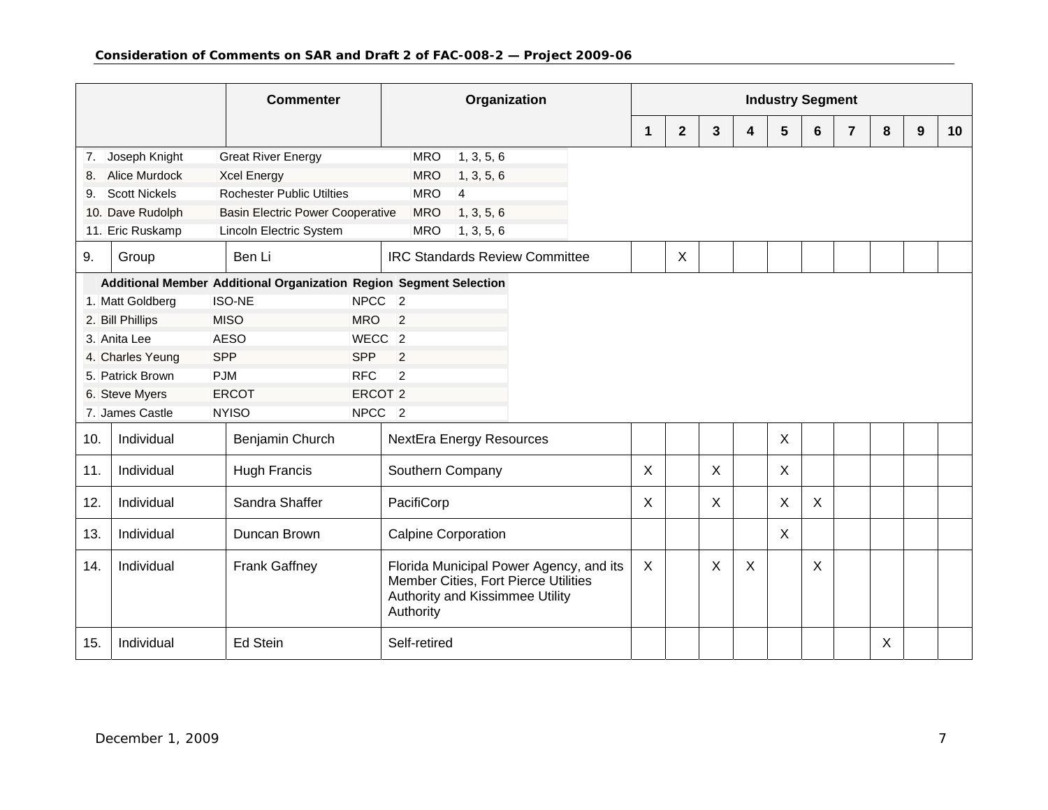| | | Commenter | Organization | Industry Segment | | | | | | | | | |
|---|---|---|---|---|---|---|---|---|---|---|---|---|---|
| | | | | 1 | 2 | 3 | 4 | 5 | 6 | 7 | 8 | 9 | 10 |

| | Additional Member | Additional Organization | Region | Segment Selection |
|---|---|---|---|---|
| 7. | Joseph Knight | Great River Energy | MRO | 1, 3, 5, 6 |
| 8. | Alice Murdock | Xcel Energy | MRO | 1, 3, 5, 6 |
| 9. | Scott Nickels | Rochester Public Utilties | MRO | 4 |
| 10. | Dave Rudolph | Basin Electric Power Cooperative | MRO | 1, 3, 5, 6 |
| 11. | Eric Ruskamp | Lincoln Electric System | MRO | 1, 3, 5, 6 |

| | | Commenter | Organization | 1 | 2 | 3 | 4 | 5 | 6 | 7 | 8 | 9 | 10 |
|---|---|---|---|---|---|---|---|---|---|---|---|---|---|
| 9. | Group | Ben Li | IRC Standards Review Committee | | X | | | | | | | | |

| | Additional Member | Additional Organization | Region | Segment Selection |
|---|---|---|---|---|
| 1. | Matt Goldberg | ISO-NE | NPCC | 2 |
| 2. | Bill Phillips | MISO | MRO | 2 |
| 3. | Anita Lee | AESO | WECC | 2 |
| 4. | Charles Yeung | SPP | SPP | 2 |
| 5. | Patrick Brown | PJM | RFC | 2 |
| 6. | Steve Myers | ERCOT | ERCOT | 2 |
| 7. | James Castle | NYISO | NPCC | 2 |

| | | Commenter | Organization | 1 | 2 | 3 | 4 | 5 | 6 | 7 | 8 | 9 | 10 |
|---|---|---|---|---|---|---|---|---|---|---|---|---|---|
| 10. | Individual | Benjamin Church | NextEra Energy Resources | | | | | X | | | | | |
| 11. | Individual | Hugh Francis | Southern Company | X | | X | | X | | | | | |
| 12. | Individual | Sandra Shaffer | PacifiCorp | X | | X | | X | X | | | | |
| 13. | Individual | Duncan Brown | Calpine Corporation | | | | | X | | | | | |
| 14. | Individual | Frank Gaffney | Florida Municipal Power Agency, and its Member Cities, Fort Pierce Utilities Authority and Kissimmee Utility Authority | X | | X | X | | X | | | | |
| 15. | Individual | Ed Stein | Self-retired | | | | | | | | X | | |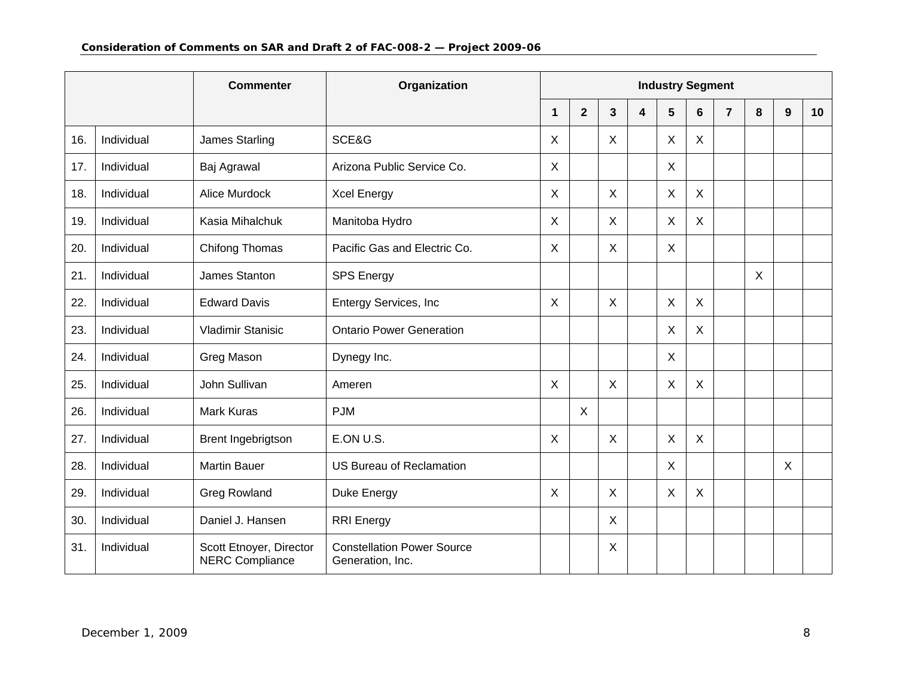| | | Commenter | Organization | Industry Segment | | | | | | | | | |
|---|---|---|---|---|---|---|---|---|---|---|---|---|---|
| | | | | 1 | 2 | 3 | 4 | 5 | 6 | 7 | 8 | 9 | 10 |
| 16. | Individual | James Starling | SCE&G | X | | X | | X | X | | | | |
| 17. | Individual | Baj Agrawal | Arizona Public Service Co. | X | | | | X | | | | | |
| 18. | Individual | Alice Murdock | Xcel Energy | X | | X | | X | X | | | | |
| 19. | Individual | Kasia Mihalchuk | Manitoba Hydro | X | | X | | X | X | | | | |
| 20. | Individual | Chifong Thomas | Pacific Gas and Electric Co. | X | | X | | X | | | | | |
| 21. | Individual | James Stanton | SPS Energy | | | | | | | | X | | |
| 22. | Individual | Edward Davis | Entergy Services, Inc | X | | X | | X | X | | | | |
| 23. | Individual | Vladimir Stanisic | Ontario Power Generation | | | | | X | X | | | | |
| 24. | Individual | Greg Mason | Dynegy Inc. | | | | | X | | | | | |
| 25. | Individual | John Sullivan | Ameren | X | | X | | X | X | | | | |
| 26. | Individual | Mark Kuras | PJM | | X | | | | | | | | |
| 27. | Individual | Brent Ingebrigtson | E.ON U.S. | X | | X | | X | X | | | | |
| 28. | Individual | Martin Bauer | US Bureau of Reclamation | | | | | X | | | | X | |
| 29. | Individual | Greg Rowland | Duke Energy | X | | X | | X | X | | | | |
| 30. | Individual | Daniel J. Hansen | RRI Energy | | | X | | | | | | | |
| 31. | Individual | Scott Etnoyer, Director NERC Compliance | Constellation Power Source Generation, Inc. | | | X | | | | | | | |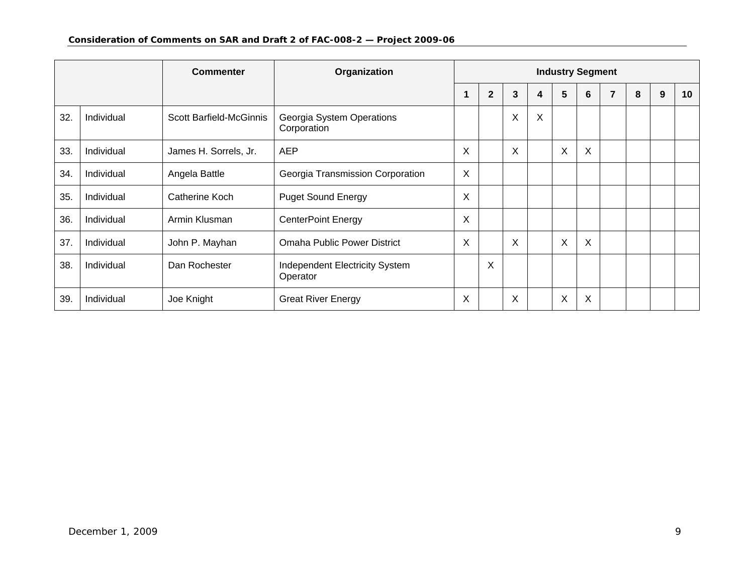| | | Commenter | Organization | Industry Segment | | | | | | | | | |
|---|---|---|---|---|---|---|---|---|---|---|---|---|---|
| | | | | 1 | 2 | 3 | 4 | 5 | 6 | 7 | 8 | 9 | 10 |
| 32. | Individual | Scott Barfield-McGinnis | Georgia System Operations Corporation | | | X | X | | | | | | |
| 33. | Individual | James H. Sorrels, Jr. | AEP | X | | X | | X | X | | | | |
| 34. | Individual | Angela Battle | Georgia Transmission Corporation | X | | | | | | | | | |
| 35. | Individual | Catherine Koch | Puget Sound Energy | X | | | | | | | | | |
| 36. | Individual | Armin Klusman | CenterPoint Energy | X | | | | | | | | | |
| 37. | Individual | John P. Mayhan | Omaha Public Power District | X | | X | | X | X | | | | |
| 38. | Individual | Dan Rochester | Independent Electricity System Operator | | X | | | | | | | | |
| 39. | Individual | Joe Knight | Great River Energy | X | | X | | X | X | | | | |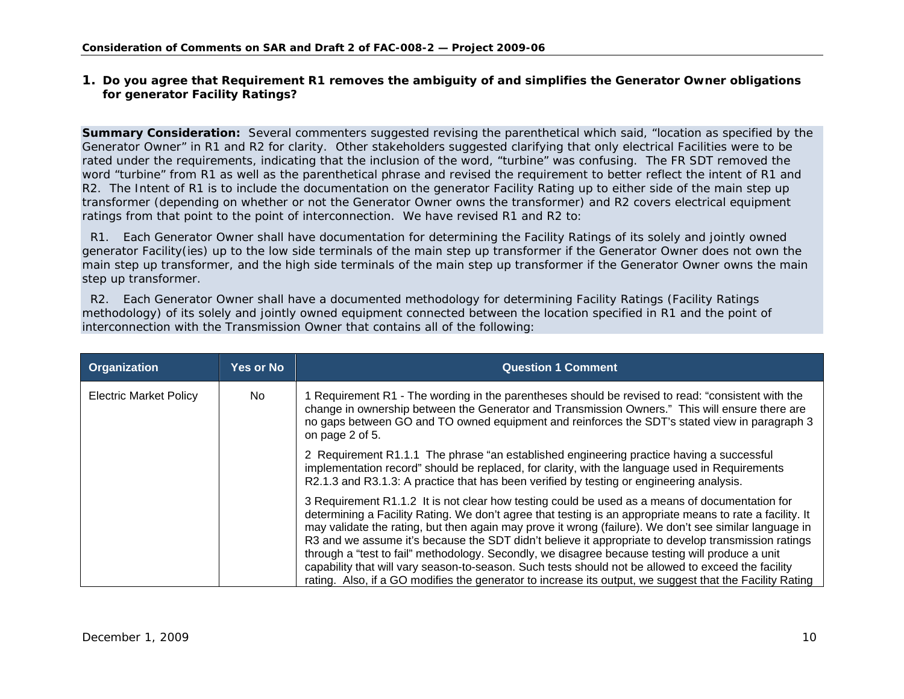**1. Do you agree that Requirement R1 removes the ambiguity of and simplifies the Generator Owner obligations for generator Facility Ratings?**

**Summary Consideration:** Several commenters suggested revising the parenthetical which said, "location as specified by the Generator Owner" in R1 and R2 for clarity. Other stakeholders suggested clarifying that only electrical Facilities were to be rated under the requirements, indicating that the inclusion of the word, "turbine" was confusing. The FR SDT removed the word "turbine" from R1 as well as the parenthetical phrase and revised the requirement to better reflect the intent of R1 and R2. The Intent of R1 is to include the documentation on the generator Facility Rating up to either side of the main step up transformer (depending on whether or not the Generator Owner owns the transformer) and R2 covers electrical equipment ratings from that point to the point of interconnection. We have revised R1 and R2 to:

R1. Each Generator Owner shall have documentation for determining the Facility Ratings of its solely and jointly owned generator Facility(ies) up to the low side terminals of the main step up transformer if the Generator Owner does not own the main step up transformer, and the high side terminals of the main step up transformer if the Generator Owner owns the main step up transformer.

R2. Each Generator Owner shall have a documented methodology for determining Facility Ratings (Facility Ratings methodology) of its solely and jointly owned equipment connected between the location specified in R1 and the point of interconnection with the Transmission Owner that contains all of the following:

| Organization | Yes or No | Question 1 Comment |
|---|---|---|
| Electric Market Policy | No | 1 Requirement R1 - The wording in the parentheses should be revised to read: "consistent with the change in ownership between the Generator and Transmission Owners." This will ensure there are no gaps between GO and TO owned equipment and reinforces the SDT's stated view in paragraph 3 on page 2 of 5.<br><br>2 Requirement R1.1.1 The phrase "an established engineering practice having a successful implementation record" should be replaced, for clarity, with the language used in Requirements R2.1.3 and R3.1.3: A practice that has been verified by testing or engineering analysis.<br><br>3 Requirement R1.1.2 It is not clear how testing could be used as a means of documentation for determining a Facility Rating. We don't agree that testing is an appropriate means to rate a facility. It may validate the rating, but then again may prove it wrong (failure). We don't see similar language in R3 and we assume it's because the SDT didn't believe it appropriate to develop transmission ratings through a "test to fail" methodology. Secondly, we disagree because testing will produce a unit capability that will vary season-to-season. Such tests should not be allowed to exceed the facility rating. Also, if a GO modifies the generator to increase its output, we suggest that the Facility Rating |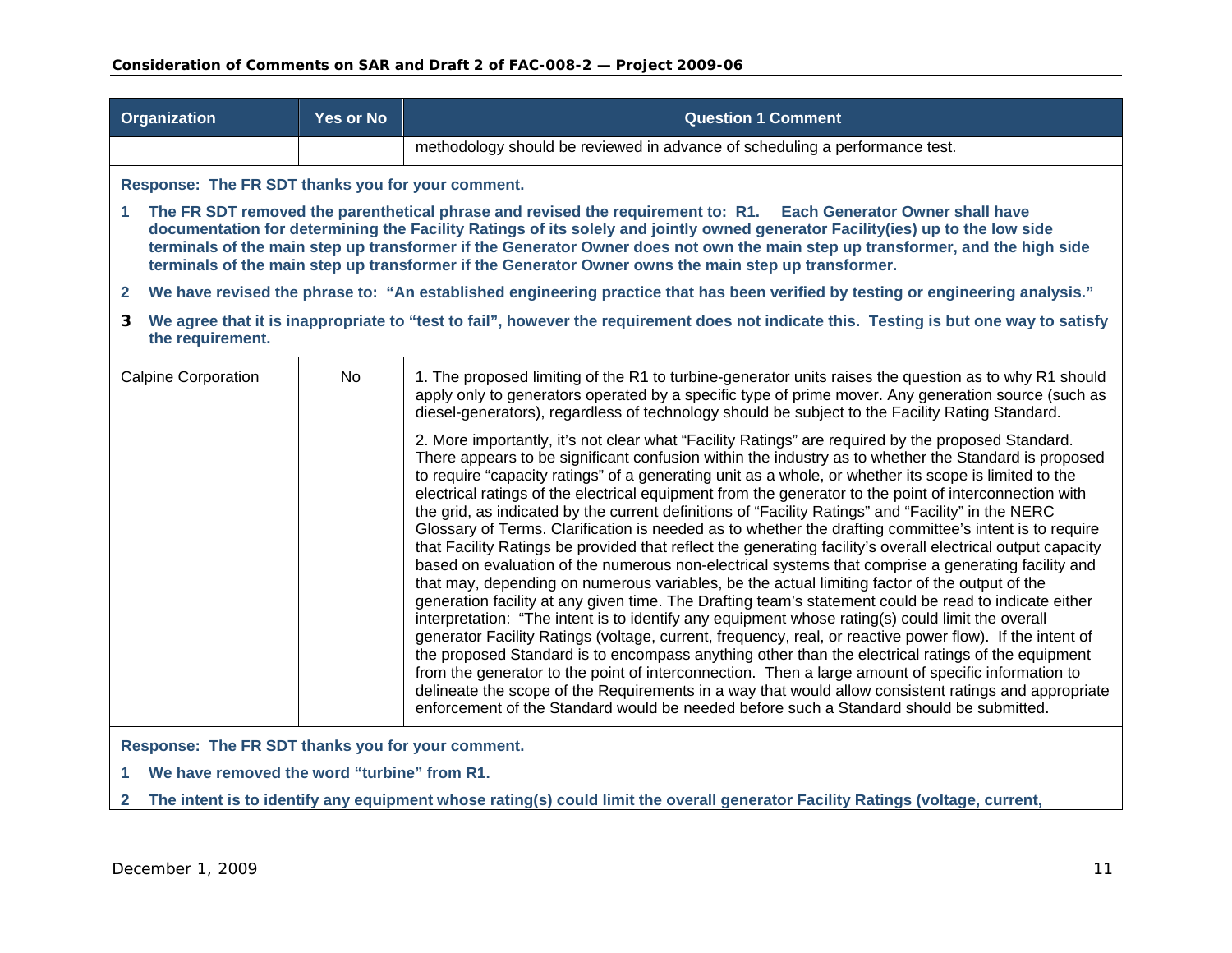| Organization | Yes or No | Question 1 Comment |
|---|---|---|
| | | methodology should be reviewed in advance of scheduling a performance test. |

**Response: The FR SDT thanks you for your comment.**

1. **The FR SDT removed the parenthetical phrase and revised the requirement to: R1. Each Generator Owner shall have documentation for determining the Facility Ratings of its solely and jointly owned generator Facility(ies) up to the low side terminals of the main step up transformer if the Generator Owner does not own the main step up transformer, and the high side terminals of the main step up transformer if the Generator Owner owns the main step up transformer.**
2. **We have revised the phrase to: "An established engineering practice that has been verified by testing or engineering analysis."**
3. **We agree that it is inappropriate to "test to fail", however the requirement does not indicate this. Testing is but one way to satisfy the requirement.**

| Organization | Yes or No | Question 1 Comment |
|---|---|---|
| Calpine Corporation | No | 1. The proposed limiting of the R1 to turbine-generator units raises the question as to why R1 should apply only to generators operated by a specific type of prime mover. Any generation source (such as diesel-generators), regardless of technology should be subject to the Facility Rating Standard.<br><br>2. More importantly, it's not clear what "Facility Ratings" are required by the proposed Standard. There appears to be significant confusion within the industry as to whether the Standard is proposed to require "capacity ratings" of a generating unit as a whole, or whether its scope is limited to the electrical ratings of the electrical equipment from the generator to the point of interconnection with the grid, as indicated by the current definitions of "Facility Ratings" and "Facility" in the NERC Glossary of Terms. Clarification is needed as to whether the drafting committee's intent is to require that Facility Ratings be provided that reflect the generating facility's overall electrical output capacity based on evaluation of the numerous non-electrical systems that comprise a generating facility and that may, depending on numerous variables, be the actual limiting factor of the output of the generation facility at any given time. The Drafting team's statement could be read to indicate either interpretation: "The intent is to identify any equipment whose rating(s) could limit the overall generator Facility Ratings (voltage, current, frequency, real, or reactive power flow). If the intent of the proposed Standard is to encompass anything other than the electrical ratings of the equipment from the generator to the point of interconnection. Then a large amount of specific information to delineate the scope of the Requirements in a way that would allow consistent ratings and appropriate enforcement of the Standard would be needed before such a Standard should be submitted. |

**Response: The FR SDT thanks you for your comment.**

1. **We have removed the word "turbine" from R1.**
2. **The intent is to identify any equipment whose rating(s) could limit the overall generator Facility Ratings (voltage, current,**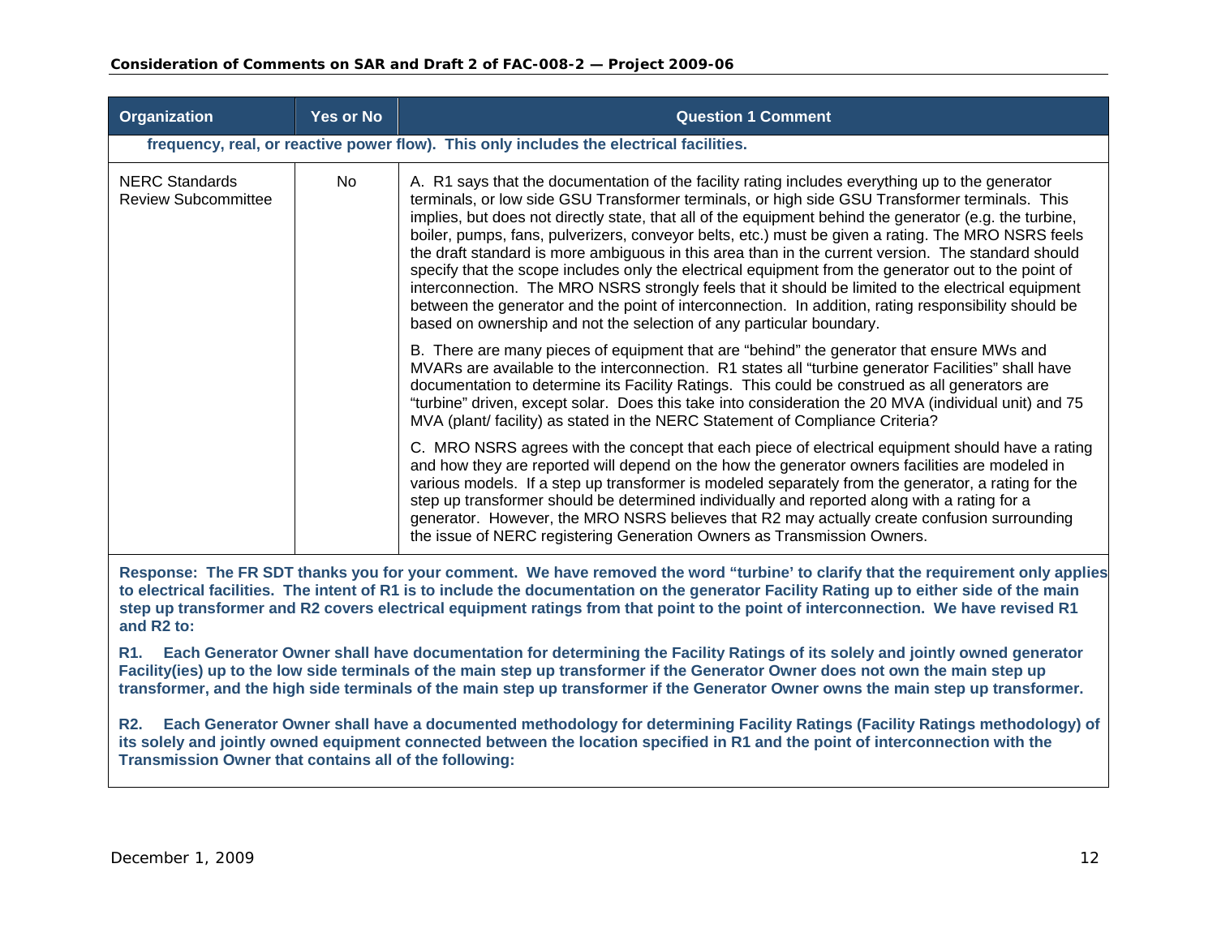| Organization | Yes or No | Question 1 Comment |
|---|---|---|
| **frequency, real, or reactive power flow). This only includes the electrical facilities.** | | |
| NERC Standards Review Subcommittee | No | A. R1 says that the documentation of the facility rating includes everything up to the generator terminals, or low side GSU Transformer terminals, or high side GSU Transformer terminals. This implies, but does not directly state, that all of the equipment behind the generator (e.g. the turbine, boiler, pumps, fans, pulverizers, conveyor belts, etc.) must be given a rating. The MRO NSRS feels the draft standard is more ambiguous in this area than in the current version. The standard should specify that the scope includes only the electrical equipment from the generator out to the point of interconnection. The MRO NSRS strongly feels that it should be limited to the electrical equipment between the generator and the point of interconnection. In addition, rating responsibility should be based on ownership and not the selection of any particular boundary.<br><br>B. There are many pieces of equipment that are "behind" the generator that ensure MWs and MVARs are available to the interconnection. R1 states all "turbine generator Facilities" shall have documentation to determine its Facility Ratings. This could be construed as all generators are "turbine" driven, except solar. Does this take into consideration the 20 MVA (individual unit) and 75 MVA (plant/ facility) as stated in the NERC Statement of Compliance Criteria?<br><br>C. MRO NSRS agrees with the concept that each piece of electrical equipment should have a rating and how they are reported will depend on the how the generator owners facilities are modeled in various models. If a step up transformer is modeled separately from the generator, a rating for the step up transformer should be determined individually and reported along with a rating for a generator. However, the MRO NSRS believes that R2 may actually create confusion surrounding the issue of NERC registering Generation Owners as Transmission Owners. |

**Response: The FR SDT thanks you for your comment. We have removed the word "turbine' to clarify that the requirement only applies to electrical facilities. The intent of R1 is to include the documentation on the generator Facility Rating up to either side of the main step up transformer and R2 covers electrical equipment ratings from that point to the point of interconnection. We have revised R1 and R2 to:**

**R1. Each Generator Owner shall have documentation for determining the Facility Ratings of its solely and jointly owned generator Facility(ies) up to the low side terminals of the main step up transformer if the Generator Owner does not own the main step up transformer, and the high side terminals of the main step up transformer if the Generator Owner owns the main step up transformer.**

**R2. Each Generator Owner shall have a documented methodology for determining Facility Ratings (Facility Ratings methodology) of its solely and jointly owned equipment connected between the location specified in R1 and the point of interconnection with the Transmission Owner that contains all of the following:**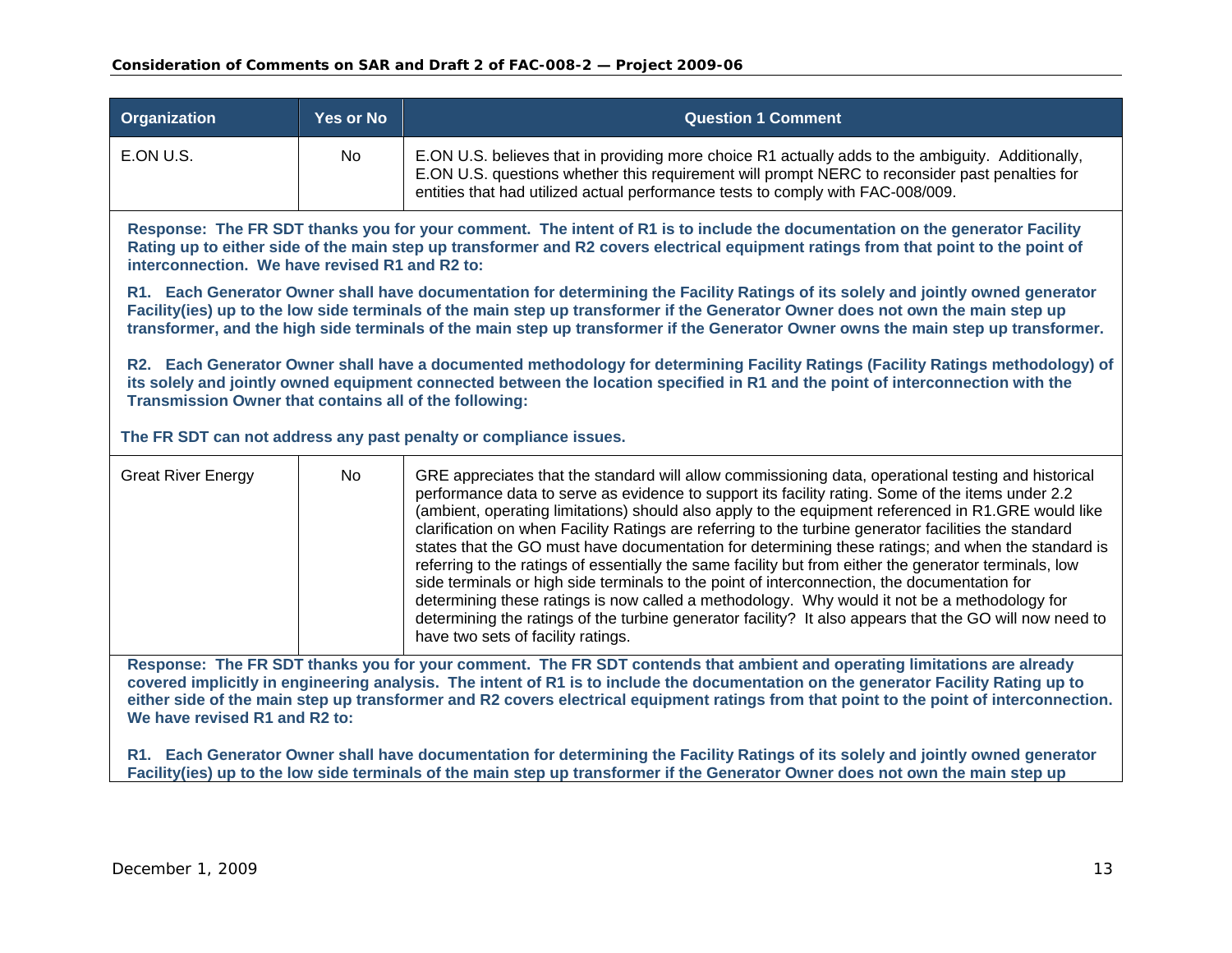| Organization | Yes or No | Question 1 Comment |
|---|---|---|
| E.ON U.S. | No | E.ON U.S. believes that in providing more choice R1 actually adds to the ambiguity. Additionally, E.ON U.S. questions whether this requirement will prompt NERC to reconsider past penalties for entities that had utilized actual performance tests to comply with FAC-008/009. |

**Response: The FR SDT thanks you for your comment. The intent of R1 is to include the documentation on the generator Facility Rating up to either side of the main step up transformer and R2 covers electrical equipment ratings from that point to the point of interconnection. We have revised R1 and R2 to:**

**R1. Each Generator Owner shall have documentation for determining the Facility Ratings of its solely and jointly owned generator Facility(ies) up to the low side terminals of the main step up transformer if the Generator Owner does not own the main step up transformer, and the high side terminals of the main step up transformer if the Generator Owner owns the main step up transformer.**

**R2. Each Generator Owner shall have a documented methodology for determining Facility Ratings (Facility Ratings methodology) of its solely and jointly owned equipment connected between the location specified in R1 and the point of interconnection with the Transmission Owner that contains all of the following:**

**The FR SDT can not address any past penalty or compliance issues.**

| Organization | Yes or No | Question 1 Comment |
|---|---|---|
| Great River Energy | No | GRE appreciates that the standard will allow commissioning data, operational testing and historical performance data to serve as evidence to support its facility rating. Some of the items under 2.2 (ambient, operating limitations) should also apply to the equipment referenced in R1.GRE would like clarification on when Facility Ratings are referring to the turbine generator facilities the standard states that the GO must have documentation for determining these ratings; and when the standard is referring to the ratings of essentially the same facility but from either the generator terminals, low side terminals or high side terminals to the point of interconnection, the documentation for determining these ratings is now called a methodology. Why would it not be a methodology for determining the ratings of the turbine generator facility? It also appears that the GO will now need to have two sets of facility ratings. |

**Response: The FR SDT thanks you for your comment. The FR SDT contends that ambient and operating limitations are already covered implicitly in engineering analysis. The intent of R1 is to include the documentation on the generator Facility Rating up to either side of the main step up transformer and R2 covers electrical equipment ratings from that point to the point of interconnection. We have revised R1 and R2 to:**

**R1. Each Generator Owner shall have documentation for determining the Facility Ratings of its solely and jointly owned generator Facility(ies) up to the low side terminals of the main step up transformer if the Generator Owner does not own the main step up**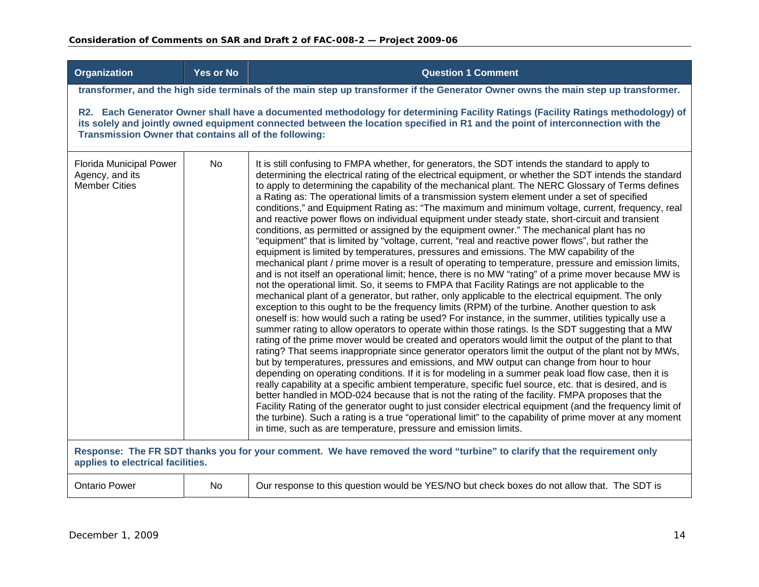| Organization | Yes or No | Question 1 Comment |
|---|---|---|
| **transformer, and the high side terminals of the main step up transformer if the Generator Owner owns the main step up transformer.**<br><br>**R2. Each Generator Owner shall have a documented methodology for determining Facility Ratings (Facility Ratings methodology) of its solely and jointly owned equipment connected between the location specified in R1 and the point of interconnection with the Transmission Owner that contains all of the following:** | | |
| Florida Municipal Power Agency, and its Member Cities | No | It is still confusing to FMPA whether, for generators, the SDT intends the standard to apply to determining the electrical rating of the electrical equipment, or whether the SDT intends the standard to apply to determining the capability of the mechanical plant. The NERC Glossary of Terms defines a Rating as: The operational limits of a transmission system element under a set of specified conditions," and Equipment Rating as: "The maximum and minimum voltage, current, frequency, real and reactive power flows on individual equipment under steady state, short-circuit and transient conditions, as permitted or assigned by the equipment owner." The mechanical plant has no "equipment" that is limited by "voltage, current, "real and reactive power flows", but rather the equipment is limited by temperatures, pressures and emissions. The MW capability of the mechanical plant / prime mover is a result of operating to temperature, pressure and emission limits, and is not itself an operational limit; hence, there is no MW "rating" of a prime mover because MW is not the operational limit. So, it seems to FMPA that Facility Ratings are not applicable to the mechanical plant of a generator, but rather, only applicable to the electrical equipment. The only exception to this ought to be the frequency limits (RPM) of the turbine. Another question to ask oneself is: how would such a rating be used? For instance, in the summer, utilities typically use a summer rating to allow operators to operate within those ratings. Is the SDT suggesting that a MW rating of the prime mover would be created and operators would limit the output of the plant to that rating? That seems inappropriate since generator operators limit the output of the plant not by MWs, but by temperatures, pressures and emissions, and MW output can change from hour to hour depending on operating conditions. If it is for modeling in a summer peak load flow case, then it is really capability at a specific ambient temperature, specific fuel source, etc. that is desired, and is better handled in MOD-024 because that is not the rating of the facility. FMPA proposes that the Facility Rating of the generator ought to just consider electrical equipment (and the frequency limit of the turbine). Such a rating is a true "operational limit" to the capability of prime mover at any moment in time, such as are temperature, pressure and emission limits. |
| **Response: The FR SDT thanks you for your comment. We have removed the word "turbine" to clarify that the requirement only applies to electrical facilities.** | | |
| Ontario Power | No | Our response to this question would be YES/NO but check boxes do not allow that. The SDT is |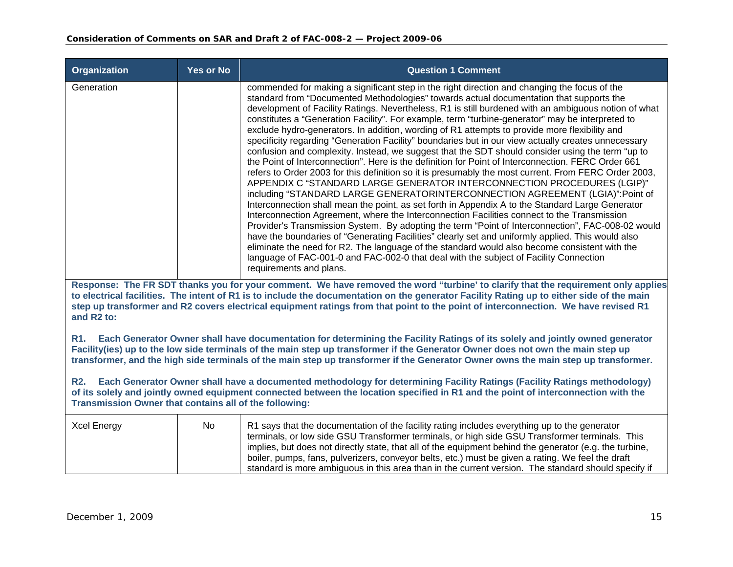| Organization | Yes or No | Question 1 Comment |
|---|---|---|
| Generation | | commended for making a significant step in the right direction and changing the focus of the standard from "Documented Methodologies" towards actual documentation that supports the development of Facility Ratings. Nevertheless, R1 is still burdened with an ambiguous notion of what constitutes a "Generation Facility". For example, term "turbine-generator" may be interpreted to exclude hydro-generators. In addition, wording of R1 attempts to provide more flexibility and specificity regarding "Generation Facility" boundaries but in our view actually creates unnecessary confusion and complexity. Instead, we suggest that the SDT should consider using the term "up to the Point of Interconnection". Here is the definition for Point of Interconnection. FERC Order 661 refers to Order 2003 for this definition so it is presumably the most current. From FERC Order 2003, APPENDIX C "STANDARD LARGE GENERATOR INTERCONNECTION PROCEDURES (LGIP)" including "STANDARD LARGE GENERATORINTERCONNECTION AGREEMENT (LGIA)":Point of Interconnection shall mean the point, as set forth in Appendix A to the Standard Large Generator Interconnection Agreement, where the Interconnection Facilities connect to the Transmission Provider's Transmission System. By adopting the term "Point of Interconnection", FAC-008-02 would have the boundaries of "Generating Facilities" clearly set and uniformly applied. This would also eliminate the need for R2. The language of the standard would also become consistent with the language of FAC-001-0 and FAC-002-0 that deal with the subject of Facility Connection requirements and plans. |

**Response: The FR SDT thanks you for your comment. We have removed the word "turbine' to clarify that the requirement only applies to electrical facilities. The intent of R1 is to include the documentation on the generator Facility Rating up to either side of the main step up transformer and R2 covers electrical equipment ratings from that point to the point of interconnection. We have revised R1 and R2 to:**

**R1. Each Generator Owner shall have documentation for determining the Facility Ratings of its solely and jointly owned generator Facility(ies) up to the low side terminals of the main step up transformer if the Generator Owner does not own the main step up transformer, and the high side terminals of the main step up transformer if the Generator Owner owns the main step up transformer.**

**R2. Each Generator Owner shall have a documented methodology for determining Facility Ratings (Facility Ratings methodology) of its solely and jointly owned equipment connected between the location specified in R1 and the point of interconnection with the Transmission Owner that contains all of the following:**

| Organization | Yes or No | Question 1 Comment |
|---|---|---|
| Xcel Energy | No | R1 says that the documentation of the facility rating includes everything up to the generator terminals, or low side GSU Transformer terminals, or high side GSU Transformer terminals. This implies, but does not directly state, that all of the equipment behind the generator (e.g. the turbine, boiler, pumps, fans, pulverizers, conveyor belts, etc.) must be given a rating. We feel the draft standard is more ambiguous in this area than in the current version. The standard should specify if |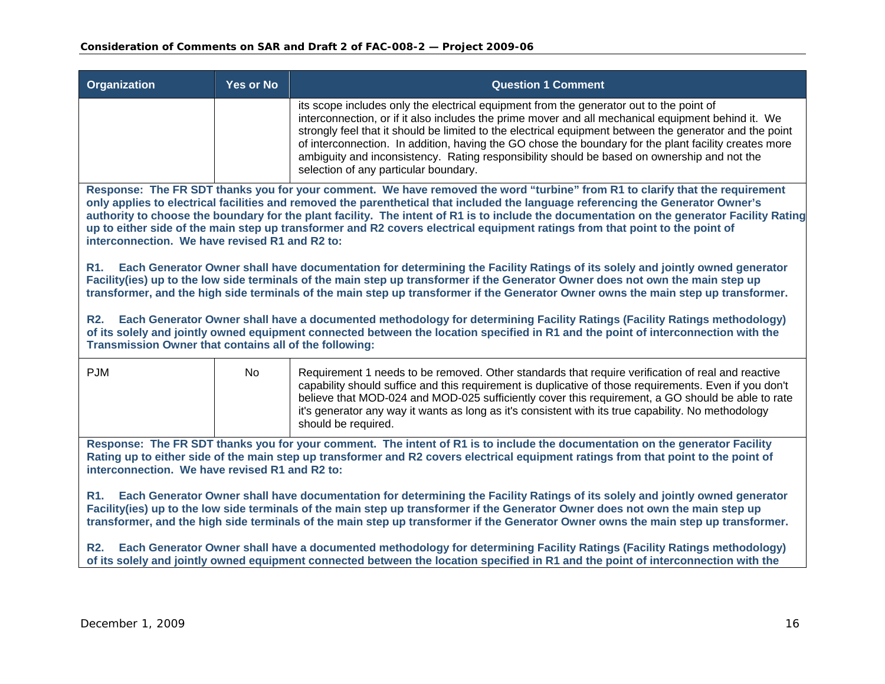| Organization | Yes or No | Question 1 Comment |
|---|---|---|
| | | its scope includes only the electrical equipment from the generator out to the point of interconnection, or if it also includes the prime mover and all mechanical equipment behind it. We strongly feel that it should be limited to the electrical equipment between the generator and the point of interconnection. In addition, having the GO chose the boundary for the plant facility creates more ambiguity and inconsistency. Rating responsibility should be based on ownership and not the selection of any particular boundary. |

**Response: The FR SDT thanks you for your comment. We have removed the word "turbine" from R1 to clarify that the requirement only applies to electrical facilities and removed the parenthetical that included the language referencing the Generator Owner's authority to choose the boundary for the plant facility. The intent of R1 is to include the documentation on the generator Facility Rating up to either side of the main step up transformer and R2 covers electrical equipment ratings from that point to the point of interconnection. We have revised R1 and R2 to:**

**R1. Each Generator Owner shall have documentation for determining the Facility Ratings of its solely and jointly owned generator Facility(ies) up to the low side terminals of the main step up transformer if the Generator Owner does not own the main step up transformer, and the high side terminals of the main step up transformer if the Generator Owner owns the main step up transformer.**

**R2. Each Generator Owner shall have a documented methodology for determining Facility Ratings (Facility Ratings methodology) of its solely and jointly owned equipment connected between the location specified in R1 and the point of interconnection with the Transmission Owner that contains all of the following:**

| Organization | Yes or No | Question 1 Comment |
|---|---|---|
| PJM | No | Requirement 1 needs to be removed. Other standards that require verification of real and reactive capability should suffice and this requirement is duplicative of those requirements. Even if you don't believe that MOD-024 and MOD-025 sufficiently cover this requirement, a GO should be able to rate it's generator any way it wants as long as it's consistent with its true capability. No methodology should be required. |

**Response: The FR SDT thanks you for your comment. The intent of R1 is to include the documentation on the generator Facility Rating up to either side of the main step up transformer and R2 covers electrical equipment ratings from that point to the point of interconnection. We have revised R1 and R2 to:**

**R1. Each Generator Owner shall have documentation for determining the Facility Ratings of its solely and jointly owned generator Facility(ies) up to the low side terminals of the main step up transformer if the Generator Owner does not own the main step up transformer, and the high side terminals of the main step up transformer if the Generator Owner owns the main step up transformer.**

**R2. Each Generator Owner shall have a documented methodology for determining Facility Ratings (Facility Ratings methodology) of its solely and jointly owned equipment connected between the location specified in R1 and the point of interconnection with the**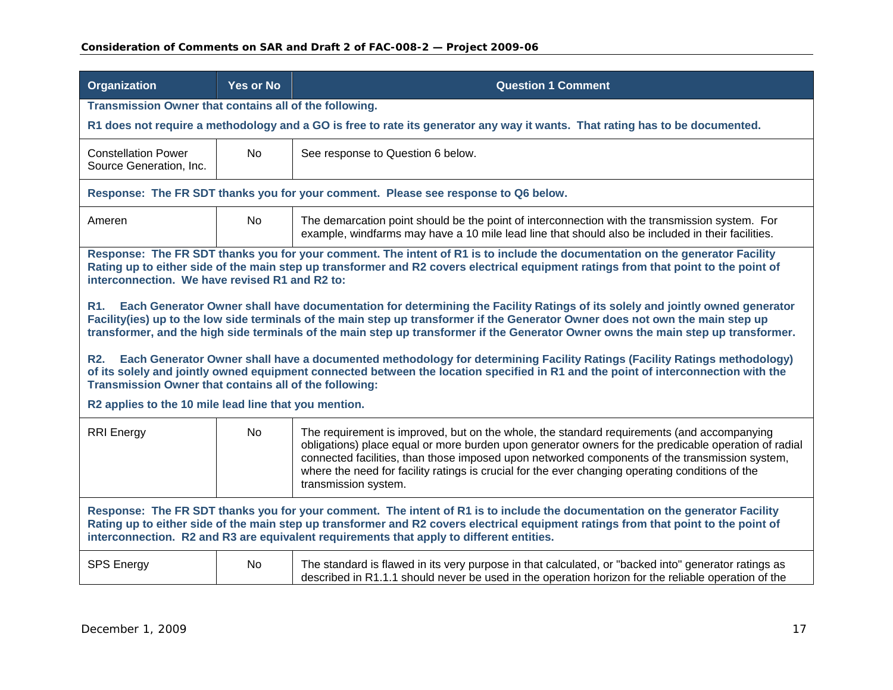| Organization | Yes or No | Question 1 Comment |
|---|---|---|
| **Transmission Owner that contains all of the following.**<br><br>**R1 does not require a methodology and a GO is free to rate its generator any way it wants. That rating has to be documented.** | | |
| Constellation Power Source Generation, Inc. | No | See response to Question 6 below. |
| **Response: The FR SDT thanks you for your comment. Please see response to Q6 below.** | | |
| Ameren | No | The demarcation point should be the point of interconnection with the transmission system. For example, windfarms may have a 10 mile lead line that should also be included in their facilities. |
| **Response: The FR SDT thanks you for your comment. The intent of R1 is to include the documentation on the generator Facility Rating up to either side of the main step up transformer and R2 covers electrical equipment ratings from that point to the point of interconnection. We have revised R1 and R2 to:**<br><br>**R1. Each Generator Owner shall have documentation for determining the Facility Ratings of its solely and jointly owned generator Facility(ies) up to the low side terminals of the main step up transformer if the Generator Owner does not own the main step up transformer, and the high side terminals of the main step up transformer if the Generator Owner owns the main step up transformer.**<br><br>**R2. Each Generator Owner shall have a documented methodology for determining Facility Ratings (Facility Ratings methodology) of its solely and jointly owned equipment connected between the location specified in R1 and the point of interconnection with the Transmission Owner that contains all of the following:**<br><br>**R2 applies to the 10 mile lead line that you mention.** | | |
| RRI Energy | No | The requirement is improved, but on the whole, the standard requirements (and accompanying obligations) place equal or more burden upon generator owners for the predicable operation of radial connected facilities, than those imposed upon networked components of the transmission system, where the need for facility ratings is crucial for the ever changing operating conditions of the transmission system. |
| **Response: The FR SDT thanks you for your comment. The intent of R1 is to include the documentation on the generator Facility Rating up to either side of the main step up transformer and R2 covers electrical equipment ratings from that point to the point of interconnection. R2 and R3 are equivalent requirements that apply to different entities.** | | |
| SPS Energy | No | The standard is flawed in its very purpose in that calculated, or "backed into" generator ratings as described in R1.1.1 should never be used in the operation horizon for the reliable operation of the |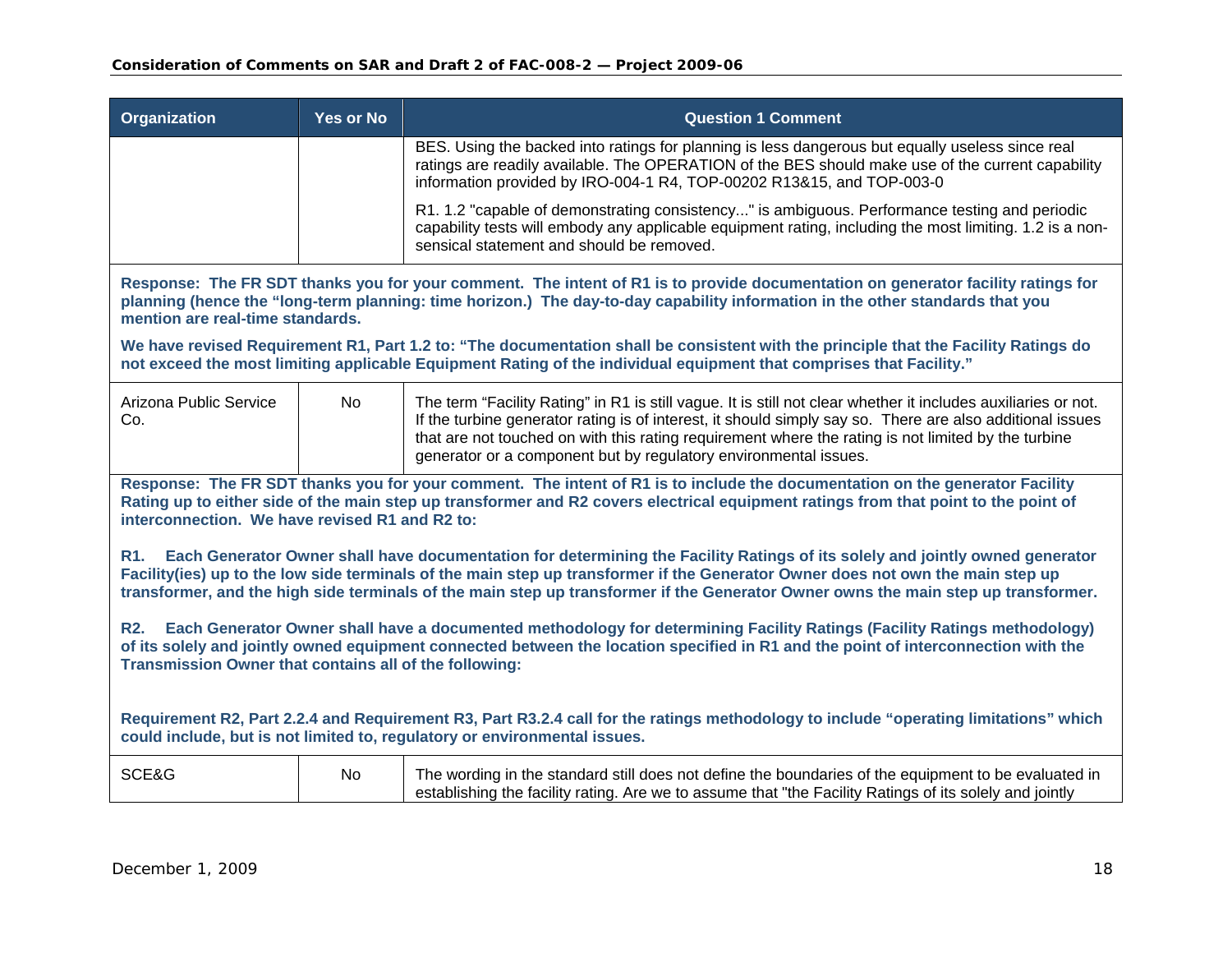| Organization | Yes or No | Question 1 Comment |
|---|---|---|
| | | BES. Using the backed into ratings for planning is less dangerous but equally useless since real ratings are readily available. The OPERATION of the BES should make use of the current capability information provided by IRO-004-1 R4, TOP-00202 R13&15, and TOP-003-0<br><br>R1. 1.2 "capable of demonstrating consistency..." is ambiguous. Performance testing and periodic capability tests will embody any applicable equipment rating, including the most limiting. 1.2 is a non-sensical statement and should be removed. |

**Response: The FR SDT thanks you for your comment. The intent of R1 is to provide documentation on generator facility ratings for planning (hence the "long-term planning: time horizon.) The day-to-day capability information in the other standards that you mention are real-time standards.**

**We have revised Requirement R1, Part 1.2 to: "The documentation shall be consistent with the principle that the Facility Ratings do not exceed the most limiting applicable Equipment Rating of the individual equipment that comprises that Facility."**

| Organization | Yes or No | Question 1 Comment |
|---|---|---|
| Arizona Public Service Co. | No | The term "Facility Rating" in R1 is still vague. It is still not clear whether it includes auxiliaries or not. If the turbine generator rating is of interest, it should simply say so. There are also additional issues that are not touched on with this rating requirement where the rating is not limited by the turbine generator or a component but by regulatory environmental issues. |

**Response: The FR SDT thanks you for your comment. The intent of R1 is to include the documentation on the generator Facility Rating up to either side of the main step up transformer and R2 covers electrical equipment ratings from that point to the point of interconnection. We have revised R1 and R2 to:**

**R1. Each Generator Owner shall have documentation for determining the Facility Ratings of its solely and jointly owned generator Facility(ies) up to the low side terminals of the main step up transformer if the Generator Owner does not own the main step up transformer, and the high side terminals of the main step up transformer if the Generator Owner owns the main step up transformer.**

**R2. Each Generator Owner shall have a documented methodology for determining Facility Ratings (Facility Ratings methodology) of its solely and jointly owned equipment connected between the location specified in R1 and the point of interconnection with the Transmission Owner that contains all of the following:**

**Requirement R2, Part 2.2.4 and Requirement R3, Part R3.2.4 call for the ratings methodology to include "operating limitations" which could include, but is not limited to, regulatory or environmental issues.**

| Organization | Yes or No | Question 1 Comment |
|---|---|---|
| SCE&G | No | The wording in the standard still does not define the boundaries of the equipment to be evaluated in establishing the facility rating. Are we to assume that "the Facility Ratings of its solely and jointly |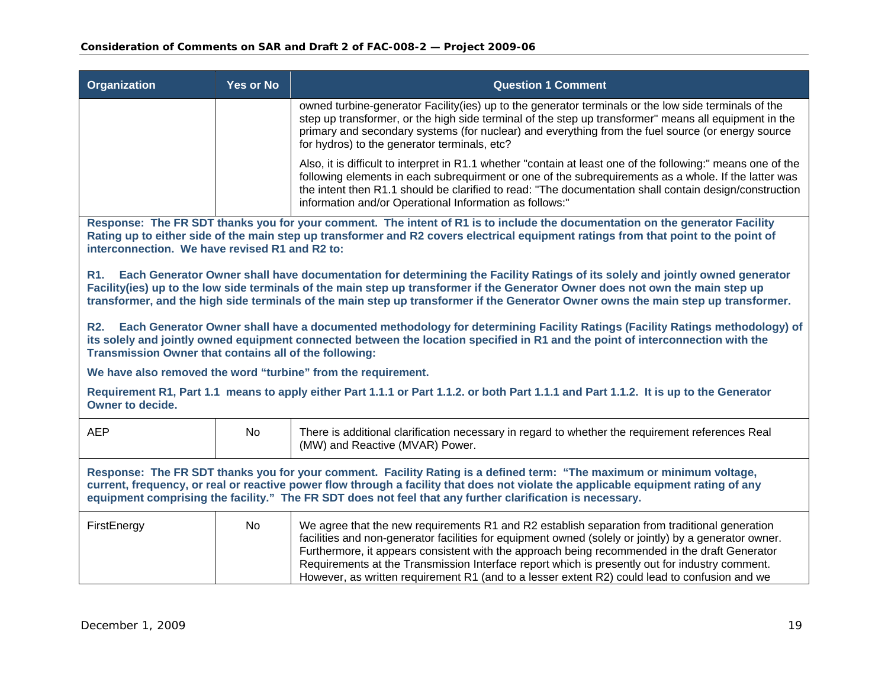| Organization | Yes or No | Question 1 Comment |
|---|---|---|
| | | owned turbine-generator Facility(ies) up to the generator terminals or the low side terminals of the step up transformer, or the high side terminal of the step up transformer" means all equipment in the primary and secondary systems (for nuclear) and everything from the fuel source (or energy source for hydros) to the generator terminals, etc?<br><br>Also, it is difficult to interpret in R1.1 whether "contain at least one of the following:" means one of the following elements in each subrequirment or one of the subrequirements as a whole. If the latter was the intent then R1.1 should be clarified to read: "The documentation shall contain design/construction information and/or Operational Information as follows:" |
| **Response: The FR SDT thanks you for your comment. The intent of R1 is to include the documentation on the generator Facility Rating up to either side of the main step up transformer and R2 covers electrical equipment ratings from that point to the point of interconnection. We have revised R1 and R2 to:**<br><br>**R1. Each Generator Owner shall have documentation for determining the Facility Ratings of its solely and jointly owned generator Facility(ies) up to the low side terminals of the main step up transformer if the Generator Owner does not own the main step up transformer, and the high side terminals of the main step up transformer if the Generator Owner owns the main step up transformer.**<br><br>**R2. Each Generator Owner shall have a documented methodology for determining Facility Ratings (Facility Ratings methodology) of its solely and jointly owned equipment connected between the location specified in R1 and the point of interconnection with the Transmission Owner that contains all of the following:**<br><br>**We have also removed the word "turbine" from the requirement.**<br><br>**Requirement R1, Part 1.1 means to apply either Part 1.1.1 or Part 1.1.2. or both Part 1.1.1 and Part 1.1.2. It is up to the Generator Owner to decide.** | | |
| AEP | No | There is additional clarification necessary in regard to whether the requirement references Real (MW) and Reactive (MVAR) Power. |
| **Response: The FR SDT thanks you for your comment. Facility Rating is a defined term: "The maximum or minimum voltage, current, frequency, or real or reactive power flow through a facility that does not violate the applicable equipment rating of any equipment comprising the facility." The FR SDT does not feel that any further clarification is necessary.** | | |
| FirstEnergy | No | We agree that the new requirements R1 and R2 establish separation from traditional generation facilities and non-generator facilities for equipment owned (solely or jointly) by a generator owner. Furthermore, it appears consistent with the approach being recommended in the draft Generator Requirements at the Transmission Interface report which is presently out for industry comment. However, as written requirement R1 (and to a lesser extent R2) could lead to confusion and we |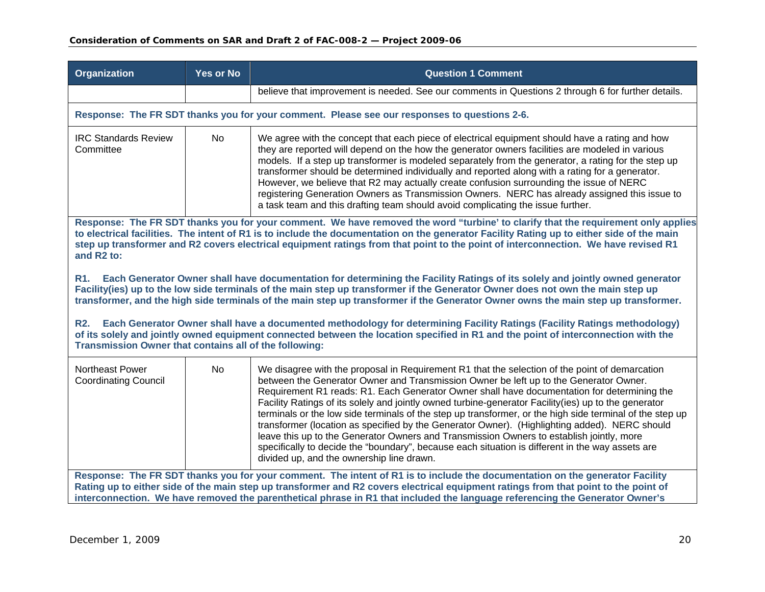| Organization | Yes or No | Question 1 Comment |
|---|---|---|
| | | believe that improvement is needed. See our comments in Questions 2 through 6 for further details. |
| **Response: The FR SDT thanks you for your comment. Please see our responses to questions 2-6.** | | |
| IRC Standards Review Committee | No | We agree with the concept that each piece of electrical equipment should have a rating and how they are reported will depend on the how the generator owners facilities are modeled in various models. If a step up transformer is modeled separately from the generator, a rating for the step up transformer should be determined individually and reported along with a rating for a generator. However, we believe that R2 may actually create confusion surrounding the issue of NERC registering Generation Owners as Transmission Owners. NERC has already assigned this issue to a task team and this drafting team should avoid complicating the issue further. |
| **Response: The FR SDT thanks you for your comment. We have removed the word "turbine' to clarify that the requirement only applies to electrical facilities. The intent of R1 is to include the documentation on the generator Facility Rating up to either side of the main step up transformer and R2 covers electrical equipment ratings from that point to the point of interconnection. We have revised R1 and R2 to:**<br><br>**R1. Each Generator Owner shall have documentation for determining the Facility Ratings of its solely and jointly owned generator Facility(ies) up to the low side terminals of the main step up transformer if the Generator Owner does not own the main step up transformer, and the high side terminals of the main step up transformer if the Generator Owner owns the main step up transformer.**<br><br>**R2. Each Generator Owner shall have a documented methodology for determining Facility Ratings (Facility Ratings methodology) of its solely and jointly owned equipment connected between the location specified in R1 and the point of interconnection with the Transmission Owner that contains all of the following:** | | |
| Northeast Power Coordinating Council | No | We disagree with the proposal in Requirement R1 that the selection of the point of demarcation between the Generator Owner and Transmission Owner be left up to the Generator Owner. Requirement R1 reads: R1. Each Generator Owner shall have documentation for determining the Facility Ratings of its solely and jointly owned turbine-generator Facility(ies) up to the generator terminals or the low side terminals of the step up transformer, or the high side terminal of the step up transformer (location as specified by the Generator Owner). (Highlighting added). NERC should leave this up to the Generator Owners and Transmission Owners to establish jointly, more specifically to decide the "boundary", because each situation is different in the way assets are divided up, and the ownership line drawn. |
| **Response: The FR SDT thanks you for your comment. The intent of R1 is to include the documentation on the generator Facility Rating up to either side of the main step up transformer and R2 covers electrical equipment ratings from that point to the point of interconnection. We have removed the parenthetical phrase in R1 that included the language referencing the Generator Owner's** | | |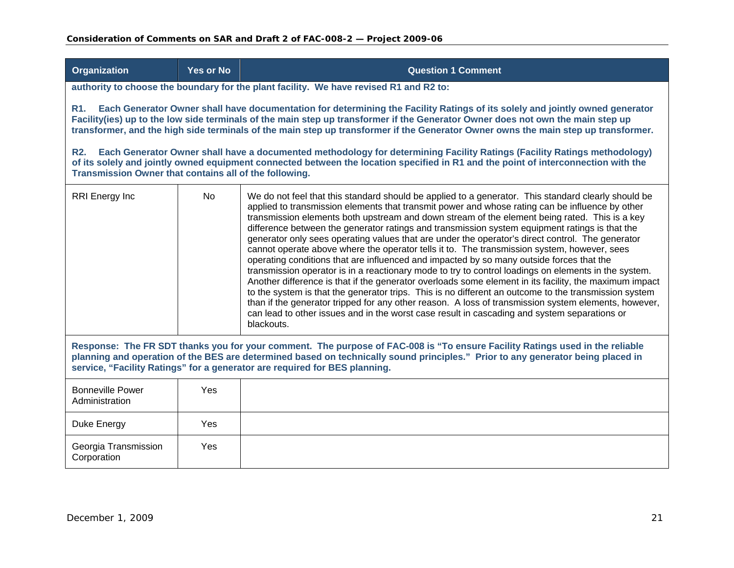| Organization | Yes or No | Question 1 Comment |
|---|---|---|
| **authority to choose the boundary for the plant facility. We have revised R1 and R2 to:**<br><br>**R1. Each Generator Owner shall have documentation for determining the Facility Ratings of its solely and jointly owned generator Facility(ies) up to the low side terminals of the main step up transformer if the Generator Owner does not own the main step up transformer, and the high side terminals of the main step up transformer if the Generator Owner owns the main step up transformer.**<br><br>**R2. Each Generator Owner shall have a documented methodology for determining Facility Ratings (Facility Ratings methodology) of its solely and jointly owned equipment connected between the location specified in R1 and the point of interconnection with the Transmission Owner that contains all of the following.** | | |
| RRI Energy Inc | No | We do not feel that this standard should be applied to a generator. This standard clearly should be applied to transmission elements that transmit power and whose rating can be influence by other transmission elements both upstream and down stream of the element being rated. This is a key difference between the generator ratings and transmission system equipment ratings is that the generator only sees operating values that are under the operator's direct control. The generator cannot operate above where the operator tells it to. The transmission system, however, sees operating conditions that are influenced and impacted by so many outside forces that the transmission operator is in a reactionary mode to try to control loadings on elements in the system. Another difference is that if the generator overloads some element in its facility, the maximum impact to the system is that the generator trips. This is no different an outcome to the transmission system than if the generator tripped for any other reason. A loss of transmission system elements, however, can lead to other issues and in the worst case result in cascading and system separations or blackouts. |
| **Response: The FR SDT thanks you for your comment. The purpose of FAC-008 is "To ensure Facility Ratings used in the reliable planning and operation of the BES are determined based on technically sound principles." Prior to any generator being placed in service, "Facility Ratings" for a generator are required for BES planning.** | | |
| Bonneville Power Administration | Yes | |
| Duke Energy | Yes | |
| Georgia Transmission Corporation | Yes | |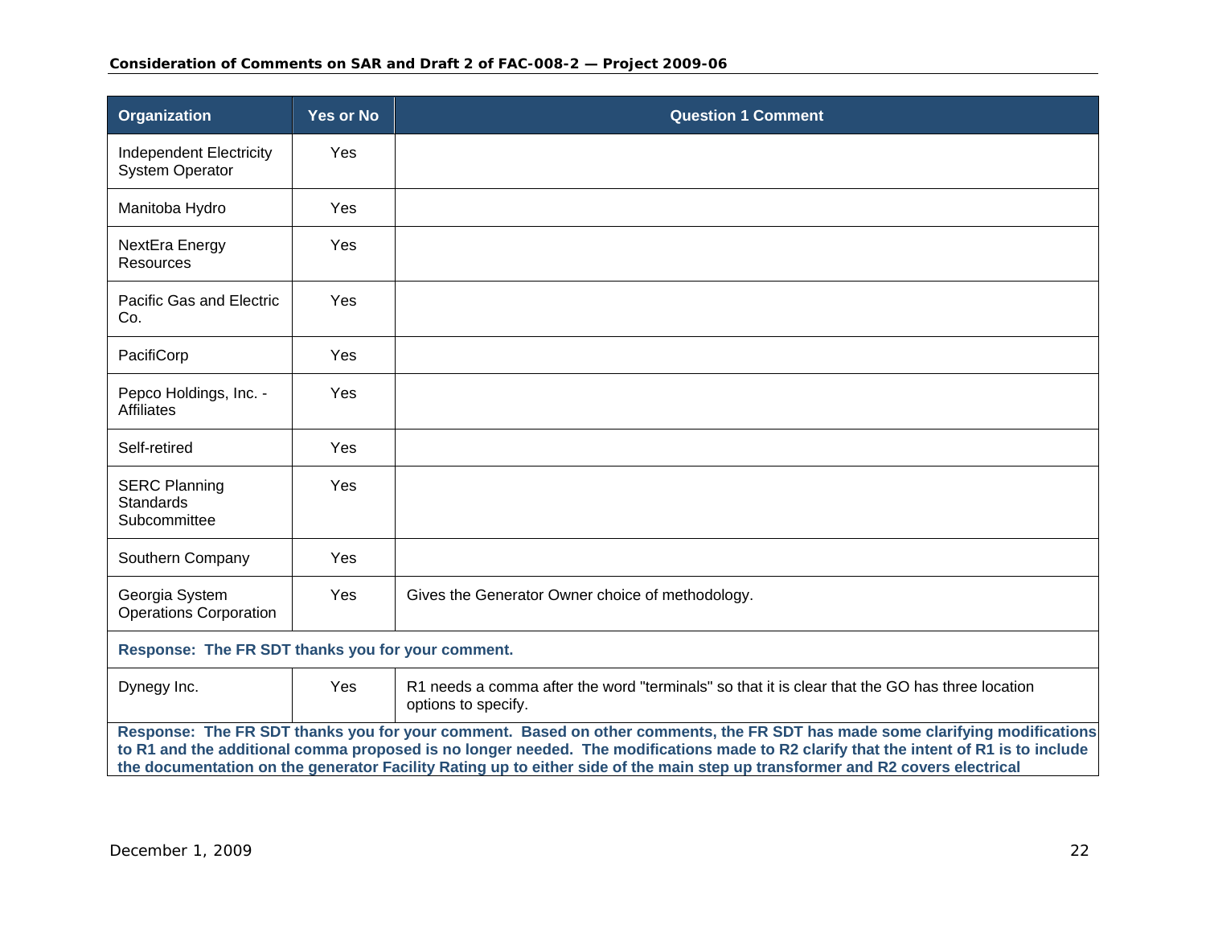| Organization | Yes or No | Question 1 Comment |
|---|---|---|
| Independent Electricity System Operator | Yes | |
| Manitoba Hydro | Yes | |
| NextEra Energy Resources | Yes | |
| Pacific Gas and Electric Co. | Yes | |
| PacifiCorp | Yes | |
| Pepco Holdings, Inc. - Affiliates | Yes | |
| Self-retired | Yes | |
| SERC Planning Standards Subcommittee | Yes | |
| Southern Company | Yes | |
| Georgia System Operations Corporation | Yes | Gives the Generator Owner choice of methodology. |
| **Response: The FR SDT thanks you for your comment.** | | |
| Dynegy Inc. | Yes | R1 needs a comma after the word "terminals" so that it is clear that the GO has three location options to specify. |
| **Response: The FR SDT thanks you for your comment. Based on other comments, the FR SDT has made some clarifying modifications to R1 and the additional comma proposed is no longer needed. The modifications made to R2 clarify that the intent of R1 is to include the documentation on the generator Facility Rating up to either side of the main step up transformer and R2 covers electrical** | | |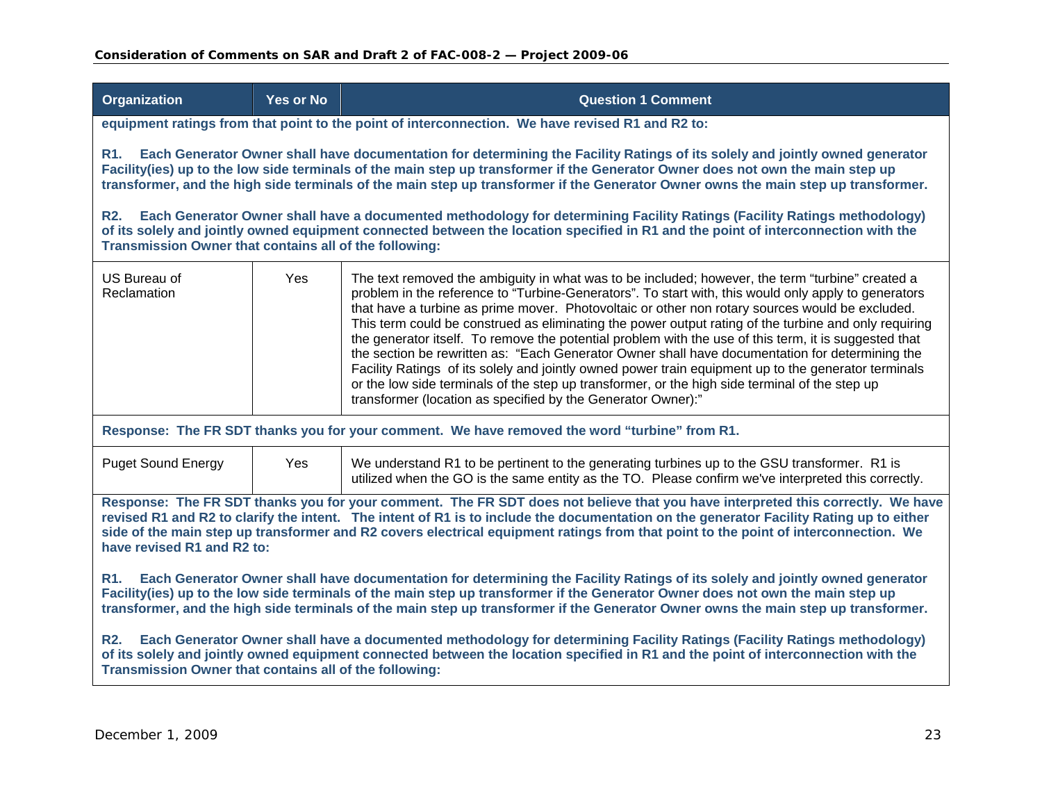| Organization | Yes or No | Question 1 Comment |
| --- | --- | --- |
| **equipment ratings from that point to the point of interconnection. We have revised R1 and R2 to:<br><br>R1. Each Generator Owner shall have documentation for determining the Facility Ratings of its solely and jointly owned generator Facility(ies) up to the low side terminals of the main step up transformer if the Generator Owner does not own the main step up transformer, and the high side terminals of the main step up transformer if the Generator Owner owns the main step up transformer.<br><br>R2. Each Generator Owner shall have a documented methodology for determining Facility Ratings (Facility Ratings methodology) of its solely and jointly owned equipment connected between the location specified in R1 and the point of interconnection with the Transmission Owner that contains all of the following:** | | |
| US Bureau of Reclamation | Yes | The text removed the ambiguity in what was to be included; however, the term "turbine" created a problem in the reference to "Turbine-Generators". To start with, this would only apply to generators that have a turbine as prime mover. Photovoltaic or other non rotary sources would be excluded. This term could be construed as eliminating the power output rating of the turbine and only requiring the generator itself. To remove the potential problem with the use of this term, it is suggested that the section be rewritten as: "Each Generator Owner shall have documentation for determining the Facility Ratings of its solely and jointly owned power train equipment up to the generator terminals or the low side terminals of the step up transformer, or the high side terminal of the step up transformer (location as specified by the Generator Owner):" |
| **Response: The FR SDT thanks you for your comment. We have removed the word "turbine" from R1.** | | |
| Puget Sound Energy | Yes | We understand R1 to be pertinent to the generating turbines up to the GSU transformer. R1 is utilized when the GO is the same entity as the TO. Please confirm we've interpreted this correctly. |
| **Response: The FR SDT thanks you for your comment. The FR SDT does not believe that you have interpreted this correctly. We have revised R1 and R2 to clarify the intent. The intent of R1 is to include the documentation on the generator Facility Rating up to either side of the main step up transformer and R2 covers electrical equipment ratings from that point to the point of interconnection. We have revised R1 and R2 to:<br><br>R1. Each Generator Owner shall have documentation for determining the Facility Ratings of its solely and jointly owned generator Facility(ies) up to the low side terminals of the main step up transformer if the Generator Owner does not own the main step up transformer, and the high side terminals of the main step up transformer if the Generator Owner owns the main step up transformer.<br><br>R2. Each Generator Owner shall have a documented methodology for determining Facility Ratings (Facility Ratings methodology) of its solely and jointly owned equipment connected between the location specified in R1 and the point of interconnection with the Transmission Owner that contains all of the following:** | | |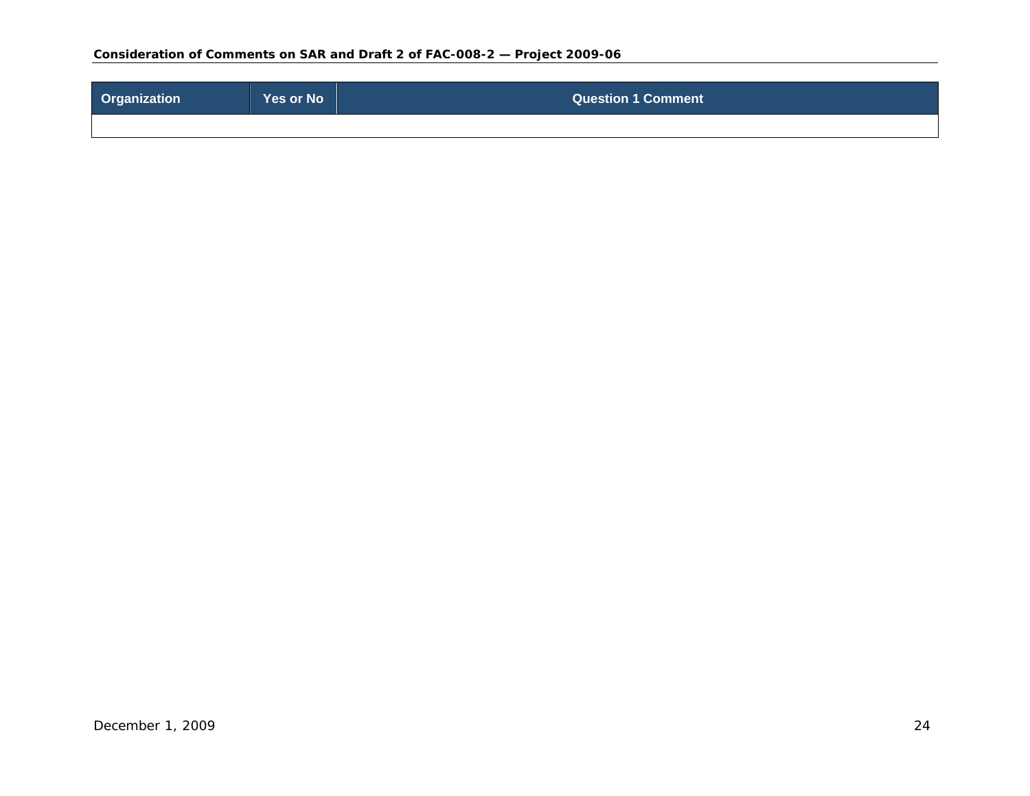| Organization | Yes or No | Question 1 Comment |
| --- | --- | --- |
| | | |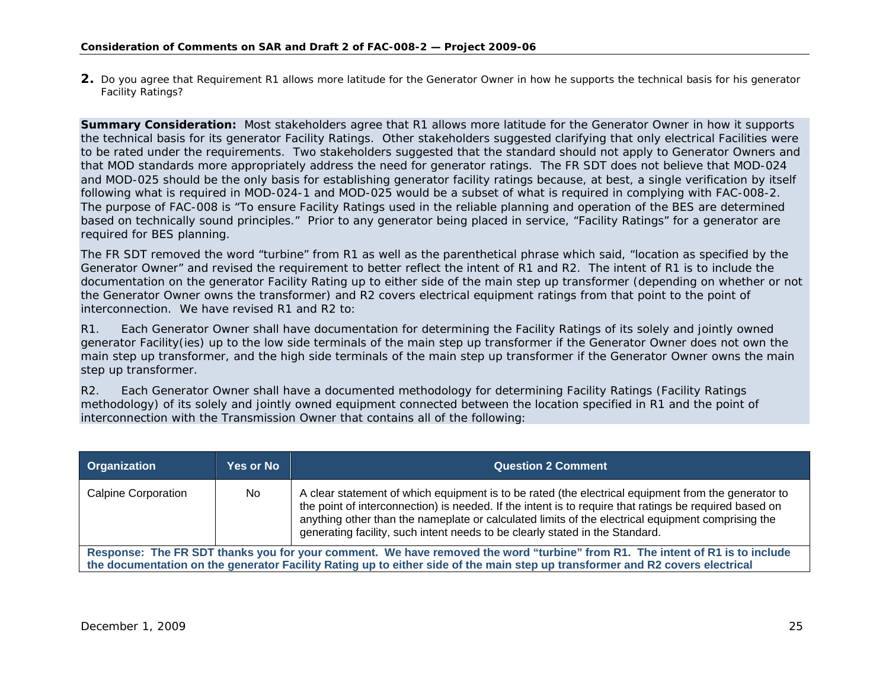2. Do you agree that Requirement R1 allows more latitude for the Generator Owner in how he supports the technical basis for his generator Facility Ratings?

**Summary Consideration:** Most stakeholders agree that R1 allows more latitude for the Generator Owner in how it supports the technical basis for its generator Facility Ratings. Other stakeholders suggested clarifying that only electrical Facilities were to be rated under the requirements. Two stakeholders suggested that the standard should not apply to Generator Owners and that MOD standards more appropriately address the need for generator ratings. The FR SDT does not believe that MOD-024 and MOD-025 should be the only basis for establishing generator facility ratings because, at best, a single verification by itself following what is required in MOD-024-1 and MOD-025 would be a subset of what is required in complying with FAC-008-2. The purpose of FAC-008 is "To ensure Facility Ratings used in the reliable planning and operation of the BES are determined based on technically sound principles." Prior to any generator being placed in service, "Facility Ratings" for a generator are required for BES planning.

The FR SDT removed the word "turbine" from R1 as well as the parenthetical phrase which said, "location as specified by the Generator Owner" and revised the requirement to better reflect the intent of R1 and R2. The intent of R1 is to include the documentation on the generator Facility Rating up to either side of the main step up transformer (depending on whether or not the Generator Owner owns the transformer) and R2 covers electrical equipment ratings from that point to the point of interconnection. We have revised R1 and R2 to:

R1. Each Generator Owner shall have documentation for determining the Facility Ratings of its solely and jointly owned generator Facility(ies) up to the low side terminals of the main step up transformer if the Generator Owner does not own the main step up transformer, and the high side terminals of the main step up transformer if the Generator Owner owns the main step up transformer.

R2. Each Generator Owner shall have a documented methodology for determining Facility Ratings (Facility Ratings methodology) of its solely and jointly owned equipment connected between the location specified in R1 and the point of interconnection with the Transmission Owner that contains all of the following:

| Organization | Yes or No | Question 2 Comment |
|---|---|---|
| Calpine Corporation | No | A clear statement of which equipment is to be rated (the electrical equipment from the generator to the point of interconnection) is needed. If the intent is to require that ratings be required based on anything other than the nameplate or calculated limits of the electrical equipment comprising the generating facility, such intent needs to be clearly stated in the Standard. |
| **Response: The FR SDT thanks you for your comment. We have removed the word "turbine" from R1. The intent of R1 is to include the documentation on the generator Facility Rating up to either side of the main step up transformer and R2 covers electrical** | | |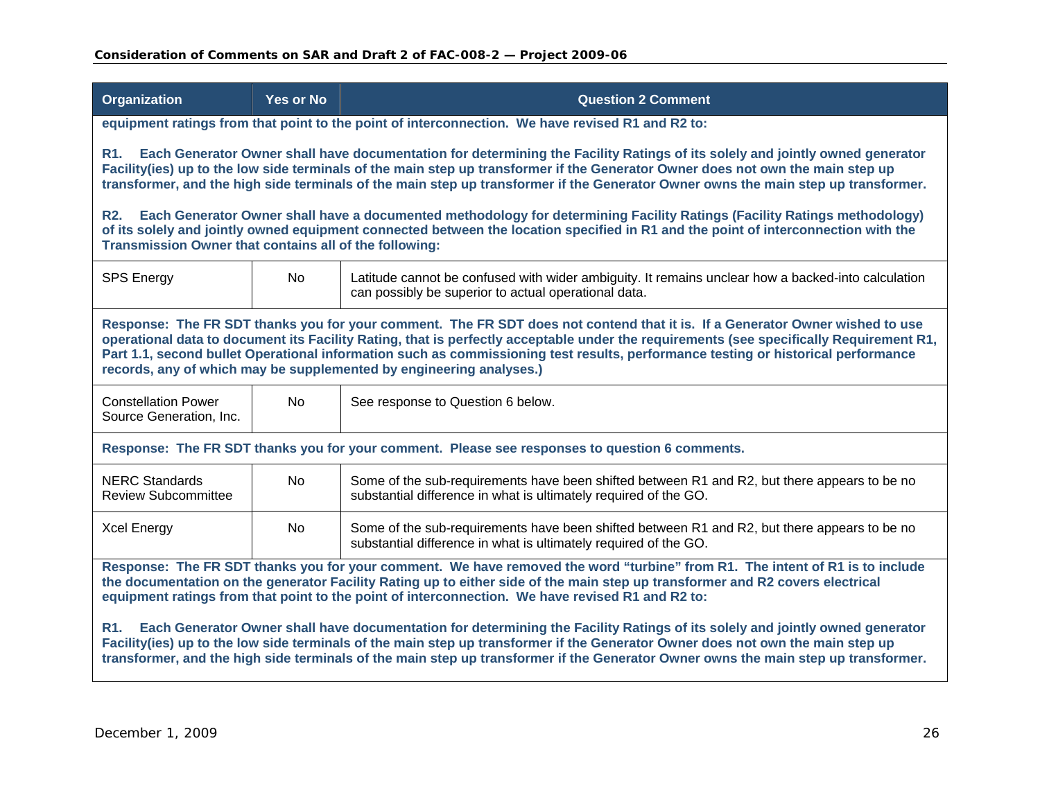| Organization | Yes or No | Question 2 Comment |
|---|---|---|
| **equipment ratings from that point to the point of interconnection. We have revised R1 and R2 to:<br><br>R1. Each Generator Owner shall have documentation for determining the Facility Ratings of its solely and jointly owned generator Facility(ies) up to the low side terminals of the main step up transformer if the Generator Owner does not own the main step up transformer, and the high side terminals of the main step up transformer if the Generator Owner owns the main step up transformer.<br><br>R2. Each Generator Owner shall have a documented methodology for determining Facility Ratings (Facility Ratings methodology) of its solely and jointly owned equipment connected between the location specified in R1 and the point of interconnection with the Transmission Owner that contains all of the following:** | | |
| SPS Energy | No | Latitude cannot be confused with wider ambiguity. It remains unclear how a backed-into calculation can possibly be superior to actual operational data. |
| **Response: The FR SDT thanks you for your comment. The FR SDT does not contend that it is. If a Generator Owner wished to use operational data to document its Facility Rating, that is perfectly acceptable under the requirements (see specifically Requirement R1, Part 1.1, second bullet Operational information such as commissioning test results, performance testing or historical performance records, any of which may be supplemented by engineering analyses.)** | | |
| Constellation Power Source Generation, Inc. | No | See response to Question 6 below. |
| **Response: The FR SDT thanks you for your comment. Please see responses to question 6 comments.** | | |
| NERC Standards Review Subcommittee | No | Some of the sub-requirements have been shifted between R1 and R2, but there appears to be no substantial difference in what is ultimately required of the GO. |
| Xcel Energy | No | Some of the sub-requirements have been shifted between R1 and R2, but there appears to be no substantial difference in what is ultimately required of the GO. |
| **Response: The FR SDT thanks you for your comment. We have removed the word "turbine" from R1. The intent of R1 is to include the documentation on the generator Facility Rating up to either side of the main step up transformer and R2 covers electrical equipment ratings from that point to the point of interconnection. We have revised R1 and R2 to:<br><br>R1. Each Generator Owner shall have documentation for determining the Facility Ratings of its solely and jointly owned generator Facility(ies) up to the low side terminals of the main step up transformer if the Generator Owner does not own the main step up transformer, and the high side terminals of the main step up transformer if the Generator Owner owns the main step up transformer.** | | |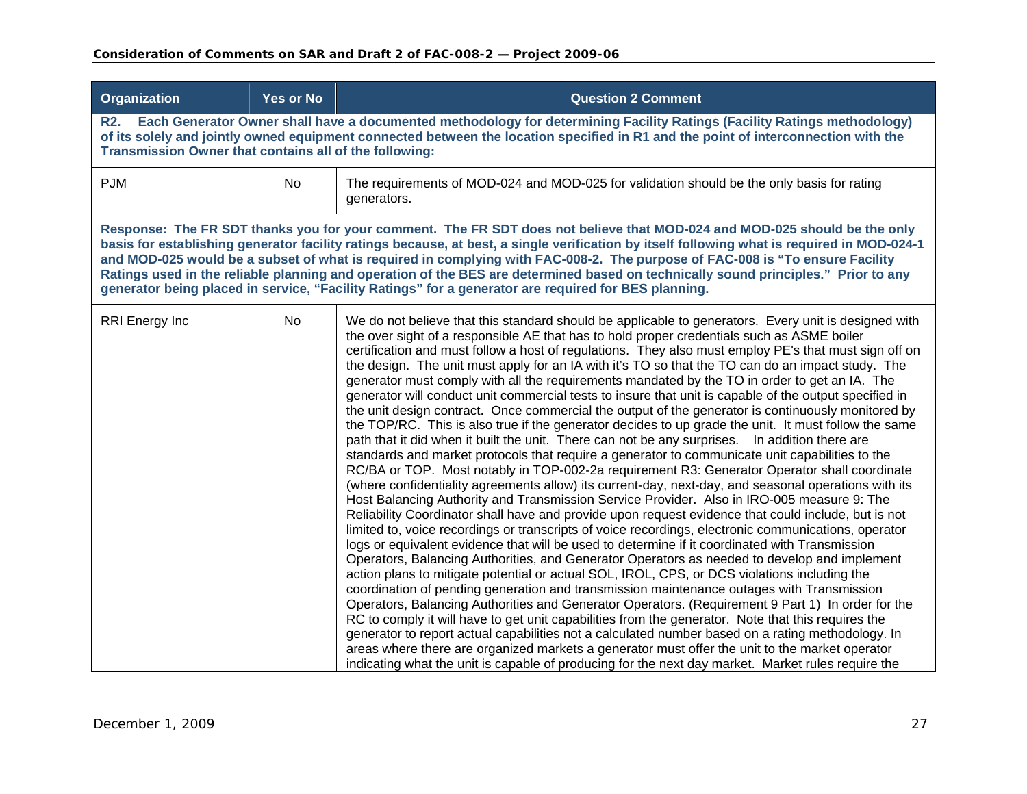| Organization | Yes or No | Question 2 Comment |
|---|---|---|
| **R2. Each Generator Owner shall have a documented methodology for determining Facility Ratings (Facility Ratings methodology) of its solely and jointly owned equipment connected between the location specified in R1 and the point of interconnection with the Transmission Owner that contains all of the following:** | | |
| PJM | No | The requirements of MOD-024 and MOD-025 for validation should be the only basis for rating generators. |
| **Response: The FR SDT thanks you for your comment. The FR SDT does not believe that MOD-024 and MOD-025 should be the only basis for establishing generator facility ratings because, at best, a single verification by itself following what is required in MOD-024-1 and MOD-025 would be a subset of what is required in complying with FAC-008-2. The purpose of FAC-008 is "To ensure Facility Ratings used in the reliable planning and operation of the BES are determined based on technically sound principles." Prior to any generator being placed in service, "Facility Ratings" for a generator are required for BES planning.** | | |
| RRI Energy Inc | No | We do not believe that this standard should be applicable to generators. Every unit is designed with the over sight of a responsible AE that has to hold proper credentials such as ASME boiler certification and must follow a host of regulations. They also must employ PE's that must sign off on the design. The unit must apply for an IA with it's TO so that the TO can do an impact study. The generator must comply with all the requirements mandated by the TO in order to get an IA. The generator will conduct unit commercial tests to insure that unit is capable of the output specified in the unit design contract. Once commercial the output of the generator is continuously monitored by the TOP/RC. This is also true if the generator decides to up grade the unit. It must follow the same path that it did when it built the unit. There can not be any surprises. In addition there are standards and market protocols that require a generator to communicate unit capabilities to the RC/BA or TOP. Most notably in TOP-002-2a requirement R3: Generator Operator shall coordinate (where confidentiality agreements allow) its current-day, next-day, and seasonal operations with its Host Balancing Authority and Transmission Service Provider. Also in IRO-005 measure 9: The Reliability Coordinator shall have and provide upon request evidence that could include, but is not limited to, voice recordings or transcripts of voice recordings, electronic communications, operator logs or equivalent evidence that will be used to determine if it coordinated with Transmission Operators, Balancing Authorities, and Generator Operators as needed to develop and implement action plans to mitigate potential or actual SOL, IROL, CPS, or DCS violations including the coordination of pending generation and transmission maintenance outages with Transmission Operators, Balancing Authorities and Generator Operators. (Requirement 9 Part 1) In order for the RC to comply it will have to get unit capabilities from the generator. Note that this requires the generator to report actual capabilities not a calculated number based on a rating methodology. In areas where there are organized markets a generator must offer the unit to the market operator indicating what the unit is capable of producing for the next day market. Market rules require the |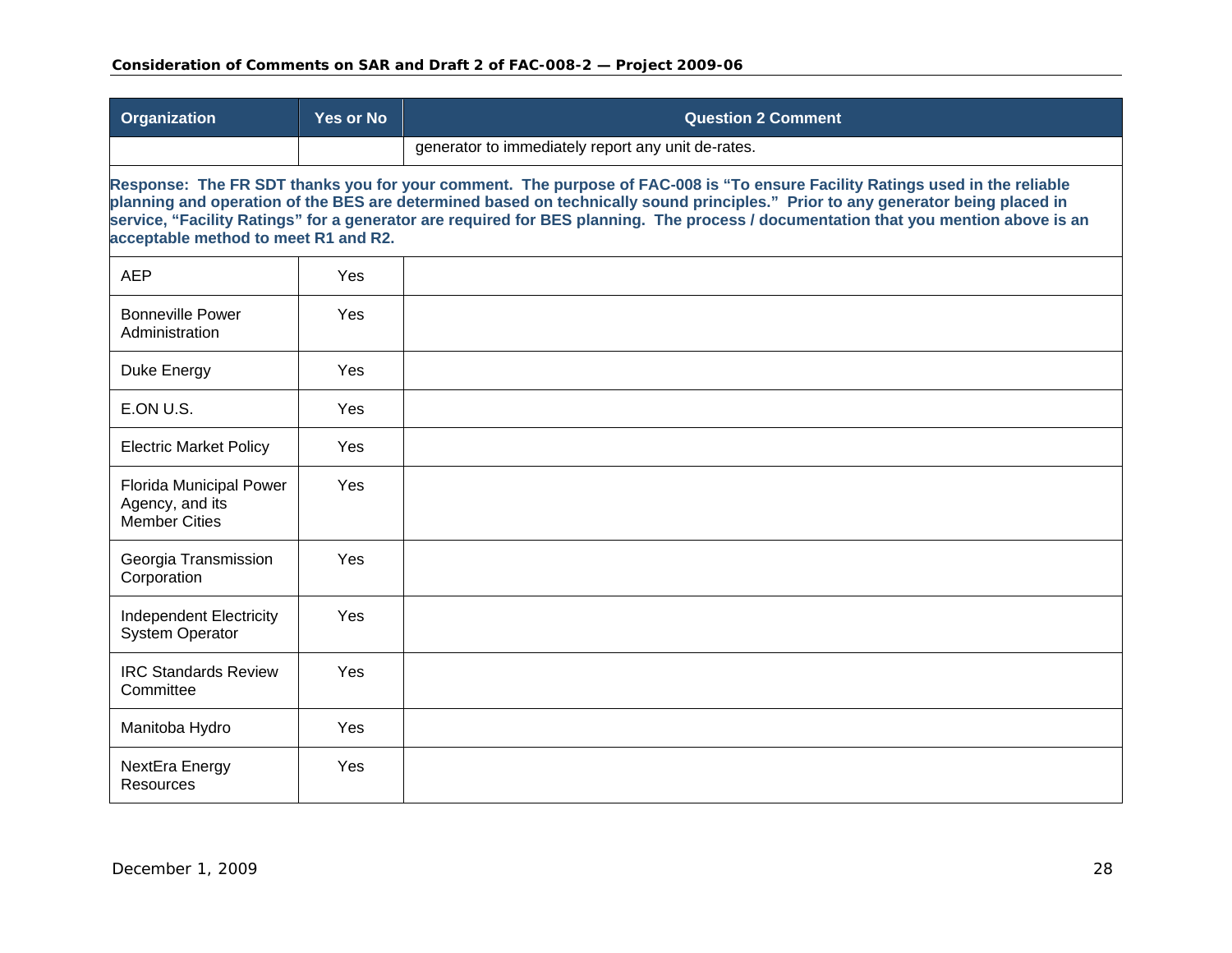| Organization | Yes or No | Question 2 Comment |
|---|---|---|
| | | generator to immediately report any unit de-rates. |

**Response: The FR SDT thanks you for your comment. The purpose of FAC-008 is "To ensure Facility Ratings used in the reliable planning and operation of the BES are determined based on technically sound principles." Prior to any generator being placed in service, "Facility Ratings" for a generator are required for BES planning. The process / documentation that you mention above is an acceptable method to meet R1 and R2.**

| Organization | Yes or No | Question 2 Comment |
|---|---|---|
| AEP | Yes | |
| Bonneville Power Administration | Yes | |
| Duke Energy | Yes | |
| E.ON U.S. | Yes | |
| Electric Market Policy | Yes | |
| Florida Municipal Power Agency, and its Member Cities | Yes | |
| Georgia Transmission Corporation | Yes | |
| Independent Electricity System Operator | Yes | |
| IRC Standards Review Committee | Yes | |
| Manitoba Hydro | Yes | |
| NextEra Energy Resources | Yes | |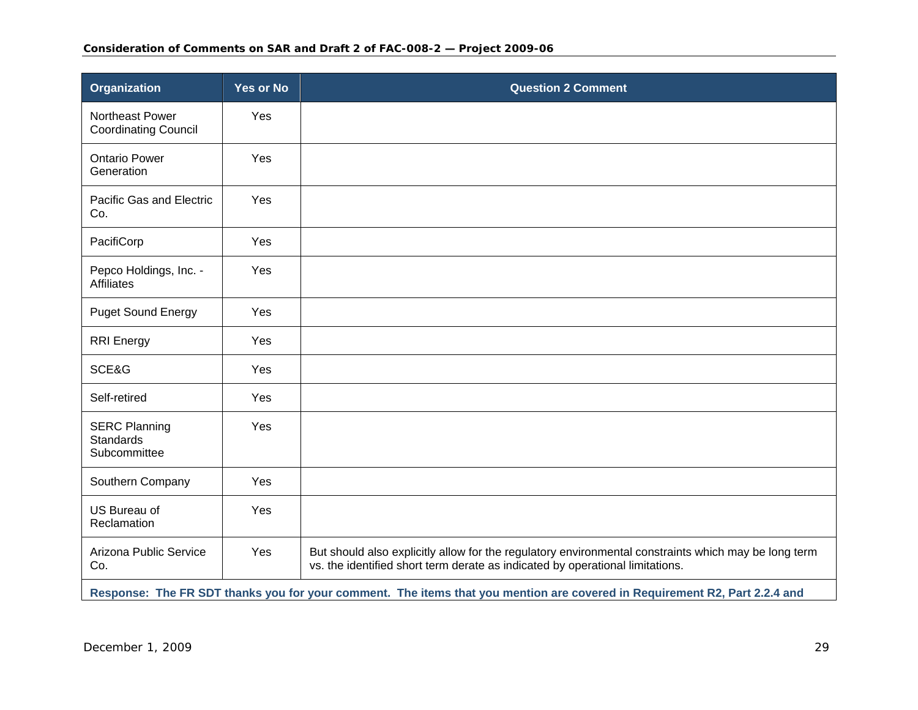| Organization | Yes or No | Question 2 Comment |
|---|---|---|
| Northeast Power Coordinating Council | Yes | |
| Ontario Power Generation | Yes | |
| Pacific Gas and Electric Co. | Yes | |
| PacifiCorp | Yes | |
| Pepco Holdings, Inc. - Affiliates | Yes | |
| Puget Sound Energy | Yes | |
| RRI Energy | Yes | |
| SCE&G | Yes | |
| Self-retired | Yes | |
| SERC Planning Standards Subcommittee | Yes | |
| Southern Company | Yes | |
| US Bureau of Reclamation | Yes | |
| Arizona Public Service Co. | Yes | But should also explicitly allow for the regulatory environmental constraints which may be long term vs. the identified short term derate as indicated by operational limitations. |

**Response: The FR SDT thanks you for your comment. The items that you mention are covered in Requirement R2, Part 2.2.4 and**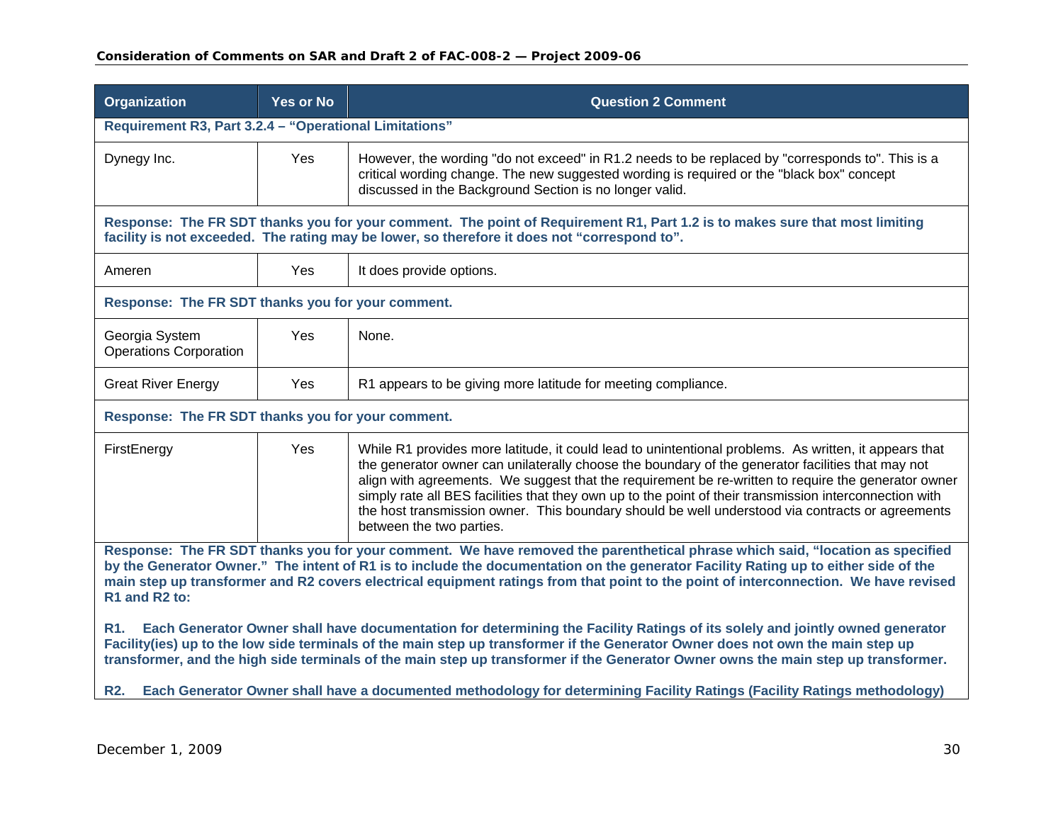| Organization | Yes or No | Question 2 Comment |
|---|---|---|
| **Requirement R3, Part 3.2.4 – "Operational Limitations"** | | |
| Dynegy Inc. | Yes | However, the wording "do not exceed" in R1.2 needs to be replaced by "corresponds to". This is a critical wording change. The new suggested wording is required or the "black box" concept discussed in the Background Section is no longer valid. |
| **Response: The FR SDT thanks you for your comment. The point of Requirement R1, Part 1.2 is to makes sure that most limiting facility is not exceeded. The rating may be lower, so therefore it does not "correspond to".** | | |
| Ameren | Yes | It does provide options. |
| **Response: The FR SDT thanks you for your comment.** | | |
| Georgia System Operations Corporation | Yes | None. |
| Great River Energy | Yes | R1 appears to be giving more latitude for meeting compliance. |
| **Response: The FR SDT thanks you for your comment.** | | |
| FirstEnergy | Yes | While R1 provides more latitude, it could lead to unintentional problems. As written, it appears that the generator owner can unilaterally choose the boundary of the generator facilities that may not align with agreements. We suggest that the requirement be re-written to require the generator owner simply rate all BES facilities that they own up to the point of their transmission interconnection with the host transmission owner. This boundary should be well understood via contracts or agreements between the two parties. |
| **Response: The FR SDT thanks you for your comment. We have removed the parenthetical phrase which said, "location as specified by the Generator Owner." The intent of R1 is to include the documentation on the generator Facility Rating up to either side of the main step up transformer and R2 covers electrical equipment ratings from that point to the point of interconnection. We have revised R1 and R2 to:**<br><br>**R1. Each Generator Owner shall have documentation for determining the Facility Ratings of its solely and jointly owned generator Facility(ies) up to the low side terminals of the main step up transformer if the Generator Owner does not own the main step up transformer, and the high side terminals of the main step up transformer if the Generator Owner owns the main step up transformer.**<br><br>**R2. Each Generator Owner shall have a documented methodology for determining Facility Ratings (Facility Ratings methodology)** | | |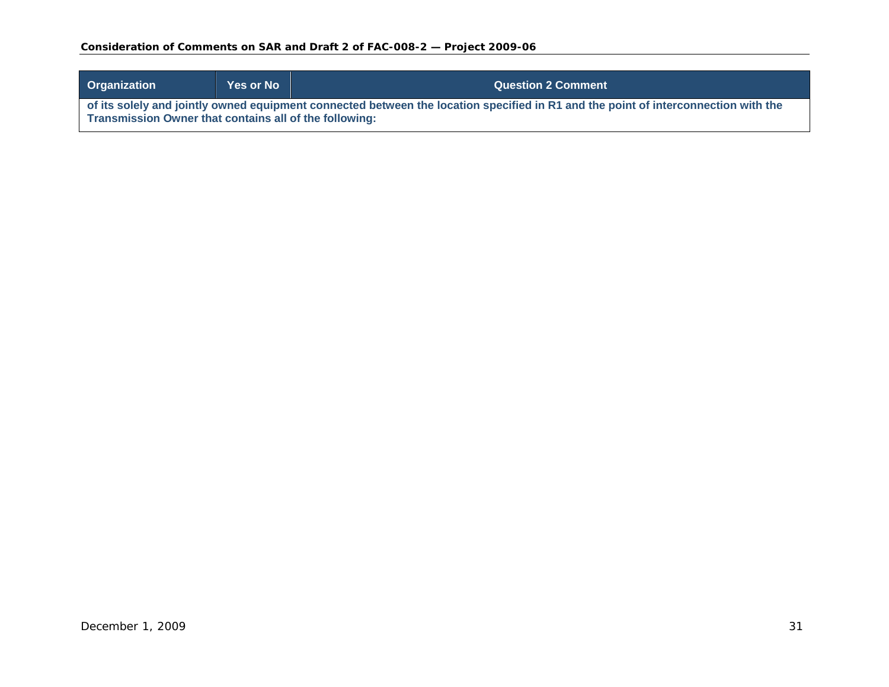| Organization | Yes or No | Question 2 Comment |
|---|---|---|
| **of its solely and jointly owned equipment connected between the location specified in R1 and the point of interconnection with the Transmission Owner that contains all of the following:** | | |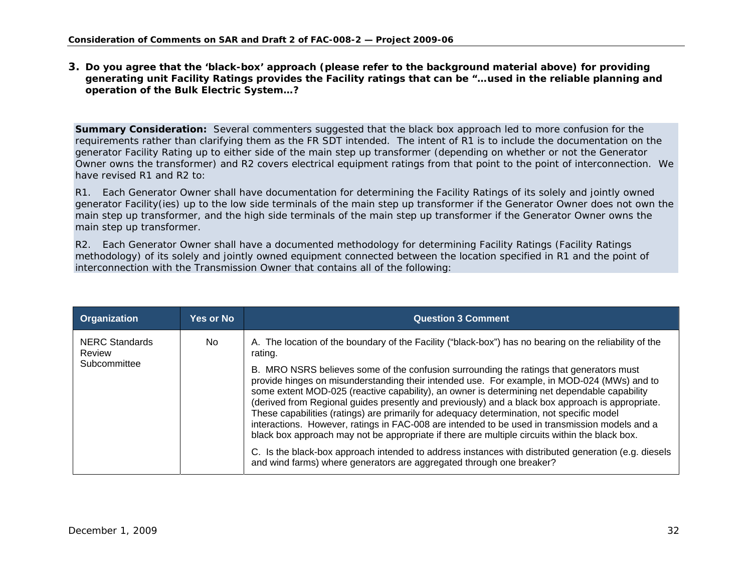**3. Do you agree that the 'black-box' approach (please refer to the background material above) for providing generating unit Facility Ratings provides the Facility ratings that can be "…used in the reliable planning and operation of the Bulk Electric System…?**

**Summary Consideration:** Several commenters suggested that the black box approach led to more confusion for the requirements rather than clarifying them as the FR SDT intended. The intent of R1 is to include the documentation on the generator Facility Rating up to either side of the main step up transformer (depending on whether or not the Generator Owner owns the transformer) and R2 covers electrical equipment ratings from that point to the point of interconnection. We have revised R1 and R2 to:

R1. Each Generator Owner shall have documentation for determining the Facility Ratings of its solely and jointly owned generator Facility(ies) up to the low side terminals of the main step up transformer if the Generator Owner does not own the main step up transformer, and the high side terminals of the main step up transformer if the Generator Owner owns the main step up transformer.

R2. Each Generator Owner shall have a documented methodology for determining Facility Ratings (Facility Ratings methodology) of its solely and jointly owned equipment connected between the location specified in R1 and the point of interconnection with the Transmission Owner that contains all of the following:

| Organization | Yes or No | Question 3 Comment |
|---|---|---|
| NERC Standards Review Subcommittee | No | A. The location of the boundary of the Facility ("black-box") has no bearing on the reliability of the rating.<br><br>B. MRO NSRS believes some of the confusion surrounding the ratings that generators must provide hinges on misunderstanding their intended use. For example, in MOD-024 (MWs) and to some extent MOD-025 (reactive capability), an owner is determining net dependable capability (derived from Regional guides presently and previously) and a black box approach is appropriate. These capabilities (ratings) are primarily for adequacy determination, not specific model interactions. However, ratings in FAC-008 are intended to be used in transmission models and a black box approach may not be appropriate if there are multiple circuits within the black box.<br><br>C. Is the black-box approach intended to address instances with distributed generation (e.g. diesels and wind farms) where generators are aggregated through one breaker? |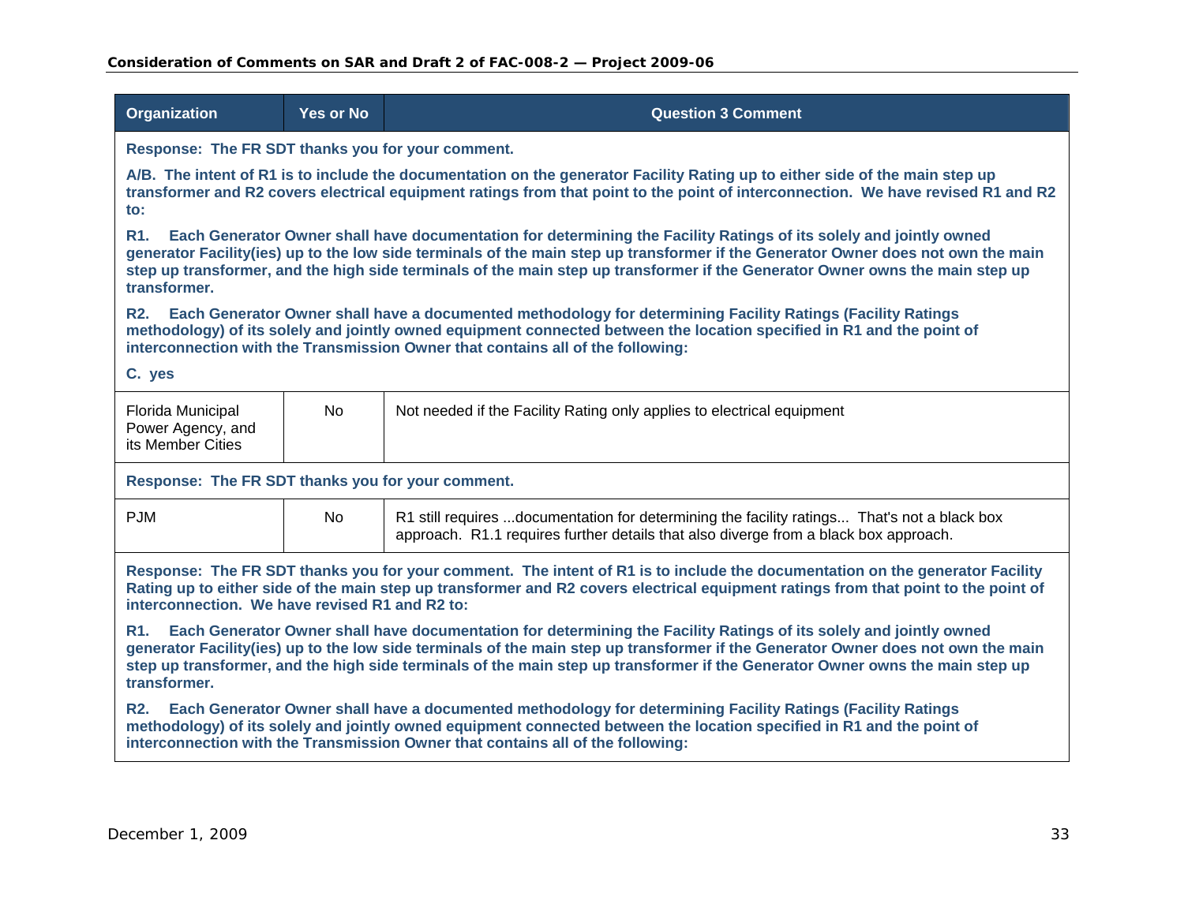| Organization | Yes or No | Question 3 Comment |
|---|---|---|
| **Response: The FR SDT thanks you for your comment.**<br><br>**A/B. The intent of R1 is to include the documentation on the generator Facility Rating up to either side of the main step up transformer and R2 covers electrical equipment ratings from that point to the point of interconnection. We have revised R1 and R2 to:**<br><br>**R1. Each Generator Owner shall have documentation for determining the Facility Ratings of its solely and jointly owned generator Facility(ies) up to the low side terminals of the main step up transformer if the Generator Owner does not own the main step up transformer, and the high side terminals of the main step up transformer if the Generator Owner owns the main step up transformer.**<br><br>**R2. Each Generator Owner shall have a documented methodology for determining Facility Ratings (Facility Ratings methodology) of its solely and jointly owned equipment connected between the location specified in R1 and the point of interconnection with the Transmission Owner that contains all of the following:**<br><br>**C. yes** | | |
| Florida Municipal Power Agency, and its Member Cities | No | Not needed if the Facility Rating only applies to electrical equipment |
| **Response: The FR SDT thanks you for your comment.** | | |
| PJM | No | R1 still requires ...documentation for determining the facility ratings... That's not a black box approach. R1.1 requires further details that also diverge from a black box approach. |
| **Response: The FR SDT thanks you for your comment. The intent of R1 is to include the documentation on the generator Facility Rating up to either side of the main step up transformer and R2 covers electrical equipment ratings from that point to the point of interconnection. We have revised R1 and R2 to:**<br><br>**R1. Each Generator Owner shall have documentation for determining the Facility Ratings of its solely and jointly owned generator Facility(ies) up to the low side terminals of the main step up transformer if the Generator Owner does not own the main step up transformer, and the high side terminals of the main step up transformer if the Generator Owner owns the main step up transformer.**<br><br>**R2. Each Generator Owner shall have a documented methodology for determining Facility Ratings (Facility Ratings methodology) of its solely and jointly owned equipment connected between the location specified in R1 and the point of interconnection with the Transmission Owner that contains all of the following:** | | |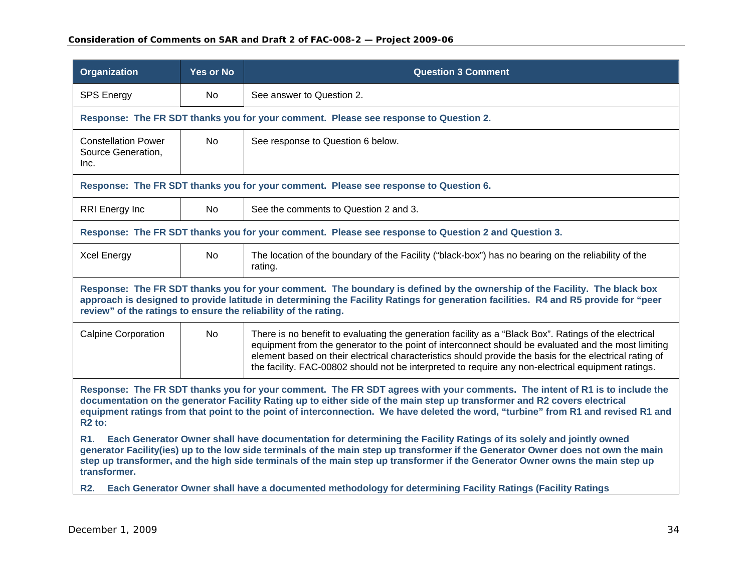| Organization | Yes or No | Question 3 Comment |
| --- | --- | --- |
| SPS Energy | No | See answer to Question 2. |
| **Response: The FR SDT thanks you for your comment. Please see response to Question 2.** | | |
| Constellation Power Source Generation, Inc. | No | See response to Question 6 below. |
| **Response: The FR SDT thanks you for your comment. Please see response to Question 6.** | | |
| RRI Energy Inc | No | See the comments to Question 2 and 3. |
| **Response: The FR SDT thanks you for your comment. Please see response to Question 2 and Question 3.** | | |
| Xcel Energy | No | The location of the boundary of the Facility (“black-box”) has no bearing on the reliability of the rating. |
| **Response: The FR SDT thanks you for your comment. The boundary is defined by the ownership of the Facility. The black box approach is designed to provide latitude in determining the Facility Ratings for generation facilities. R4 and R5 provide for “peer review” of the ratings to ensure the reliability of the rating.** | | |
| Calpine Corporation | No | There is no benefit to evaluating the generation facility as a “Black Box”. Ratings of the electrical equipment from the generator to the point of interconnect should be evaluated and the most limiting element based on their electrical characteristics should provide the basis for the electrical rating of the facility. FAC-00802 should not be interpreted to require any non-electrical equipment ratings. |
| **Response: The FR SDT thanks you for your comment. The FR SDT agrees with your comments. The intent of R1 is to include the documentation on the generator Facility Rating up to either side of the main step up transformer and R2 covers electrical equipment ratings from that point to the point of interconnection. We have deleted the word, “turbine” from R1 and revised R1 and R2 to:**<br><br>**R1. Each Generator Owner shall have documentation for determining the Facility Ratings of its solely and jointly owned generator Facility(ies) up to the low side terminals of the main step up transformer if the Generator Owner does not own the main step up transformer, and the high side terminals of the main step up transformer if the Generator Owner owns the main step up transformer.**<br><br>**R2. Each Generator Owner shall have a documented methodology for determining Facility Ratings (Facility Ratings** | | |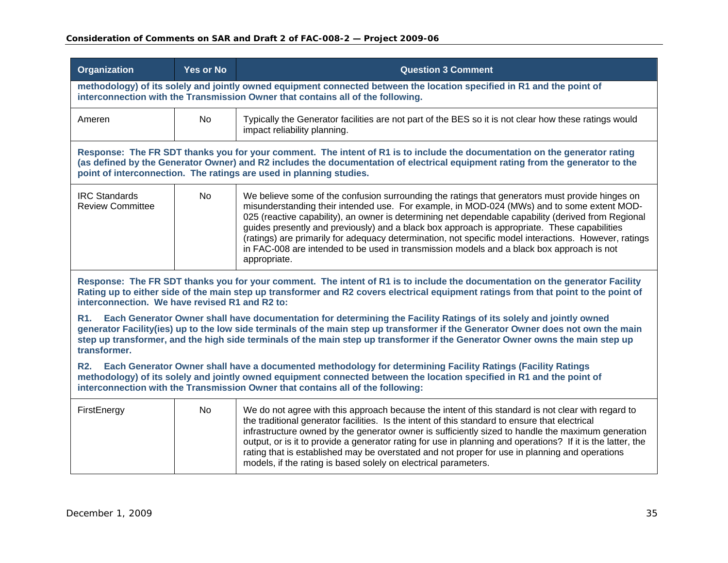| Organization | Yes or No | Question 3 Comment |
|---|---|---|
| **methodology) of its solely and jointly owned equipment connected between the location specified in R1 and the point of interconnection with the Transmission Owner that contains all of the following.** | | |
| Ameren | No | Typically the Generator facilities are not part of the BES so it is not clear how these ratings would impact reliability planning. |
| **Response: The FR SDT thanks you for your comment. The intent of R1 is to include the documentation on the generator rating (as defined by the Generator Owner) and R2 includes the documentation of electrical equipment rating from the generator to the point of interconnection. The ratings are used in planning studies.** | | |
| IRC Standards Review Committee | No | We believe some of the confusion surrounding the ratings that generators must provide hinges on misunderstanding their intended use. For example, in MOD-024 (MWs) and to some extent MOD-025 (reactive capability), an owner is determining net dependable capability (derived from Regional guides presently and previously) and a black box approach is appropriate. These capabilities (ratings) are primarily for adequacy determination, not specific model interactions. However, ratings in FAC-008 are intended to be used in transmission models and a black box approach is not appropriate. |
| **Response: The FR SDT thanks you for your comment. The intent of R1 is to include the documentation on the generator Facility Rating up to either side of the main step up transformer and R2 covers electrical equipment ratings from that point to the point of interconnection. We have revised R1 and R2 to:**<br><br>**R1. Each Generator Owner shall have documentation for determining the Facility Ratings of its solely and jointly owned generator Facility(ies) up to the low side terminals of the main step up transformer if the Generator Owner does not own the main step up transformer, and the high side terminals of the main step up transformer if the Generator Owner owns the main step up transformer.**<br><br>**R2. Each Generator Owner shall have a documented methodology for determining Facility Ratings (Facility Ratings methodology) of its solely and jointly owned equipment connected between the location specified in R1 and the point of interconnection with the Transmission Owner that contains all of the following:** | | |
| FirstEnergy | No | We do not agree with this approach because the intent of this standard is not clear with regard to the traditional generator facilities. Is the intent of this standard to ensure that electrical infrastructure owned by the generator owner is sufficiently sized to handle the maximum generation output, or is it to provide a generator rating for use in planning and operations? If it is the latter, the rating that is established may be overstated and not proper for use in planning and operations models, if the rating is based solely on electrical parameters. |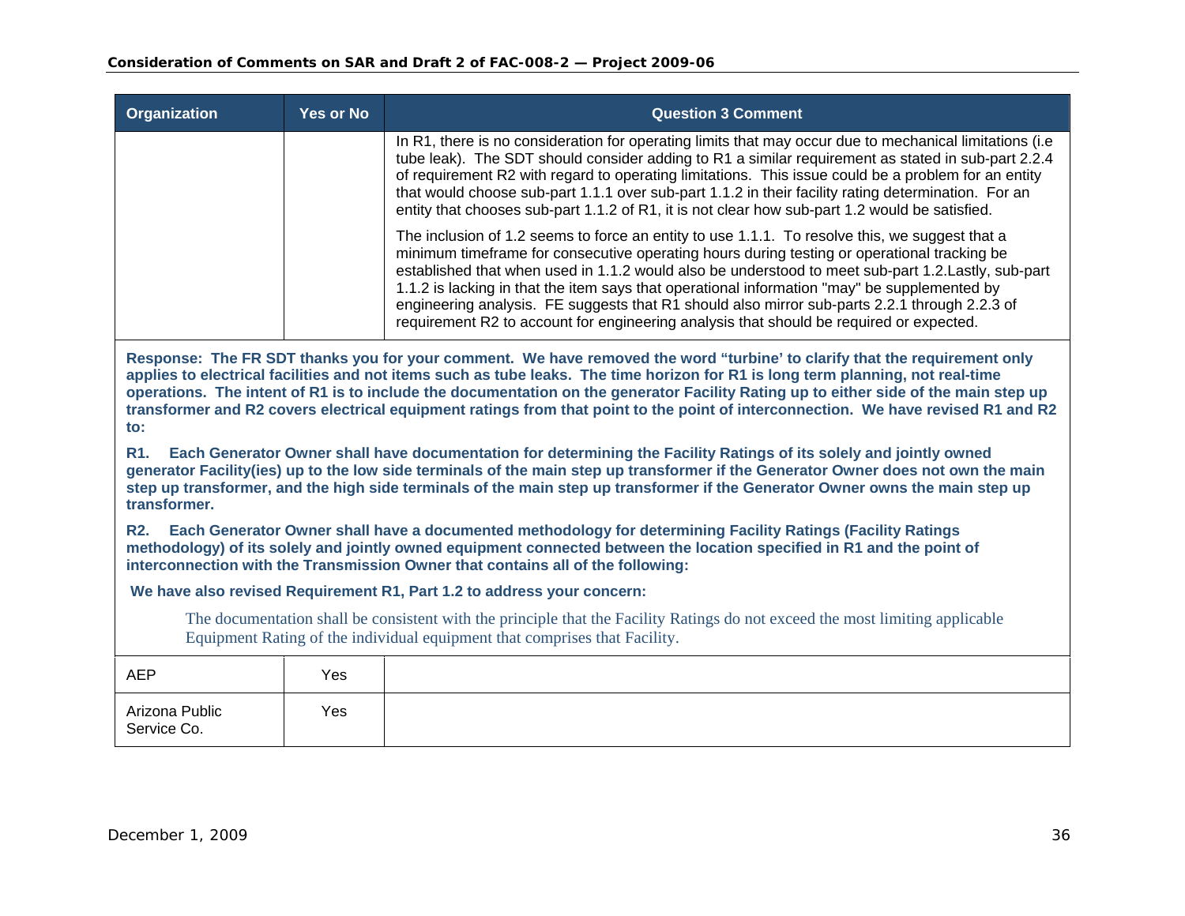| Organization | Yes or No | Question 3 Comment |
|---|---|---|
| | | In R1, there is no consideration for operating limits that may occur due to mechanical limitations (i.e tube leak). The SDT should consider adding to R1 a similar requirement as stated in sub-part 2.2.4 of requirement R2 with regard to operating limitations. This issue could be a problem for an entity that would choose sub-part 1.1.1 over sub-part 1.1.2 in their facility rating determination. For an entity that chooses sub-part 1.1.2 of R1, it is not clear how sub-part 1.2 would be satisfied.<br><br>The inclusion of 1.2 seems to force an entity to use 1.1.1. To resolve this, we suggest that a minimum timeframe for consecutive operating hours during testing or operational tracking be established that when used in 1.1.2 would also be understood to meet sub-part 1.2.Lastly, sub-part 1.1.2 is lacking in that the item says that operational information "may" be supplemented by engineering analysis. FE suggests that R1 should also mirror sub-parts 2.2.1 through 2.2.3 of requirement R2 to account for engineering analysis that should be required or expected. |
| **Response: The FR SDT thanks you for your comment. We have removed the word "turbine' to clarify that the requirement only applies to electrical facilities and not items such as tube leaks. The time horizon for R1 is long term planning, not real-time operations. The intent of R1 is to include the documentation on the generator Facility Rating up to either side of the main step up transformer and R2 covers electrical equipment ratings from that point to the point of interconnection. We have revised R1 and R2 to:**<br><br>**R1. Each Generator Owner shall have documentation for determining the Facility Ratings of its solely and jointly owned generator Facility(ies) up to the low side terminals of the main step up transformer if the Generator Owner does not own the main step up transformer, and the high side terminals of the main step up transformer if the Generator Owner owns the main step up transformer.**<br><br>**R2. Each Generator Owner shall have a documented methodology for determining Facility Ratings (Facility Ratings methodology) of its solely and jointly owned equipment connected between the location specified in R1 and the point of interconnection with the Transmission Owner that contains all of the following:**<br><br>**We have also revised Requirement R1, Part 1.2 to address your concern:**<br><br>The documentation shall be consistent with the principle that the Facility Ratings do not exceed the most limiting applicable Equipment Rating of the individual equipment that comprises that Facility. | | |
| AEP | Yes | |
| Arizona Public Service Co. | Yes | |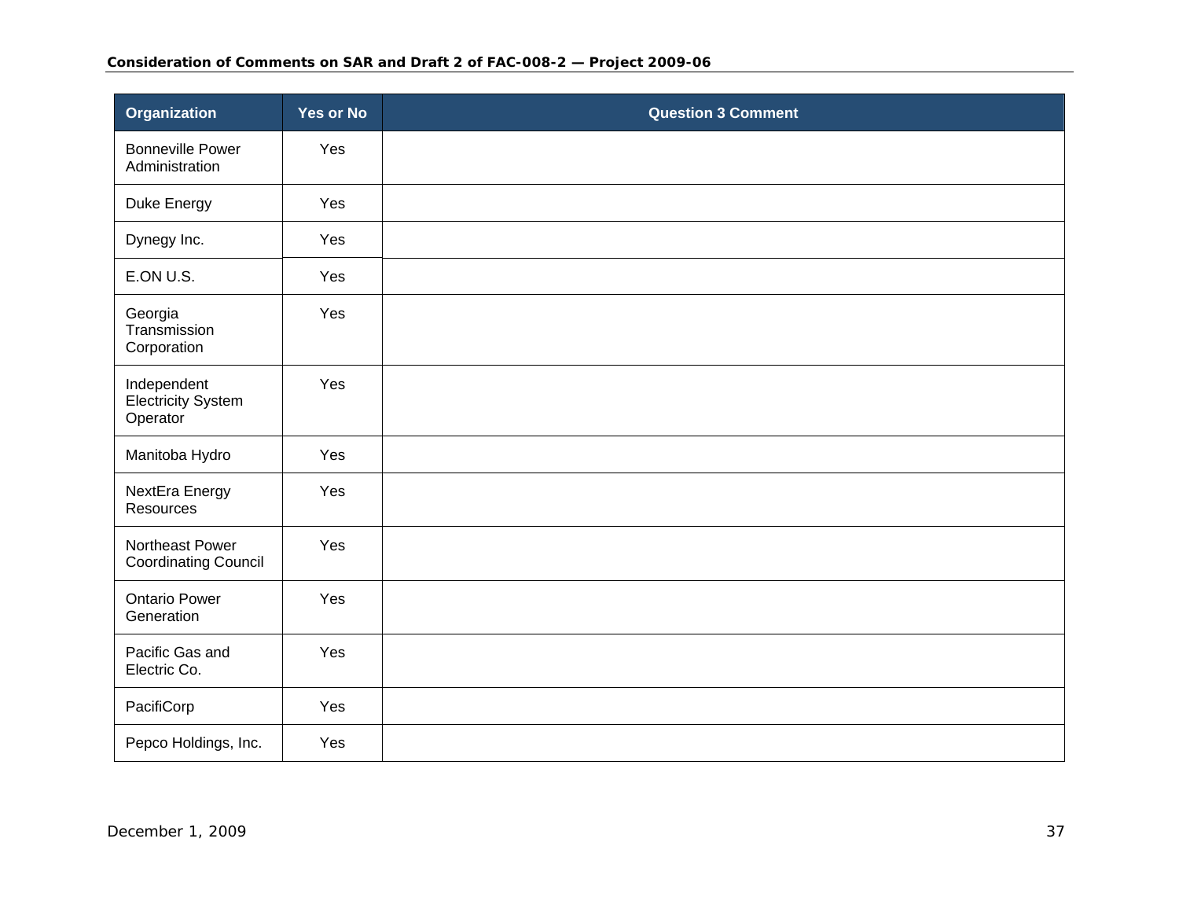| Organization | Yes or No | Question 3 Comment |
|---|---|---|
| Bonneville Power Administration | Yes | |
| Duke Energy | Yes | |
| Dynegy Inc. | Yes | |
| E.ON U.S. | Yes | |
| Georgia Transmission Corporation | Yes | |
| Independent Electricity System Operator | Yes | |
| Manitoba Hydro | Yes | |
| NextEra Energy Resources | Yes | |
| Northeast Power Coordinating Council | Yes | |
| Ontario Power Generation | Yes | |
| Pacific Gas and Electric Co. | Yes | |
| PacifiCorp | Yes | |
| Pepco Holdings, Inc. | Yes | |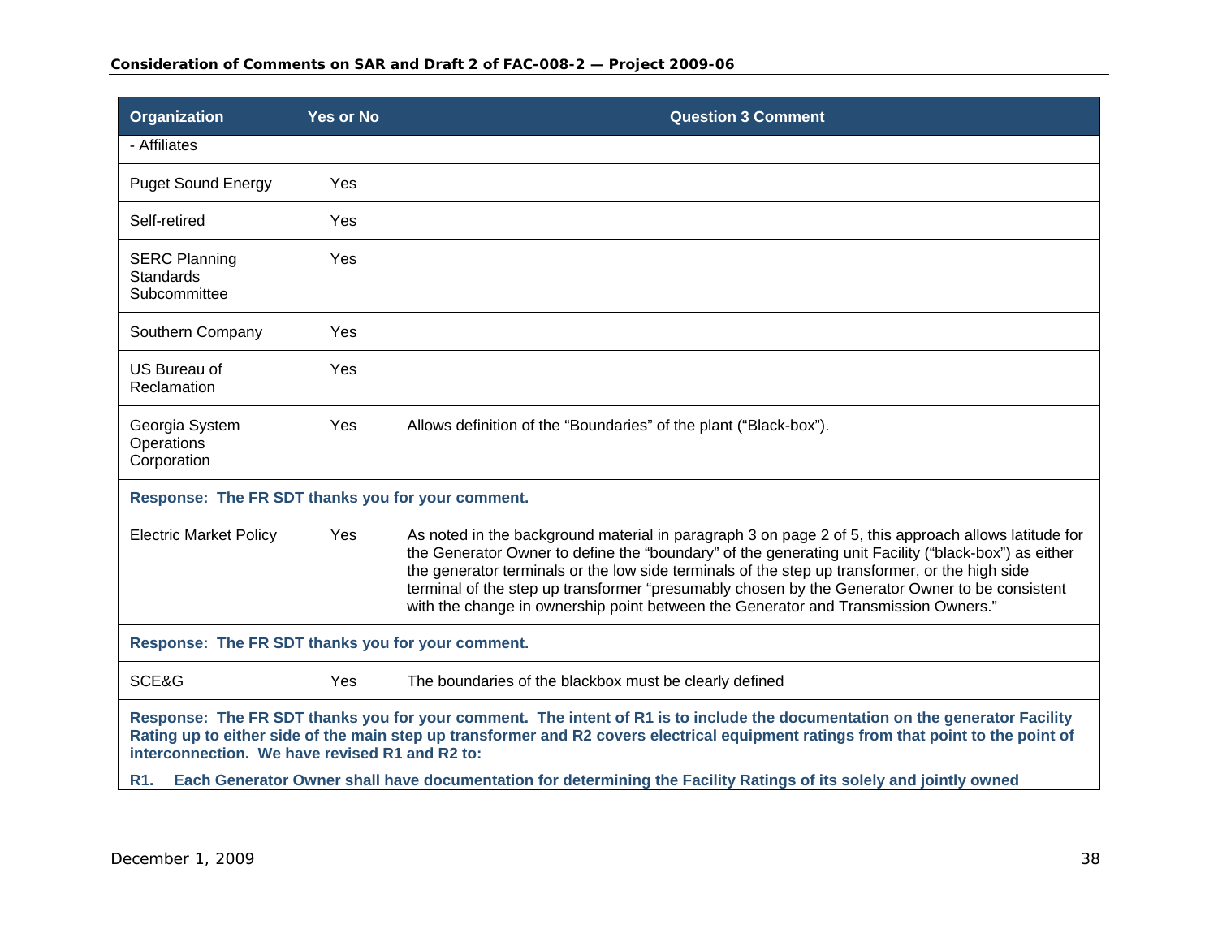| Organization | Yes or No | Question 3 Comment |
|---|---|---|
| - Affiliates | | |
| Puget Sound Energy | Yes | |
| Self-retired | Yes | |
| SERC Planning Standards Subcommittee | Yes | |
| Southern Company | Yes | |
| US Bureau of Reclamation | Yes | |
| Georgia System Operations Corporation | Yes | Allows definition of the “Boundaries” of the plant (“Black-box”). |
| **Response: The FR SDT thanks you for your comment.** | | |
| Electric Market Policy | Yes | As noted in the background material in paragraph 3 on page 2 of 5, this approach allows latitude for the Generator Owner to define the “boundary” of the generating unit Facility (“black-box”) as either the generator terminals or the low side terminals of the step up transformer, or the high side terminal of the step up transformer “presumably chosen by the Generator Owner to be consistent with the change in ownership point between the Generator and Transmission Owners.” |
| **Response: The FR SDT thanks you for your comment.** | | |
| SCE&G | Yes | The boundaries of the blackbox must be clearly defined |
| **Response: The FR SDT thanks you for your comment. The intent of R1 is to include the documentation on the generator Facility Rating up to either side of the main step up transformer and R2 covers electrical equipment ratings from that point to the point of interconnection. We have revised R1 and R2 to:** **R1. Each Generator Owner shall have documentation for determining the Facility Ratings of its solely and jointly owned** | | |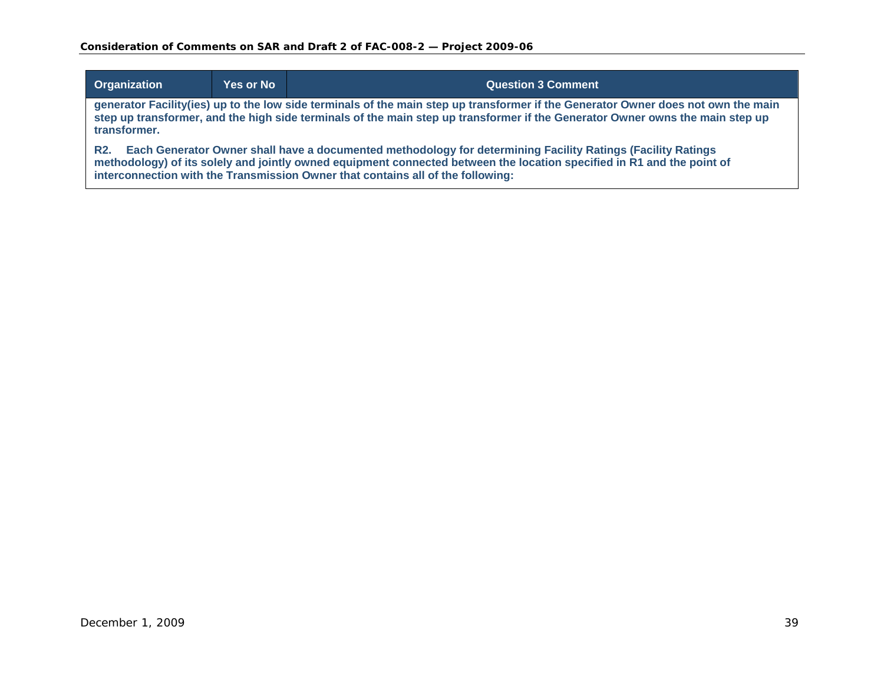| Organization | Yes or No | Question 3 Comment |
| --- | --- | --- |
| **generator Facility(ies) up to the low side terminals of the main step up transformer if the Generator Owner does not own the main step up transformer, and the high side terminals of the main step up transformer if the Generator Owner owns the main step up transformer.**<br><br>**R2. Each Generator Owner shall have a documented methodology for determining Facility Ratings (Facility Ratings methodology) of its solely and jointly owned equipment connected between the location specified in R1 and the point of interconnection with the Transmission Owner that contains all of the following:** | | |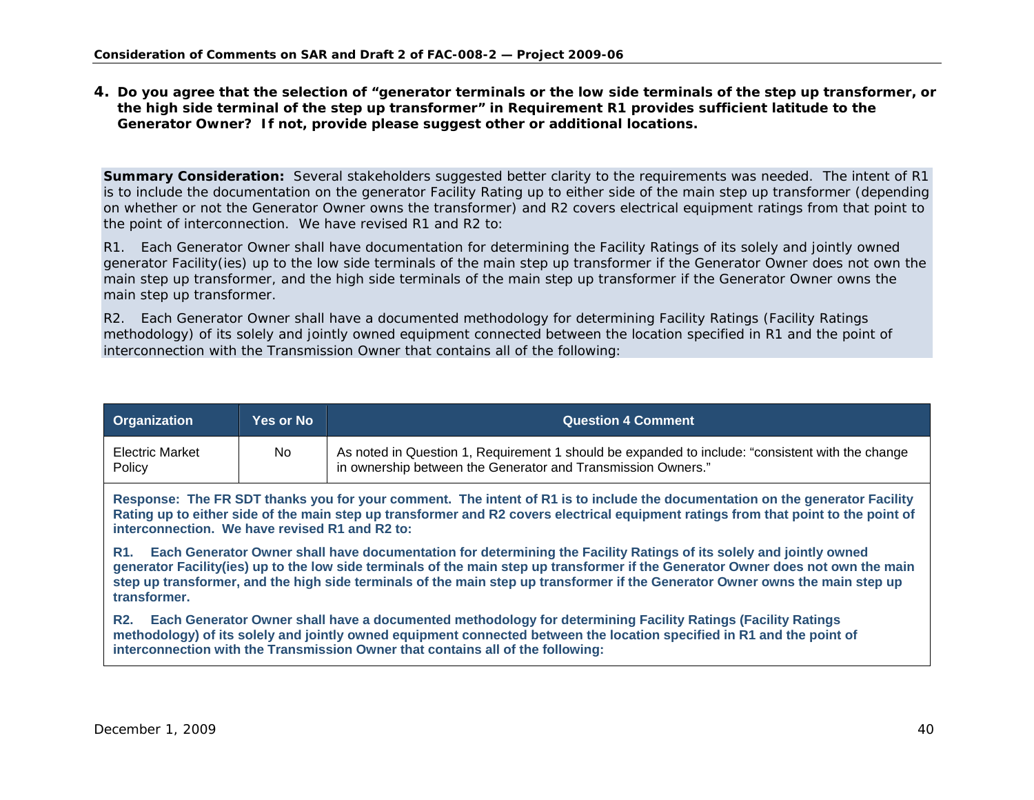**4. Do you agree that the selection of "generator terminals or the low side terminals of the step up transformer, or the high side terminal of the step up transformer" in Requirement R1 provides sufficient latitude to the Generator Owner? If not, provide please suggest other or additional locations.**

**Summary Consideration:** Several stakeholders suggested better clarity to the requirements was needed. The intent of R1 is to include the documentation on the generator Facility Rating up to either side of the main step up transformer (depending on whether or not the Generator Owner owns the transformer) and R2 covers electrical equipment ratings from that point to the point of interconnection. We have revised R1 and R2 to:

R1. Each Generator Owner shall have documentation for determining the Facility Ratings of its solely and jointly owned generator Facility(ies) up to the low side terminals of the main step up transformer if the Generator Owner does not own the main step up transformer, and the high side terminals of the main step up transformer if the Generator Owner owns the main step up transformer.

R2. Each Generator Owner shall have a documented methodology for determining Facility Ratings (Facility Ratings methodology) of its solely and jointly owned equipment connected between the location specified in R1 and the point of interconnection with the Transmission Owner that contains all of the following:

| Organization | Yes or No | Question 4 Comment |
|---|---|---|
| Electric Market Policy | No | As noted in Question 1, Requirement 1 should be expanded to include: "consistent with the change in ownership between the Generator and Transmission Owners." |

**Response: The FR SDT thanks you for your comment. The intent of R1 is to include the documentation on the generator Facility Rating up to either side of the main step up transformer and R2 covers electrical equipment ratings from that point to the point of interconnection. We have revised R1 and R2 to:**

**R1. Each Generator Owner shall have documentation for determining the Facility Ratings of its solely and jointly owned generator Facility(ies) up to the low side terminals of the main step up transformer if the Generator Owner does not own the main step up transformer, and the high side terminals of the main step up transformer if the Generator Owner owns the main step up transformer.**

**R2. Each Generator Owner shall have a documented methodology for determining Facility Ratings (Facility Ratings methodology) of its solely and jointly owned equipment connected between the location specified in R1 and the point of interconnection with the Transmission Owner that contains all of the following:**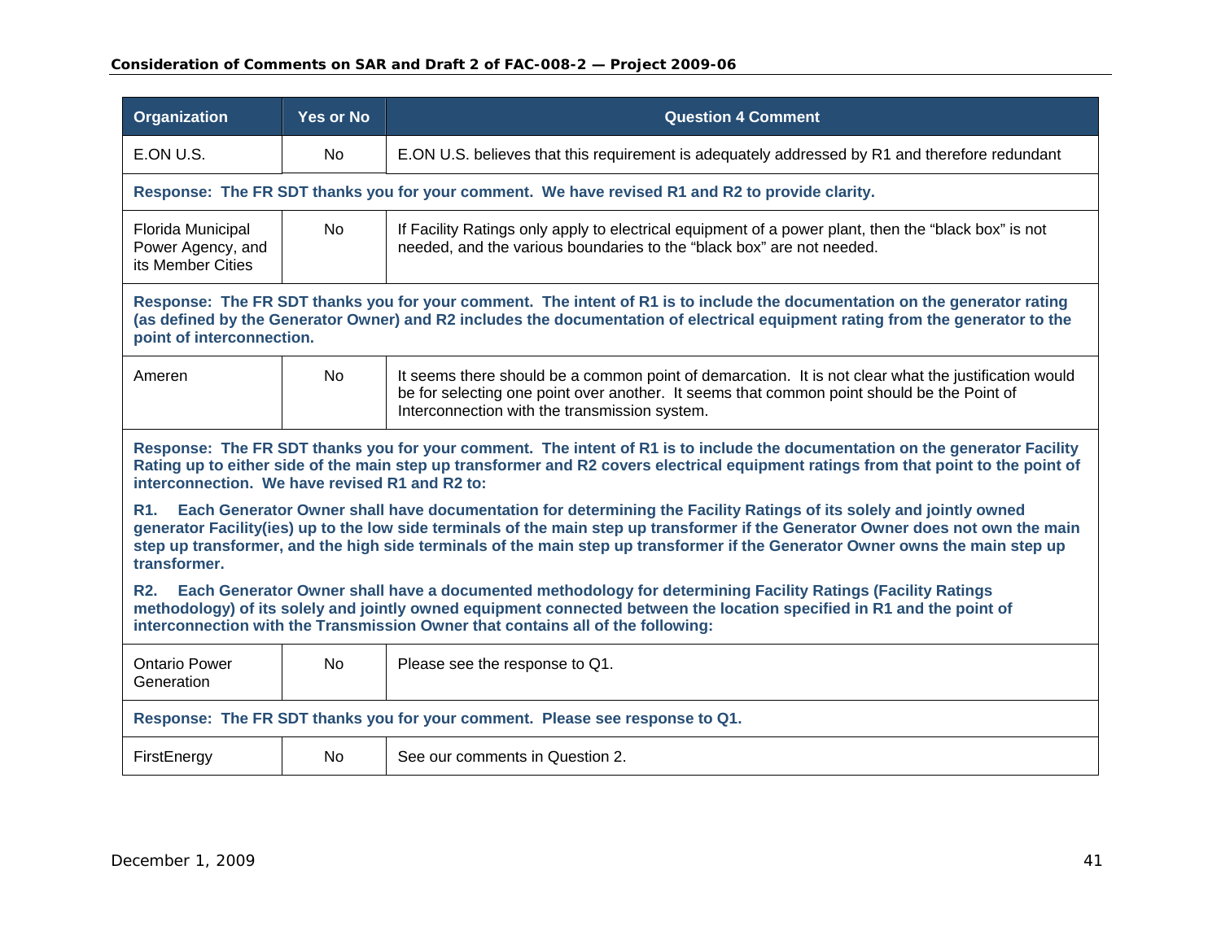| Organization | Yes or No | Question 4 Comment |
| --- | --- | --- |
| E.ON U.S. | No | E.ON U.S. believes that this requirement is adequately addressed by R1 and therefore redundant |
| **Response: The FR SDT thanks you for your comment. We have revised R1 and R2 to provide clarity.** | | |
| Florida Municipal Power Agency, and its Member Cities | No | If Facility Ratings only apply to electrical equipment of a power plant, then the "black box" is not needed, and the various boundaries to the "black box" are not needed. |
| **Response: The FR SDT thanks you for your comment. The intent of R1 is to include the documentation on the generator rating (as defined by the Generator Owner) and R2 includes the documentation of electrical equipment rating from the generator to the point of interconnection.** | | |
| Ameren | No | It seems there should be a common point of demarcation. It is not clear what the justification would be for selecting one point over another. It seems that common point should be the Point of Interconnection with the transmission system. |
| **Response: The FR SDT thanks you for your comment. The intent of R1 is to include the documentation on the generator Facility Rating up to either side of the main step up transformer and R2 covers electrical equipment ratings from that point to the point of interconnection. We have revised R1 and R2 to:**<br><br>**R1. Each Generator Owner shall have documentation for determining the Facility Ratings of its solely and jointly owned generator Facility(ies) up to the low side terminals of the main step up transformer if the Generator Owner does not own the main step up transformer, and the high side terminals of the main step up transformer if the Generator Owner owns the main step up transformer.**<br><br>**R2. Each Generator Owner shall have a documented methodology for determining Facility Ratings (Facility Ratings methodology) of its solely and jointly owned equipment connected between the location specified in R1 and the point of interconnection with the Transmission Owner that contains all of the following:** | | |
| Ontario Power Generation | No | Please see the response to Q1. |
| **Response: The FR SDT thanks you for your comment. Please see response to Q1.** | | |
| FirstEnergy | No | See our comments in Question 2. |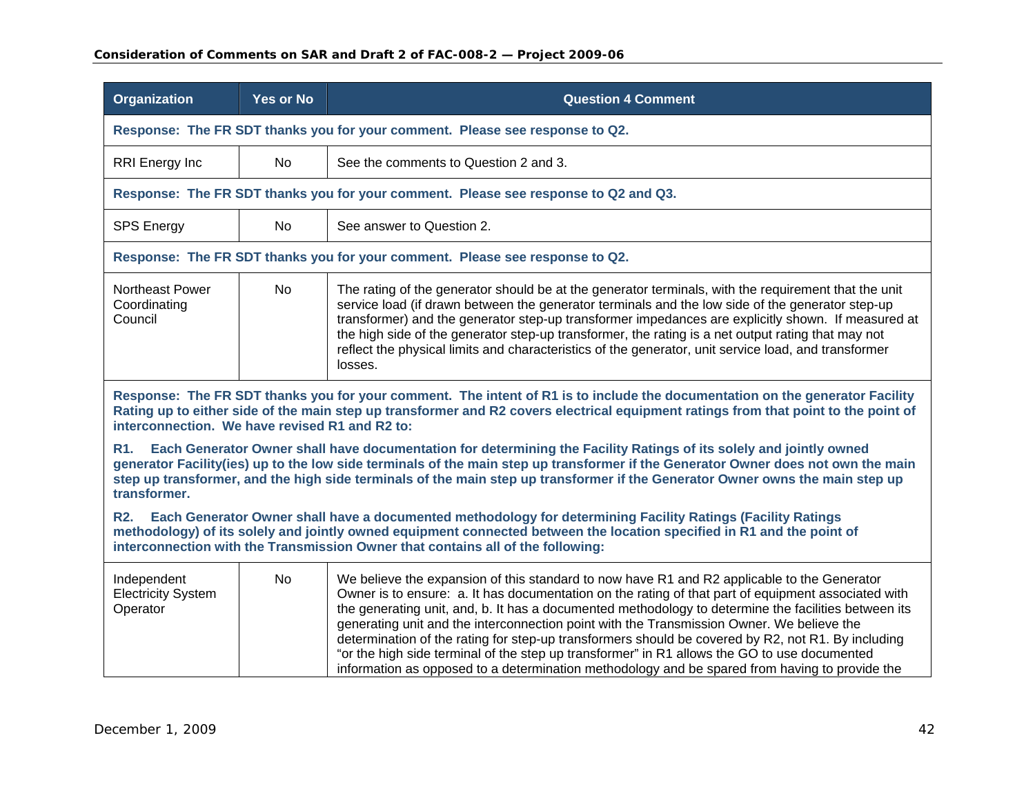| Organization | Yes or No | Question 4 Comment |
|---|---|---|
| **Response: The FR SDT thanks you for your comment. Please see response to Q2.** | | |
| RRI Energy Inc | No | See the comments to Question 2 and 3. |
| **Response: The FR SDT thanks you for your comment. Please see response to Q2 and Q3.** | | |
| SPS Energy | No | See answer to Question 2. |
| **Response: The FR SDT thanks you for your comment. Please see response to Q2.** | | |
| Northeast Power Coordinating Council | No | The rating of the generator should be at the generator terminals, with the requirement that the unit service load (if drawn between the generator terminals and the low side of the generator step-up transformer) and the generator step-up transformer impedances are explicitly shown. If measured at the high side of the generator step-up transformer, the rating is a net output rating that may not reflect the physical limits and characteristics of the generator, unit service load, and transformer losses. |
| **Response: The FR SDT thanks you for your comment. The intent of R1 is to include the documentation on the generator Facility Rating up to either side of the main step up transformer and R2 covers electrical equipment ratings from that point to the point of interconnection. We have revised R1 and R2 to:**<br><br>**R1. Each Generator Owner shall have documentation for determining the Facility Ratings of its solely and jointly owned generator Facility(ies) up to the low side terminals of the main step up transformer if the Generator Owner does not own the main step up transformer, and the high side terminals of the main step up transformer if the Generator Owner owns the main step up transformer.**<br><br>**R2. Each Generator Owner shall have a documented methodology for determining Facility Ratings (Facility Ratings methodology) of its solely and jointly owned equipment connected between the location specified in R1 and the point of interconnection with the Transmission Owner that contains all of the following:** | | |
| Independent Electricity System Operator | No | We believe the expansion of this standard to now have R1 and R2 applicable to the Generator Owner is to ensure: a. It has documentation on the rating of that part of equipment associated with the generating unit, and, b. It has a documented methodology to determine the facilities between its generating unit and the interconnection point with the Transmission Owner. We believe the determination of the rating for step-up transformers should be covered by R2, not R1. By including "or the high side terminal of the step up transformer" in R1 allows the GO to use documented information as opposed to a determination methodology and be spared from having to provide the |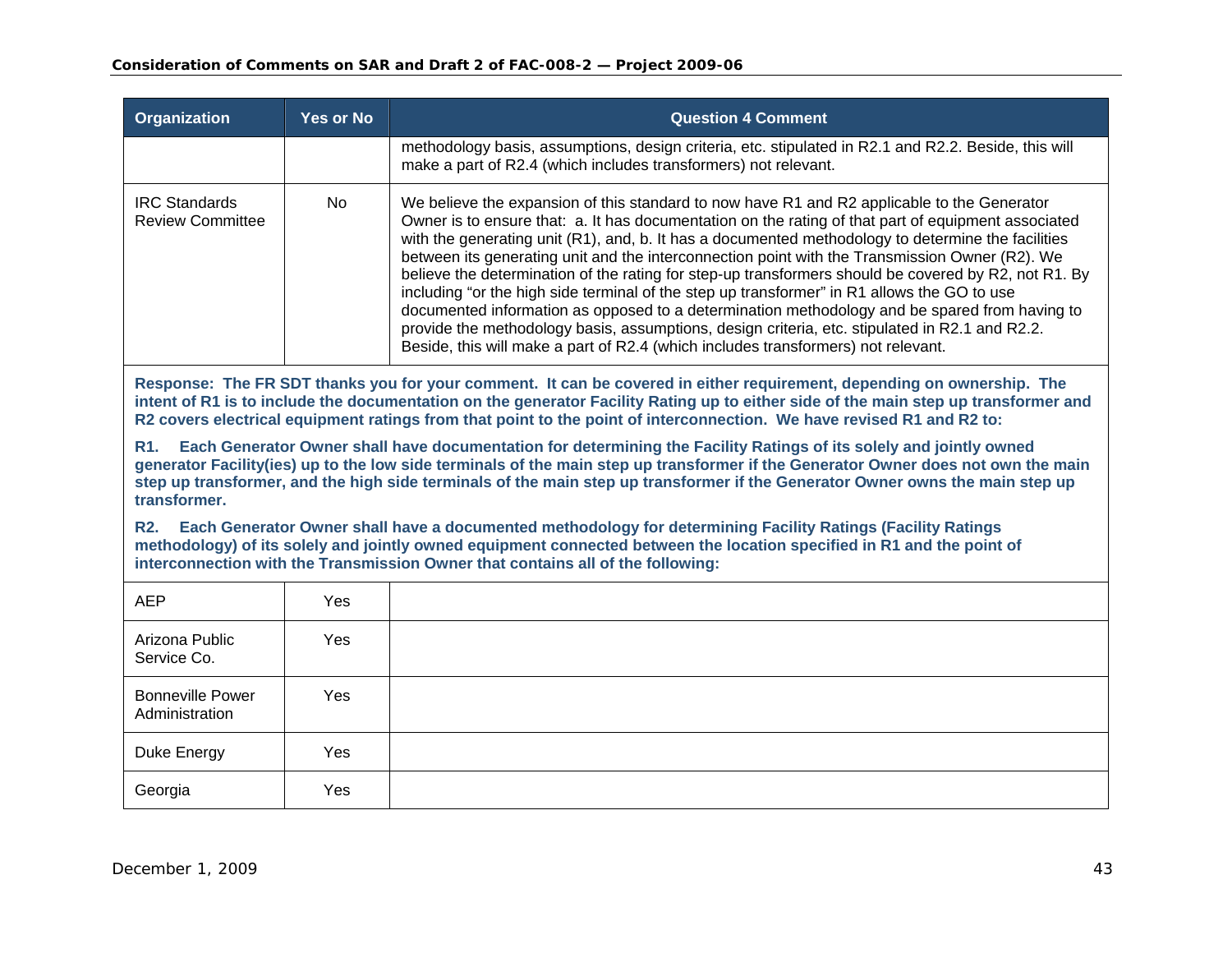| Organization | Yes or No | Question 4 Comment |
|---|---|---|
| | | methodology basis, assumptions, design criteria, etc. stipulated in R2.1 and R2.2. Beside, this will make a part of R2.4 (which includes transformers) not relevant. |
| IRC Standards Review Committee | No | We believe the expansion of this standard to now have R1 and R2 applicable to the Generator Owner is to ensure that: a. It has documentation on the rating of that part of equipment associated with the generating unit (R1), and, b. It has a documented methodology to determine the facilities between its generating unit and the interconnection point with the Transmission Owner (R2). We believe the determination of the rating for step-up transformers should be covered by R2, not R1. By including "or the high side terminal of the step up transformer" in R1 allows the GO to use documented information as opposed to a determination methodology and be spared from having to provide the methodology basis, assumptions, design criteria, etc. stipulated in R2.1 and R2.2. Beside, this will make a part of R2.4 (which includes transformers) not relevant. |
| **Response: The FR SDT thanks you for your comment. It can be covered in either requirement, depending on ownership. The intent of R1 is to include the documentation on the generator Facility Rating up to either side of the main step up transformer and R2 covers electrical equipment ratings from that point to the point of interconnection. We have revised R1 and R2 to:**<br><br>**R1. Each Generator Owner shall have documentation for determining the Facility Ratings of its solely and jointly owned generator Facility(ies) up to the low side terminals of the main step up transformer if the Generator Owner does not own the main step up transformer, and the high side terminals of the main step up transformer if the Generator Owner owns the main step up transformer.**<br><br>**R2. Each Generator Owner shall have a documented methodology for determining Facility Ratings (Facility Ratings methodology) of its solely and jointly owned equipment connected between the location specified in R1 and the point of interconnection with the Transmission Owner that contains all of the following:** | | |
| AEP | Yes | |
| Arizona Public Service Co. | Yes | |
| Bonneville Power Administration | Yes | |
| Duke Energy | Yes | |
| Georgia | Yes | |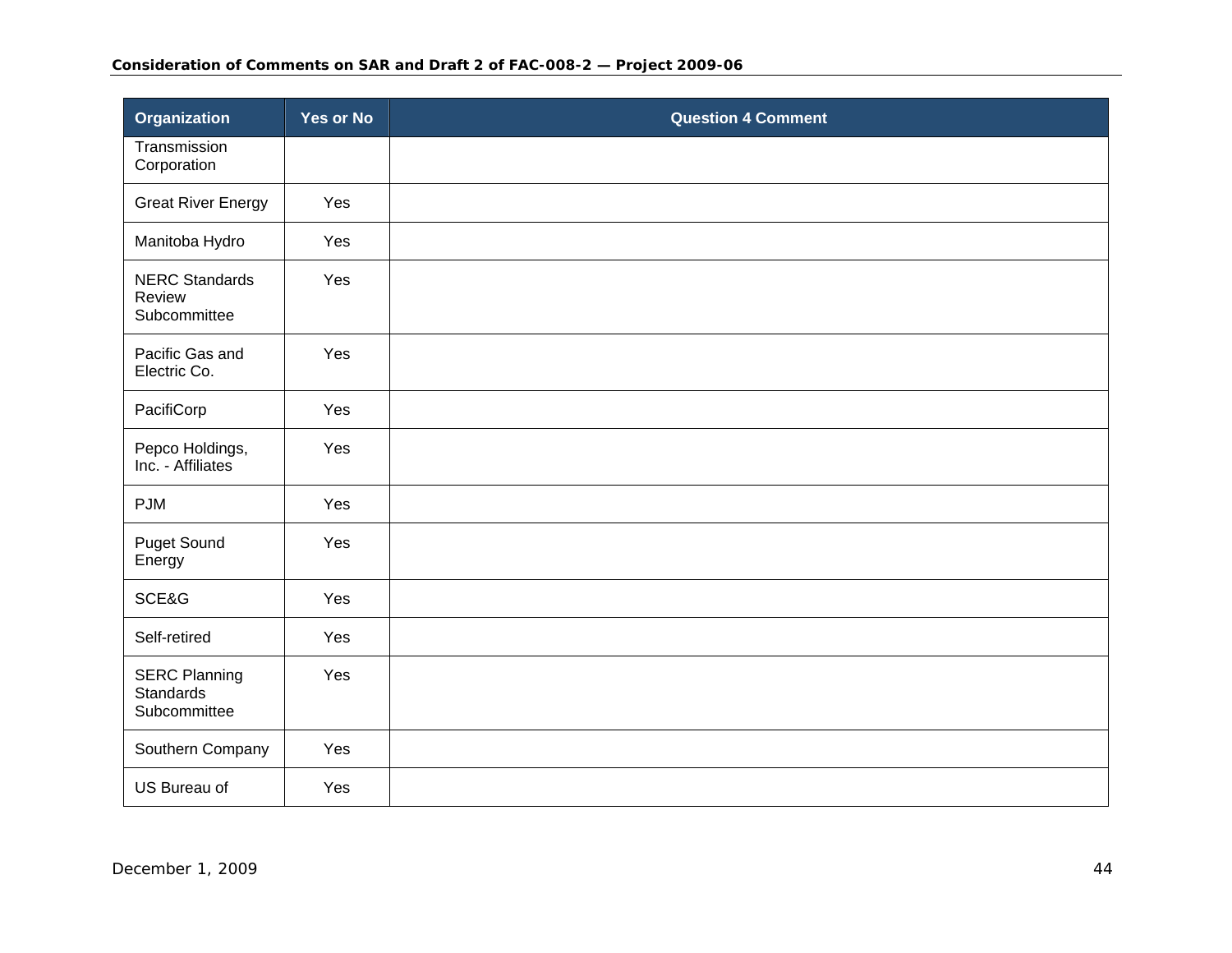| Organization | Yes or No | Question 4 Comment |
| --- | --- | --- |
| Transmission Corporation | | |
| Great River Energy | Yes | |
| Manitoba Hydro | Yes | |
| NERC Standards Review Subcommittee | Yes | |
| Pacific Gas and Electric Co. | Yes | |
| PacifiCorp | Yes | |
| Pepco Holdings, Inc. - Affiliates | Yes | |
| PJM | Yes | |
| Puget Sound Energy | Yes | |
| SCE&G | Yes | |
| Self-retired | Yes | |
| SERC Planning Standards Subcommittee | Yes | |
| Southern Company | Yes | |
| US Bureau of | Yes | |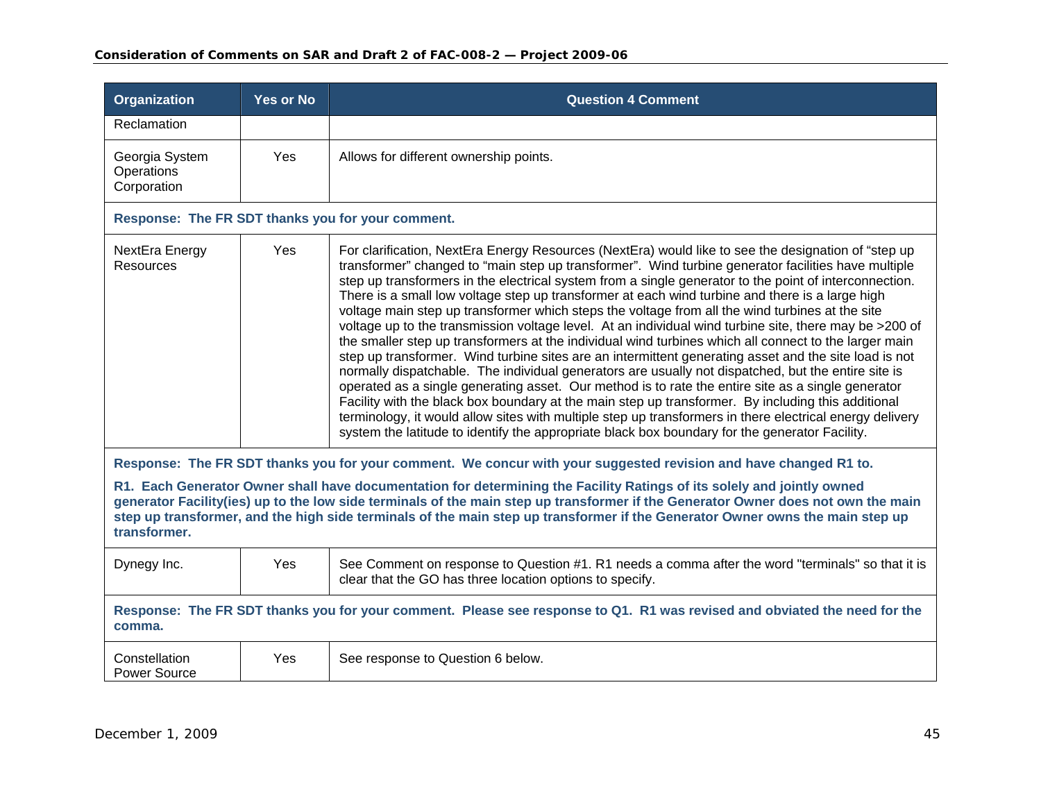| Organization | Yes or No | Question 4 Comment |
|---|---|---|
| Reclamation | | |
| Georgia System Operations Corporation | Yes | Allows for different ownership points. |
| **Response: The FR SDT thanks you for your comment.** | | |
| NextEra Energy Resources | Yes | For clarification, NextEra Energy Resources (NextEra) would like to see the designation of "step up transformer" changed to "main step up transformer". Wind turbine generator facilities have multiple step up transformers in the electrical system from a single generator to the point of interconnection. There is a small low voltage step up transformer at each wind turbine and there is a large high voltage main step up transformer which steps the voltage from all the wind turbines at the site voltage up to the transmission voltage level. At an individual wind turbine site, there may be >200 of the smaller step up transformers at the individual wind turbines which all connect to the larger main step up transformer. Wind turbine sites are an intermittent generating asset and the site load is not normally dispatchable. The individual generators are usually not dispatched, but the entire site is operated as a single generating asset. Our method is to rate the entire site as a single generator Facility with the black box boundary at the main step up transformer. By including this additional terminology, it would allow sites with multiple step up transformers in there electrical energy delivery system the latitude to identify the appropriate black box boundary for the generator Facility. |
| **Response: The FR SDT thanks you for your comment. We concur with your suggested revision and have changed R1 to.**<br><br>**R1. Each Generator Owner shall have documentation for determining the Facility Ratings of its solely and jointly owned generator Facility(ies) up to the low side terminals of the main step up transformer if the Generator Owner does not own the main step up transformer, and the high side terminals of the main step up transformer if the Generator Owner owns the main step up transformer.** | | |
| Dynegy Inc. | Yes | See Comment on response to Question #1. R1 needs a comma after the word "terminals" so that it is clear that the GO has three location options to specify. |
| **Response: The FR SDT thanks you for your comment. Please see response to Q1. R1 was revised and obviated the need for the comma.** | | |
| Constellation Power Source | Yes | See response to Question 6 below. |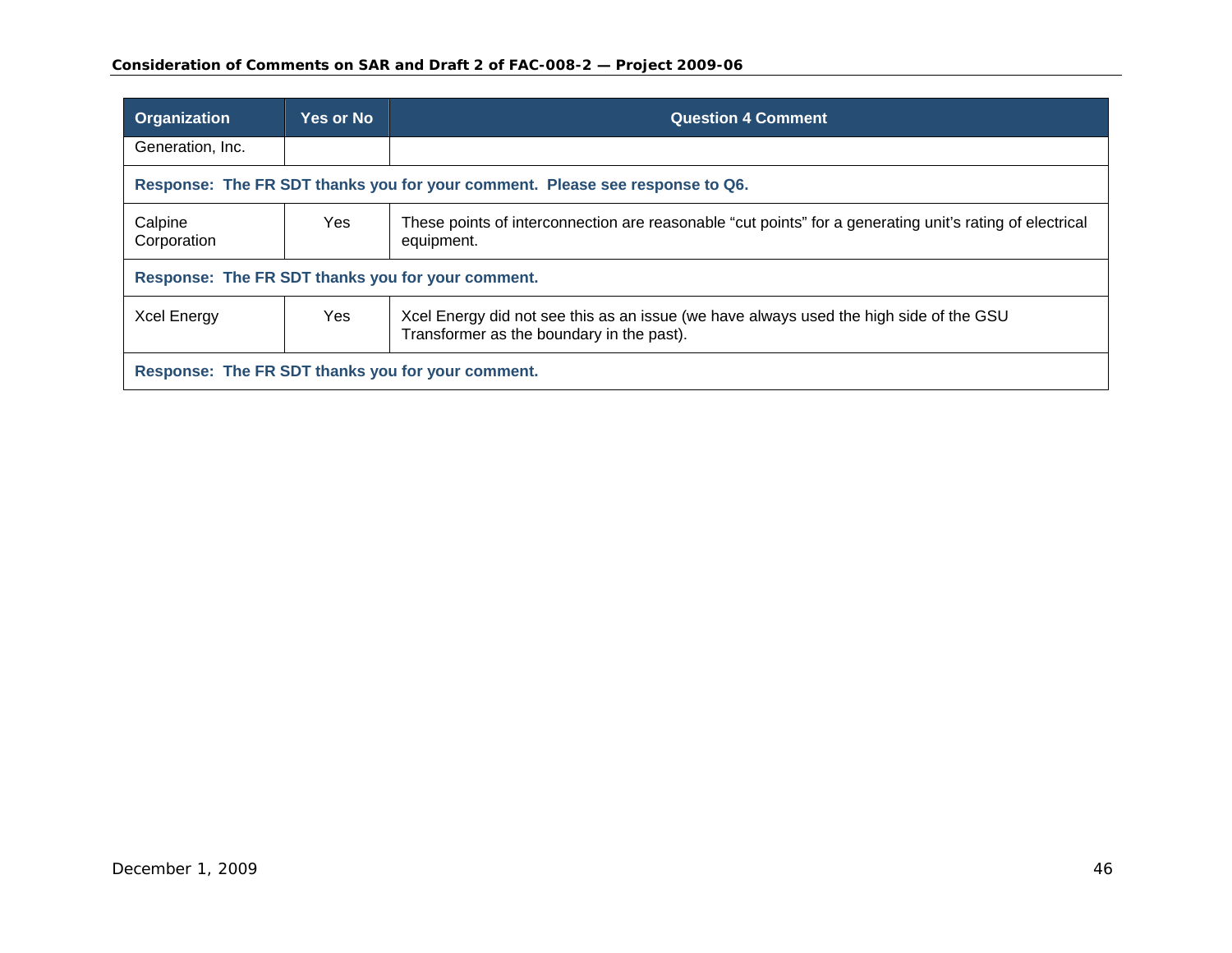| Organization | Yes or No | Question 4 Comment |
|---|---|---|
| Generation, Inc. | | |
| **Response: The FR SDT thanks you for your comment. Please see response to Q6.** | | |
| Calpine Corporation | Yes | These points of interconnection are reasonable “cut points” for a generating unit’s rating of electrical equipment. |
| **Response: The FR SDT thanks you for your comment.** | | |
| Xcel Energy | Yes | Xcel Energy did not see this as an issue (we have always used the high side of the GSU Transformer as the boundary in the past). |
| **Response: The FR SDT thanks you for your comment.** | | |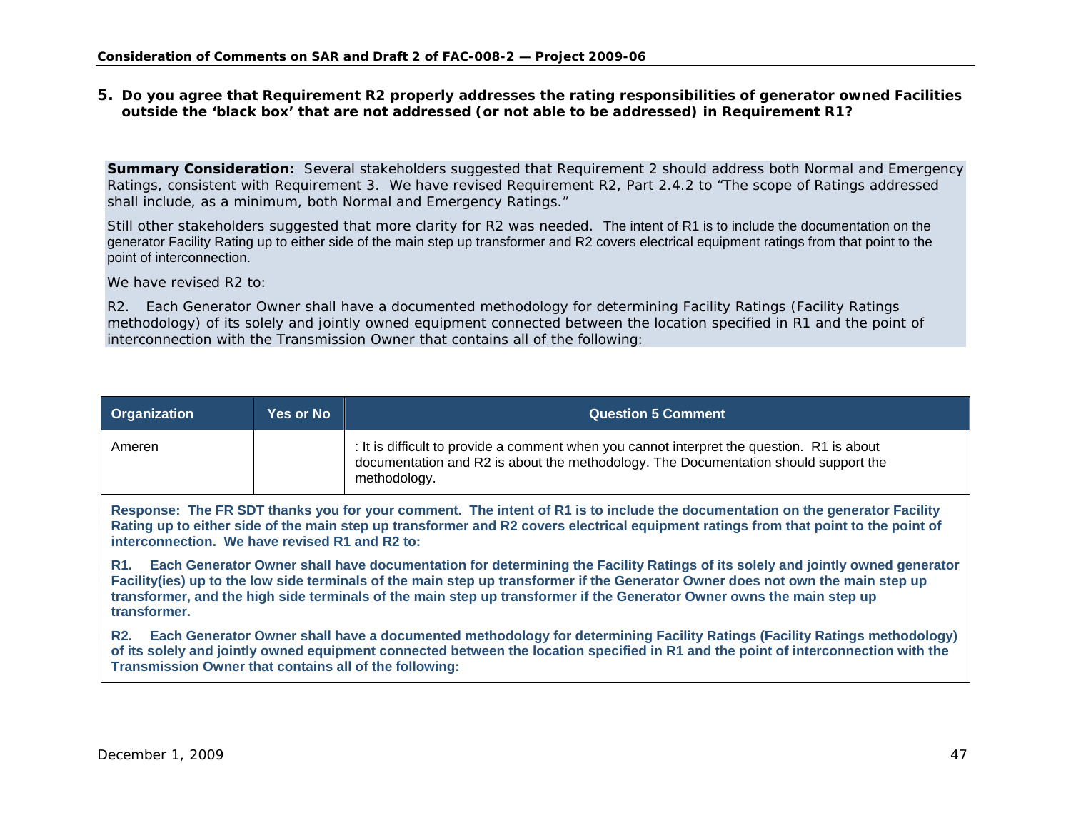**5. Do you agree that Requirement R2 properly addresses the rating responsibilities of generator owned Facilities outside the 'black box' that are not addressed (or not able to be addressed) in Requirement R1?**

**Summary Consideration:** Several stakeholders suggested that Requirement 2 should address both Normal and Emergency Ratings, consistent with Requirement 3. We have revised Requirement R2, Part 2.4.2 to "The scope of Ratings addressed shall include, as a minimum, both Normal and Emergency Ratings."

Still other stakeholders suggested that more clarity for R2 was needed. The intent of R1 is to include the documentation on the generator Facility Rating up to either side of the main step up transformer and R2 covers electrical equipment ratings from that point to the point of interconnection.

We have revised R2 to:

R2. Each Generator Owner shall have a documented methodology for determining Facility Ratings (Facility Ratings methodology) of its solely and jointly owned equipment connected between the location specified in R1 and the point of interconnection with the Transmission Owner that contains all of the following:

| Organization | Yes or No | Question 5 Comment |
|---|---|---|
| Ameren | | : It is difficult to provide a comment when you cannot interpret the question. R1 is about documentation and R2 is about the methodology. The Documentation should support the methodology. |

**Response: The FR SDT thanks you for your comment. The intent of R1 is to include the documentation on the generator Facility Rating up to either side of the main step up transformer and R2 covers electrical equipment ratings from that point to the point of interconnection. We have revised R1 and R2 to:**

**R1. Each Generator Owner shall have documentation for determining the Facility Ratings of its solely and jointly owned generator Facility(ies) up to the low side terminals of the main step up transformer if the Generator Owner does not own the main step up transformer, and the high side terminals of the main step up transformer if the Generator Owner owns the main step up transformer.**

**R2. Each Generator Owner shall have a documented methodology for determining Facility Ratings (Facility Ratings methodology) of its solely and jointly owned equipment connected between the location specified in R1 and the point of interconnection with the Transmission Owner that contains all of the following:**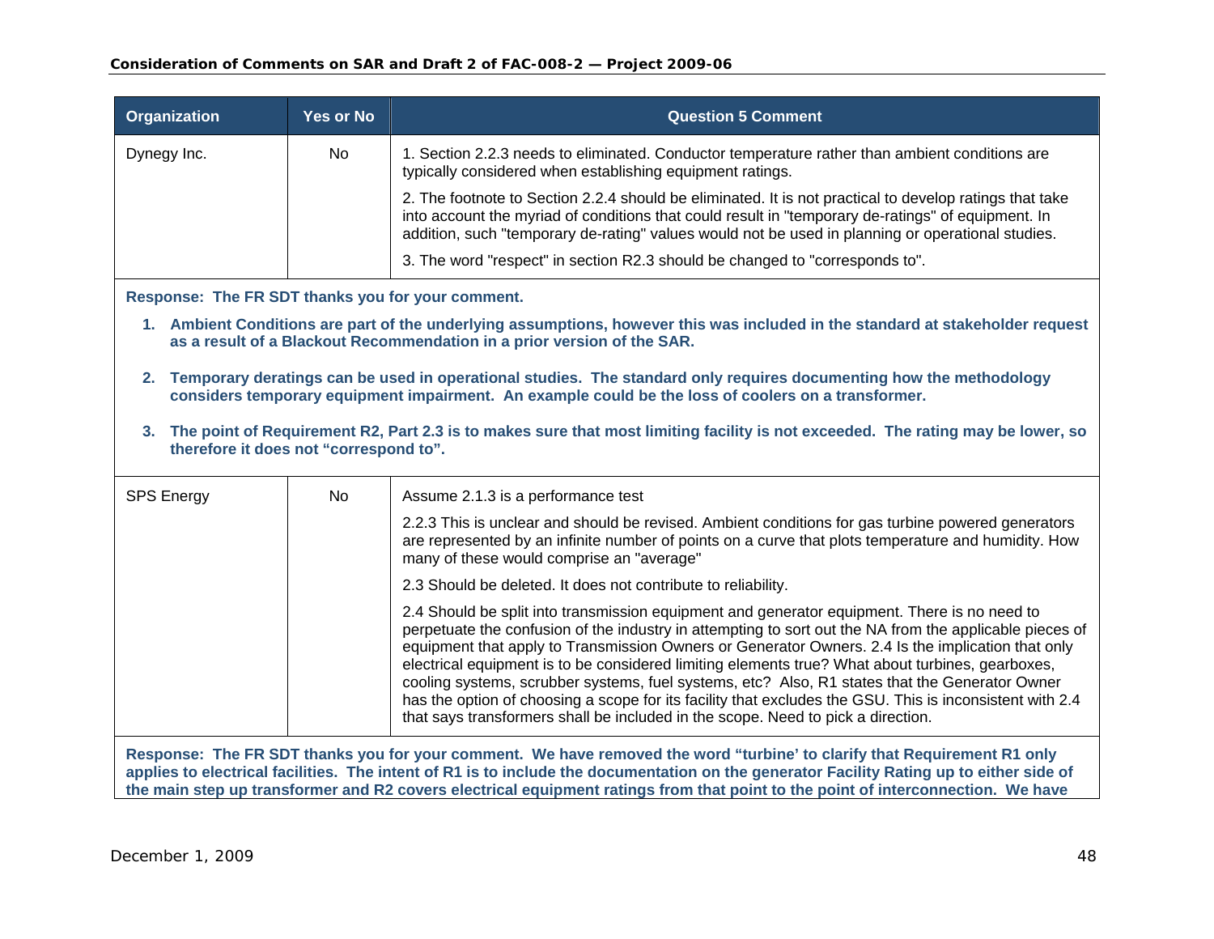| Organization | Yes or No | Question 5 Comment |
|---|---|---|
| Dynegy Inc. | No | 1. Section 2.2.3 needs to eliminated. Conductor temperature rather than ambient conditions are typically considered when establishing equipment ratings.<br><br>2. The footnote to Section 2.2.4 should be eliminated. It is not practical to develop ratings that take into account the myriad of conditions that could result in "temporary de-ratings" of equipment. In addition, such "temporary de-rating" values would not be used in planning or operational studies.<br><br>3. The word "respect" in section R2.3 should be changed to "corresponds to". |

**Response: The FR SDT thanks you for your comment.**

1. **Ambient Conditions are part of the underlying assumptions, however this was included in the standard at stakeholder request as a result of a Blackout Recommendation in a prior version of the SAR.**
2. **Temporary deratings can be used in operational studies. The standard only requires documenting how the methodology considers temporary equipment impairment. An example could be the loss of coolers on a transformer.**
3. **The point of Requirement R2, Part 2.3 is to makes sure that most limiting facility is not exceeded. The rating may be lower, so therefore it does not "correspond to".**

| Organization | Yes or No | Question 5 Comment |
|---|---|---|
| SPS Energy | No | Assume 2.1.3 is a performance test<br><br>2.2.3 This is unclear and should be revised. Ambient conditions for gas turbine powered generators are represented by an infinite number of points on a curve that plots temperature and humidity. How many of these would comprise an "average"<br><br>2.3 Should be deleted. It does not contribute to reliability.<br><br>2.4 Should be split into transmission equipment and generator equipment. There is no need to perpetuate the confusion of the industry in attempting to sort out the NA from the applicable pieces of equipment that apply to Transmission Owners or Generator Owners. 2.4 Is the implication that only electrical equipment is to be considered limiting elements true? What about turbines, gearboxes, cooling systems, scrubber systems, fuel systems, etc? Also, R1 states that the Generator Owner has the option of choosing a scope for its facility that excludes the GSU. This is inconsistent with 2.4 that says transformers shall be included in the scope. Need to pick a direction. |

**Response: The FR SDT thanks you for your comment. We have removed the word "turbine' to clarify that Requirement R1 only applies to electrical facilities. The intent of R1 is to include the documentation on the generator Facility Rating up to either side of the main step up transformer and R2 covers electrical equipment ratings from that point to the point of interconnection. We have**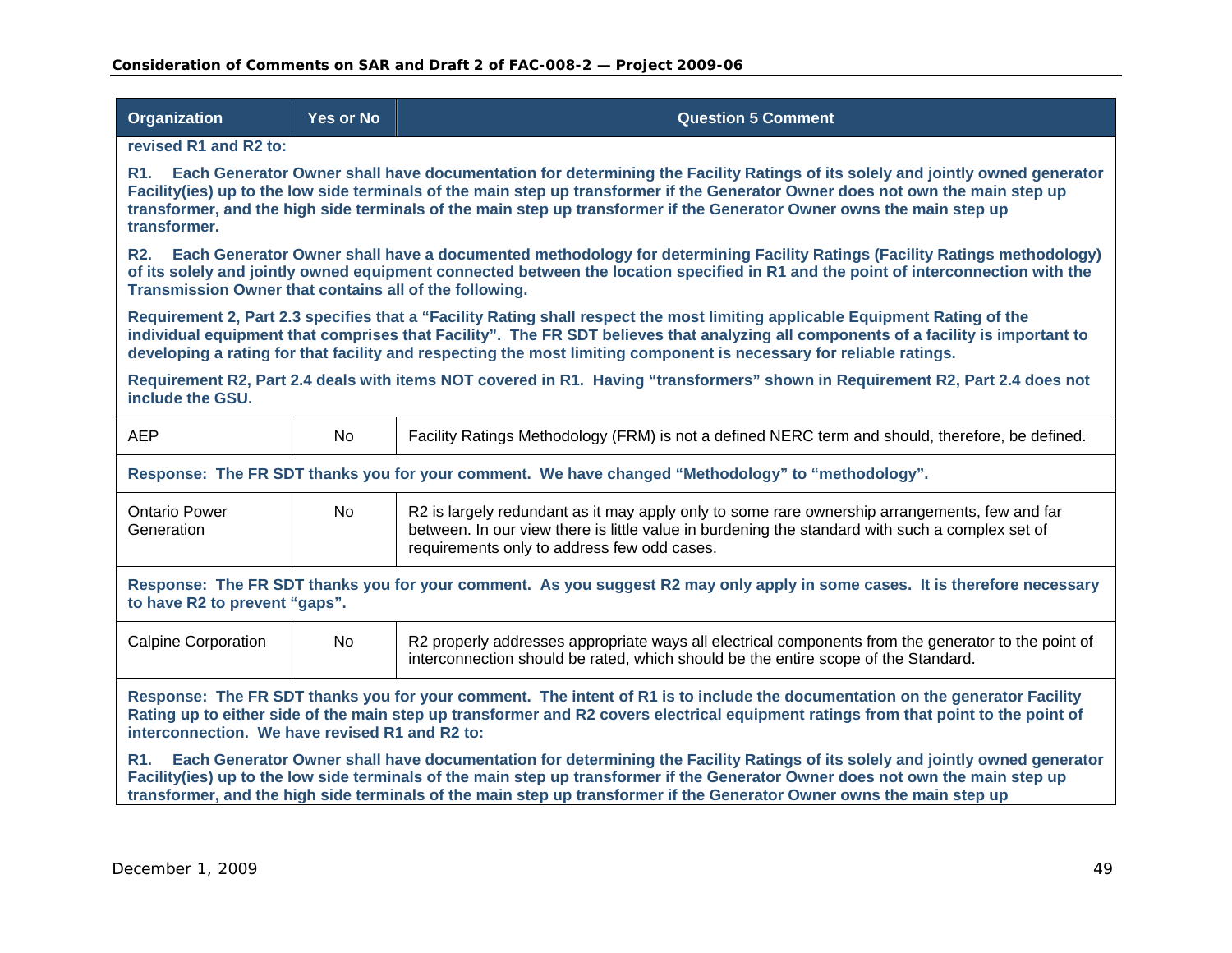| Organization | Yes or No | Question 5 Comment |
|---|---|---|
| **revised R1 and R2 to:**<br><br>**R1. Each Generator Owner shall have documentation for determining the Facility Ratings of its solely and jointly owned generator Facility(ies) up to the low side terminals of the main step up transformer if the Generator Owner does not own the main step up transformer, and the high side terminals of the main step up transformer if the Generator Owner owns the main step up transformer.**<br><br>**R2. Each Generator Owner shall have a documented methodology for determining Facility Ratings (Facility Ratings methodology) of its solely and jointly owned equipment connected between the location specified in R1 and the point of interconnection with the Transmission Owner that contains all of the following.**<br><br>**Requirement 2, Part 2.3 specifies that a "Facility Rating shall respect the most limiting applicable Equipment Rating of the individual equipment that comprises that Facility". The FR SDT believes that analyzing all components of a facility is important to developing a rating for that facility and respecting the most limiting component is necessary for reliable ratings.**<br><br>**Requirement R2, Part 2.4 deals with items NOT covered in R1. Having "transformers" shown in Requirement R2, Part 2.4 does not include the GSU.** | | |
| AEP | No | Facility Ratings Methodology (FRM) is not a defined NERC term and should, therefore, be defined. |
| **Response: The FR SDT thanks you for your comment. We have changed "Methodology" to "methodology".** | | |
| Ontario Power Generation | No | R2 is largely redundant as it may apply only to some rare ownership arrangements, few and far between. In our view there is little value in burdening the standard with such a complex set of requirements only to address few odd cases. |
| **Response: The FR SDT thanks you for your comment. As you suggest R2 may only apply in some cases. It is therefore necessary to have R2 to prevent "gaps".** | | |
| Calpine Corporation | No | R2 properly addresses appropriate ways all electrical components from the generator to the point of interconnection should be rated, which should be the entire scope of the Standard. |
| **Response: The FR SDT thanks you for your comment. The intent of R1 is to include the documentation on the generator Facility Rating up to either side of the main step up transformer and R2 covers electrical equipment ratings from that point to the point of interconnection. We have revised R1 and R2 to:**<br><br>**R1. Each Generator Owner shall have documentation for determining the Facility Ratings of its solely and jointly owned generator Facility(ies) up to the low side terminals of the main step up transformer if the Generator Owner does not own the main step up transformer, and the high side terminals of the main step up transformer if the Generator Owner owns the main step up** | | |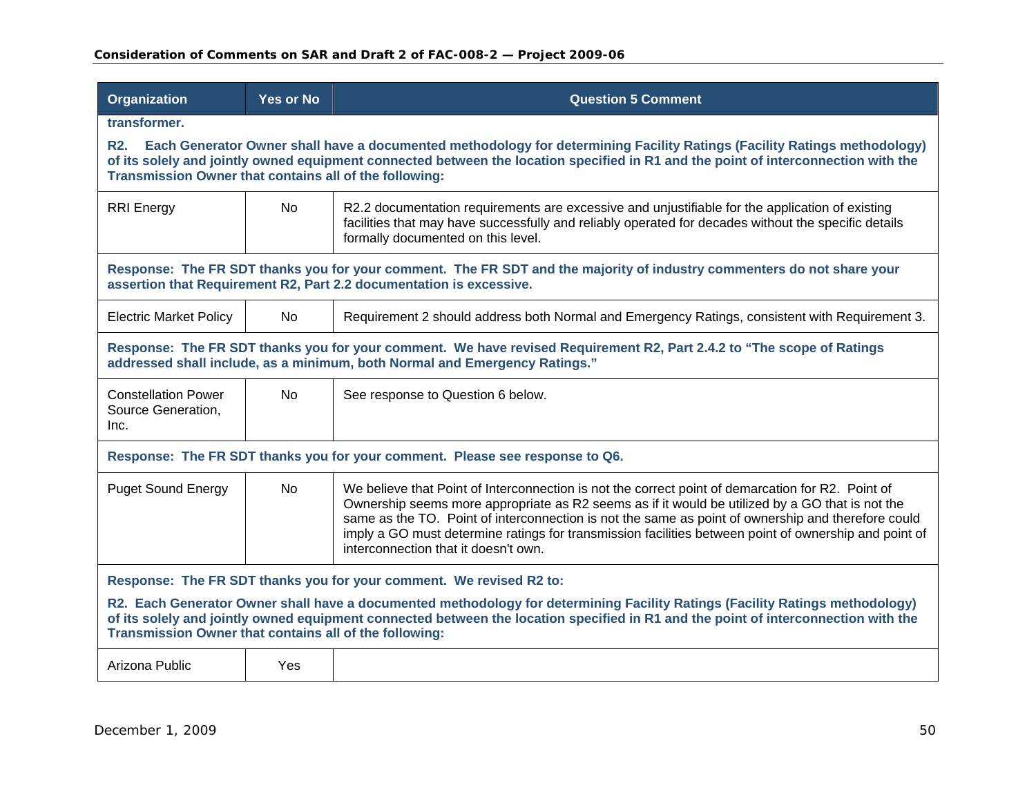| Organization | Yes or No | Question 5 Comment |
|---|---|---|
| **transformer.**<br><br>**R2. Each Generator Owner shall have a documented methodology for determining Facility Ratings (Facility Ratings methodology) of its solely and jointly owned equipment connected between the location specified in R1 and the point of interconnection with the Transmission Owner that contains all of the following:** | | |
| RRI Energy | No | R2.2 documentation requirements are excessive and unjustifiable for the application of existing facilities that may have successfully and reliably operated for decades without the specific details formally documented on this level. |
| **Response: The FR SDT thanks you for your comment. The FR SDT and the majority of industry commenters do not share your assertion that Requirement R2, Part 2.2 documentation is excessive.** | | |
| Electric Market Policy | No | Requirement 2 should address both Normal and Emergency Ratings, consistent with Requirement 3. |
| **Response: The FR SDT thanks you for your comment. We have revised Requirement R2, Part 2.4.2 to "The scope of Ratings addressed shall include, as a minimum, both Normal and Emergency Ratings."** | | |
| Constellation Power Source Generation, Inc. | No | See response to Question 6 below. |
| **Response: The FR SDT thanks you for your comment. Please see response to Q6.** | | |
| Puget Sound Energy | No | We believe that Point of Interconnection is not the correct point of demarcation for R2. Point of Ownership seems more appropriate as R2 seems as if it would be utilized by a GO that is not the same as the TO. Point of interconnection is not the same as point of ownership and therefore could imply a GO must determine ratings for transmission facilities between point of ownership and point of interconnection that it doesn't own. |
| **Response: The FR SDT thanks you for your comment. We revised R2 to:**<br><br>**R2. Each Generator Owner shall have a documented methodology for determining Facility Ratings (Facility Ratings methodology) of its solely and jointly owned equipment connected between the location specified in R1 and the point of interconnection with the Transmission Owner that contains all of the following:** | | |
| Arizona Public | Yes | |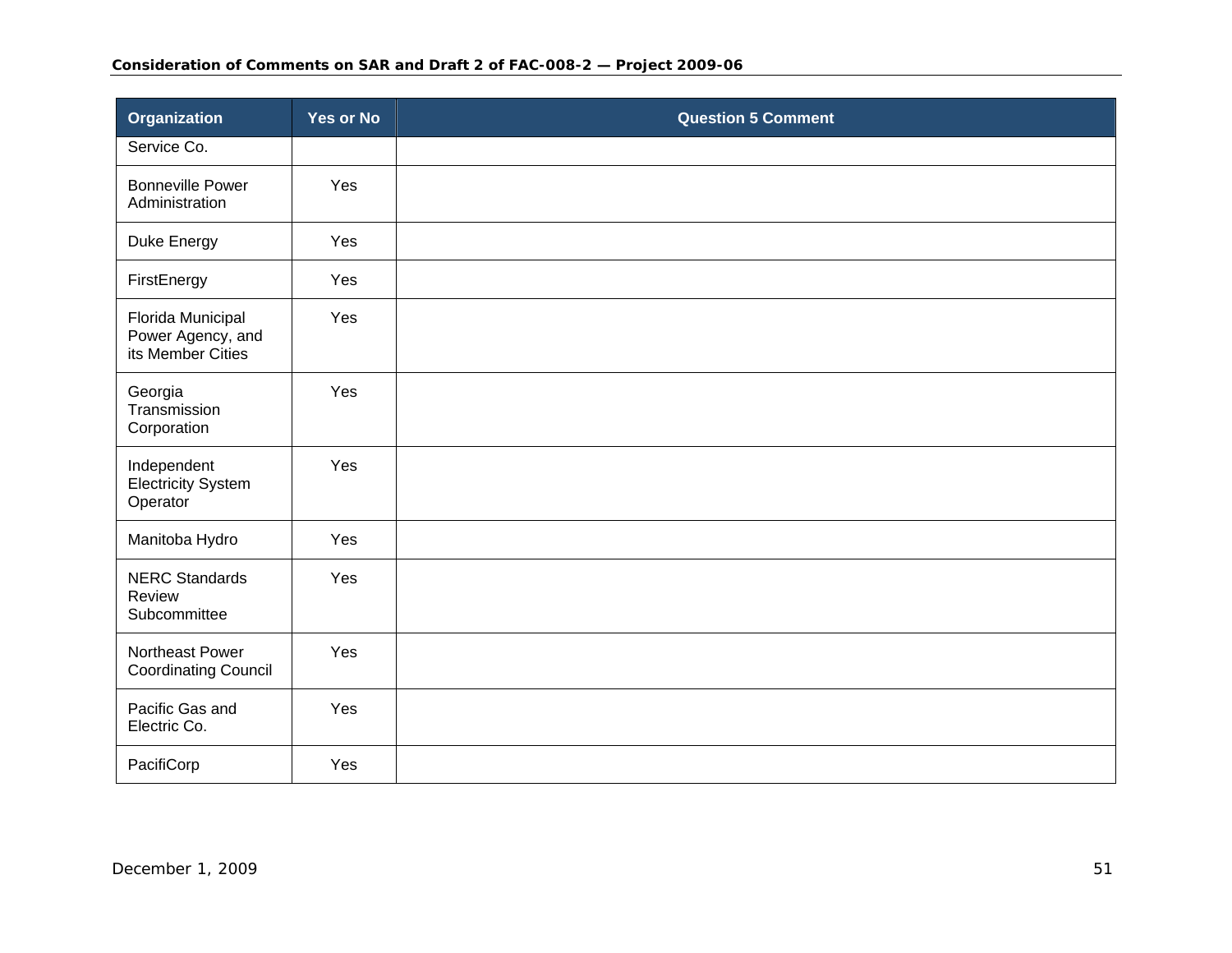| Organization | Yes or No | Question 5 Comment |
|---|---|---|
| Service Co. | | |
| Bonneville Power Administration | Yes | |
| Duke Energy | Yes | |
| FirstEnergy | Yes | |
| Florida Municipal Power Agency, and its Member Cities | Yes | |
| Georgia Transmission Corporation | Yes | |
| Independent Electricity System Operator | Yes | |
| Manitoba Hydro | Yes | |
| NERC Standards Review Subcommittee | Yes | |
| Northeast Power Coordinating Council | Yes | |
| Pacific Gas and Electric Co. | Yes | |
| PacifiCorp | Yes | |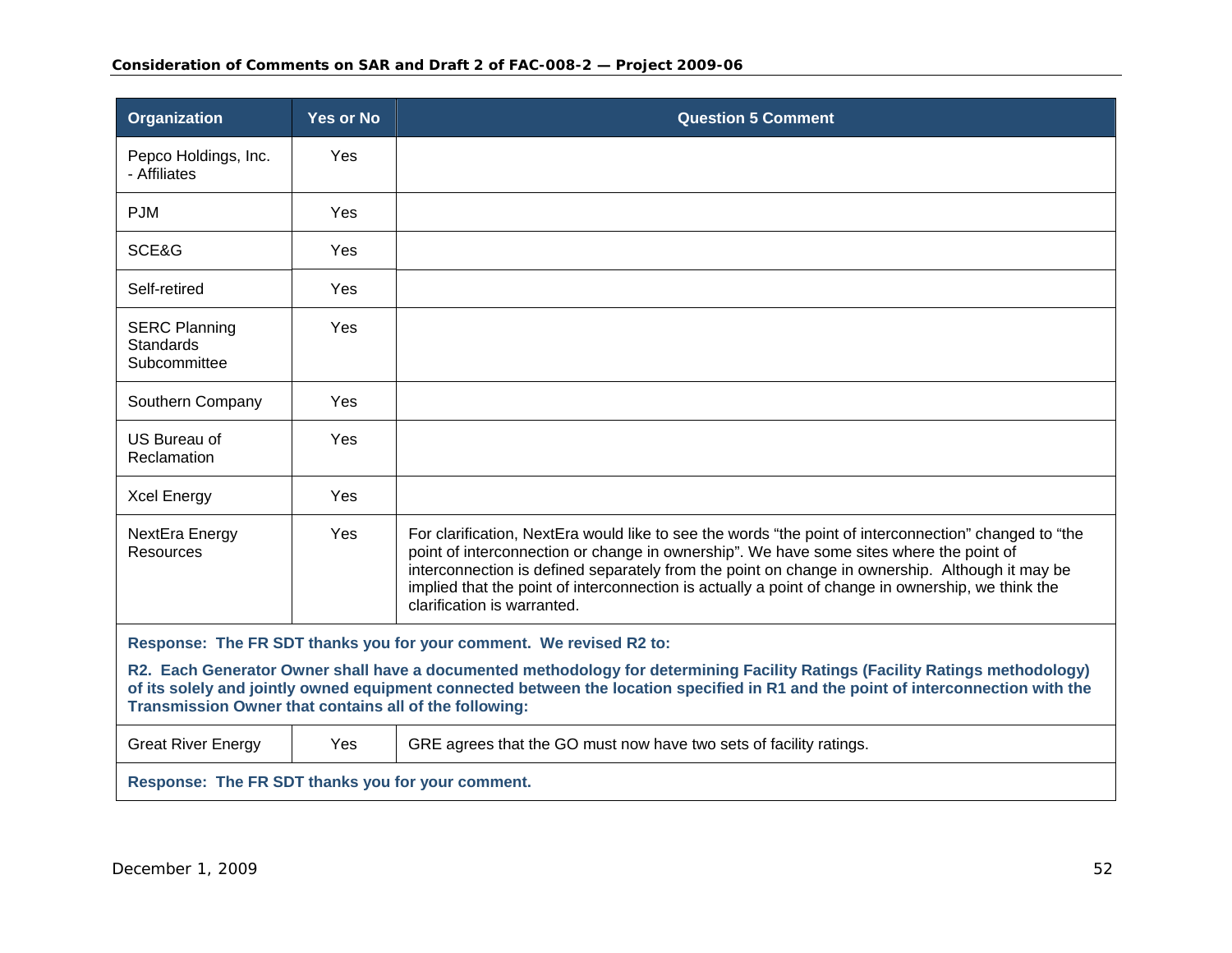| Organization | Yes or No | Question 5 Comment |
|---|---|---|
| Pepco Holdings, Inc. - Affiliates | Yes | |
| PJM | Yes | |
| SCE&G | Yes | |
| Self-retired | Yes | |
| SERC Planning Standards Subcommittee | Yes | |
| Southern Company | Yes | |
| US Bureau of Reclamation | Yes | |
| Xcel Energy | Yes | |
| NextEra Energy Resources | Yes | For clarification, NextEra would like to see the words “the point of interconnection” changed to “the point of interconnection or change in ownership”. We have some sites where the point of interconnection is defined separately from the point on change in ownership. Although it may be implied that the point of interconnection is actually a point of change in ownership, we think the clarification is warranted. |
| **Response: The FR SDT thanks you for your comment. We revised R2 to:** **R2. Each Generator Owner shall have a documented methodology for determining Facility Ratings (Facility Ratings methodology) of its solely and jointly owned equipment connected between the location specified in R1 and the point of interconnection with the Transmission Owner that contains all of the following:** | | |
| Great River Energy | Yes | GRE agrees that the GO must now have two sets of facility ratings. |
| **Response: The FR SDT thanks you for your comment.** | | |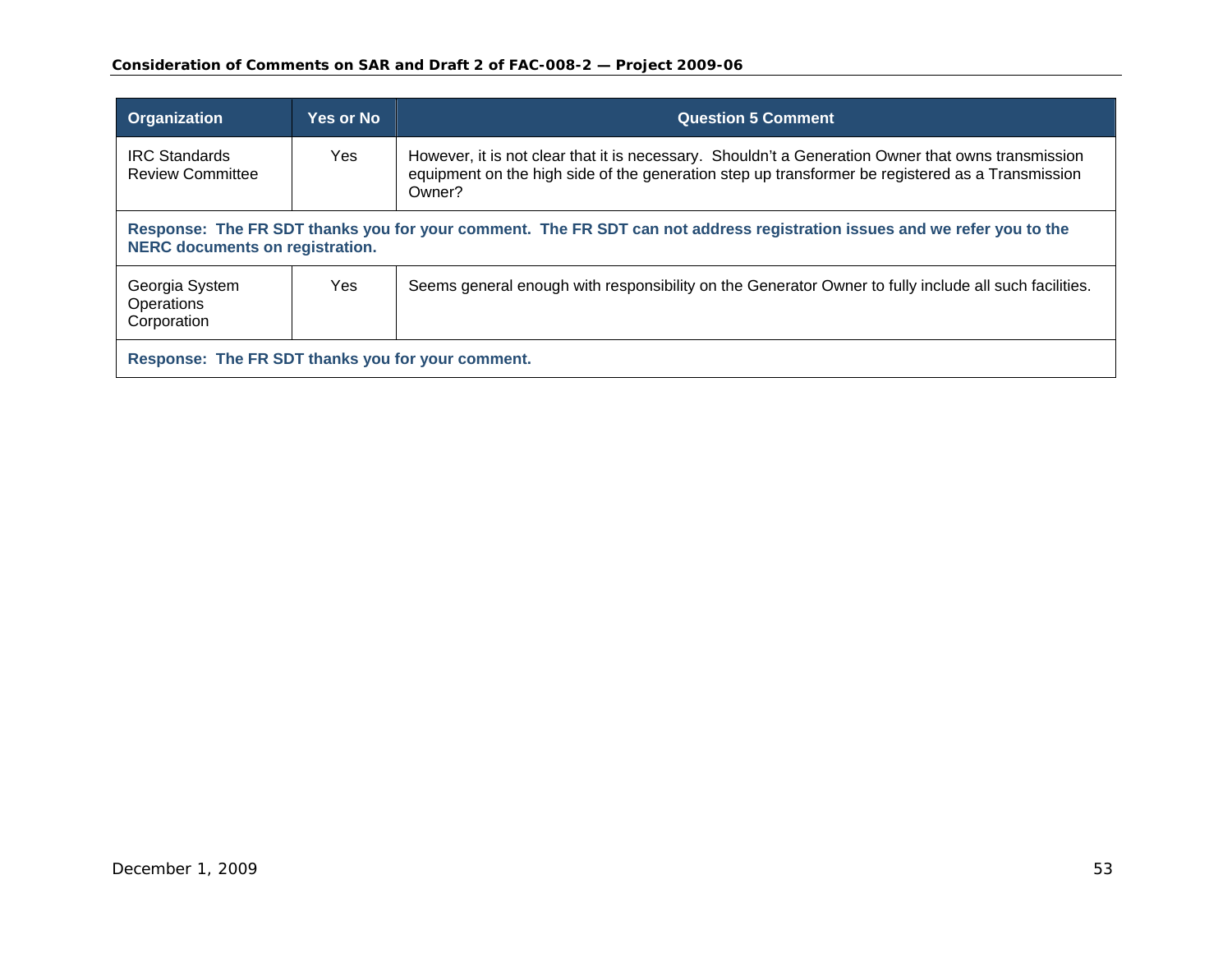| Organization | Yes or No | Question 5 Comment |
|---|---|---|
| IRC Standards Review Committee | Yes | However, it is not clear that it is necessary. Shouldn't a Generation Owner that owns transmission equipment on the high side of the generation step up transformer be registered as a Transmission Owner? |
| **Response: The FR SDT thanks you for your comment. The FR SDT can not address registration issues and we refer you to the NERC documents on registration.** | | |
| Georgia System Operations Corporation | Yes | Seems general enough with responsibility on the Generator Owner to fully include all such facilities. |
| **Response: The FR SDT thanks you for your comment.** | | |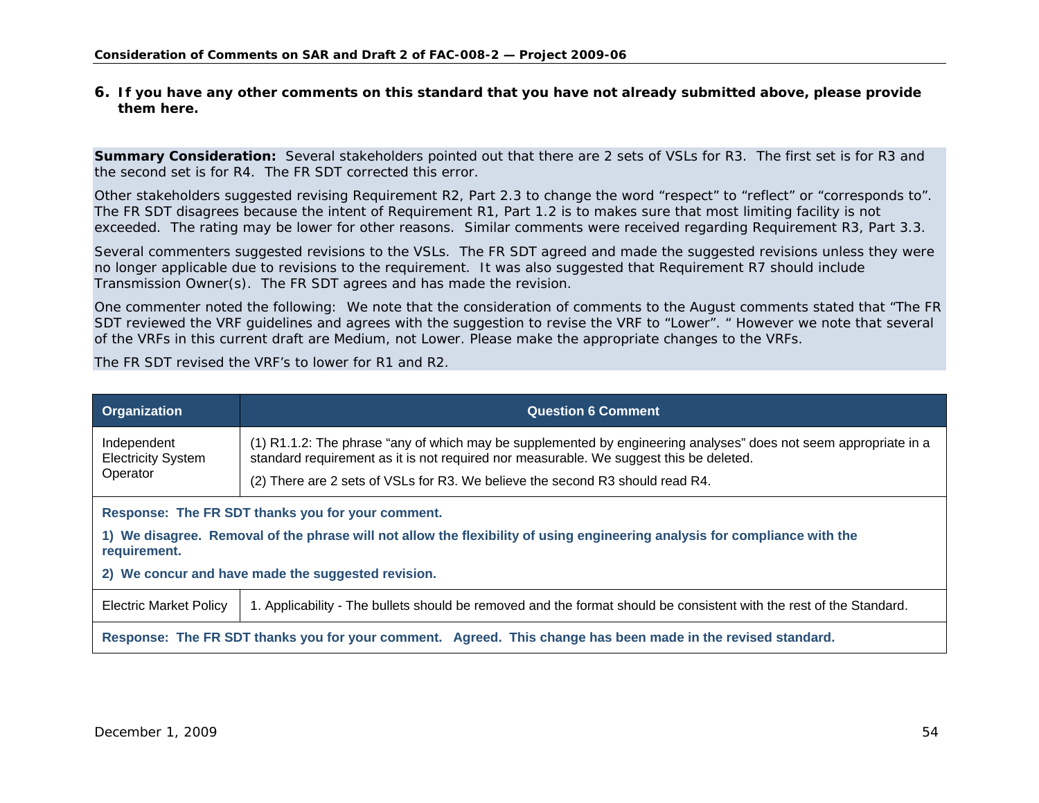**6. If you have any other comments on this standard that you have not already submitted above, please provide them here.**

**Summary Consideration:** Several stakeholders pointed out that there are 2 sets of VSLs for R3. The first set is for R3 and the second set is for R4. The FR SDT corrected this error.

Other stakeholders suggested revising Requirement R2, Part 2.3 to change the word "respect" to "reflect" or "corresponds to". The FR SDT disagrees because the intent of Requirement R1, Part 1.2 is to makes sure that most limiting facility is not exceeded. The rating may be lower for other reasons. Similar comments were received regarding Requirement R3, Part 3.3.

Several commenters suggested revisions to the VSLs. The FR SDT agreed and made the suggested revisions unless they were no longer applicable due to revisions to the requirement. It was also suggested that Requirement R7 should include Transmission Owner(s). The FR SDT agrees and has made the revision.

One commenter noted the following: We note that the consideration of comments to the August comments stated that "The FR SDT reviewed the VRF guidelines and agrees with the suggestion to revise the VRF to "Lower". " However we note that several of the VRFs in this current draft are Medium, not Lower. Please make the appropriate changes to the VRFs.

The FR SDT revised the VRF's to lower for R1 and R2.

| Organization | Question 6 Comment |
|---|---|
| Independent Electricity System Operator | (1) R1.1.2: The phrase "any of which may be supplemented by engineering analyses" does not seem appropriate in a standard requirement as it is not required nor measurable. We suggest this be deleted.<br><br>(2) There are 2 sets of VSLs for R3. We believe the second R3 should read R4. |
| **Response: The FR SDT thanks you for your comment.**<br><br>**1) We disagree. Removal of the phrase will not allow the flexibility of using engineering analysis for compliance with the requirement.**<br><br>**2) We concur and have made the suggested revision.** | |
| Electric Market Policy | 1. Applicability - The bullets should be removed and the format should be consistent with the rest of the Standard. |
| **Response: The FR SDT thanks you for your comment. Agreed. This change has been made in the revised standard.** | |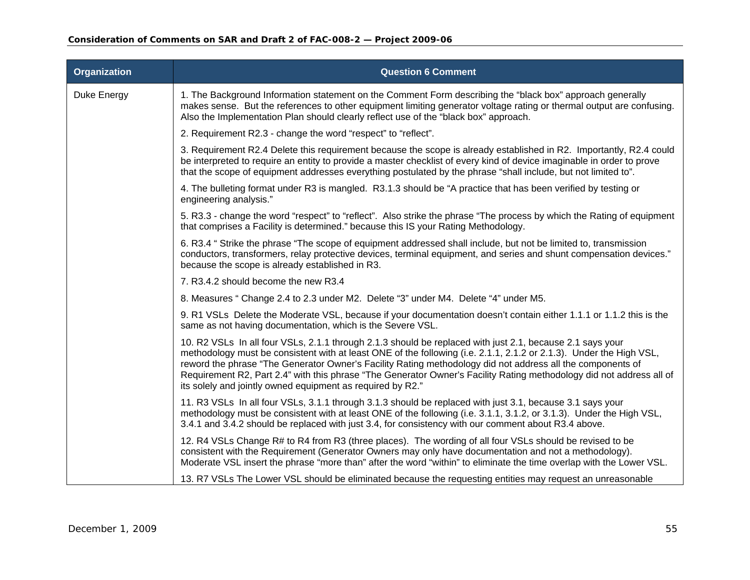| Organization | Question 6 Comment |
|---|---|
| Duke Energy | 1. The Background Information statement on the Comment Form describing the "black box" approach generally makes sense. But the references to other equipment limiting generator voltage rating or thermal output are confusing. Also the Implementation Plan should clearly reflect use of the "black box" approach. |
| | 2. Requirement R2.3 - change the word "respect" to "reflect". |
| | 3. Requirement R2.4 Delete this requirement because the scope is already established in R2. Importantly, R2.4 could be interpreted to require an entity to provide a master checklist of every kind of device imaginable in order to prove that the scope of equipment addresses everything postulated by the phrase "shall include, but not limited to". |
| | 4. The bulleting format under R3 is mangled. R3.1.3 should be "A practice that has been verified by testing or engineering analysis." |
| | 5. R3.3 - change the word "respect" to "reflect". Also strike the phrase "The process by which the Rating of equipment that comprises a Facility is determined." because this IS your Rating Methodology. |
| | 6. R3.4 " Strike the phrase "The scope of equipment addressed shall include, but not be limited to, transmission conductors, transformers, relay protective devices, terminal equipment, and series and shunt compensation devices." because the scope is already established in R3. |
| | 7. R3.4.2 should become the new R3.4 |
| | 8. Measures " Change 2.4 to 2.3 under M2. Delete "3" under M4. Delete "4" under M5. |
| | 9. R1 VSLs Delete the Moderate VSL, because if your documentation doesn't contain either 1.1.1 or 1.1.2 this is the same as not having documentation, which is the Severe VSL. |
| | 10. R2 VSLs In all four VSLs, 2.1.1 through 2.1.3 should be replaced with just 2.1, because 2.1 says your methodology must be consistent with at least ONE of the following (i.e. 2.1.1, 2.1.2 or 2.1.3). Under the High VSL, reword the phrase "The Generator Owner's Facility Rating methodology did not address all the components of Requirement R2, Part 2.4" with this phrase "The Generator Owner's Facility Rating methodology did not address all of its solely and jointly owned equipment as required by R2." |
| | 11. R3 VSLs In all four VSLs, 3.1.1 through 3.1.3 should be replaced with just 3.1, because 3.1 says your methodology must be consistent with at least ONE of the following (i.e. 3.1.1, 3.1.2, or 3.1.3). Under the High VSL, 3.4.1 and 3.4.2 should be replaced with just 3.4, for consistency with our comment about R3.4 above. |
| | 12. R4 VSLs Change R# to R4 from R3 (three places). The wording of all four VSLs should be revised to be consistent with the Requirement (Generator Owners may only have documentation and not a methodology). Moderate VSL insert the phrase "more than" after the word "within" to eliminate the time overlap with the Lower VSL. |
| | 13. R7 VSLs The Lower VSL should be eliminated because the requesting entities may request an unreasonable |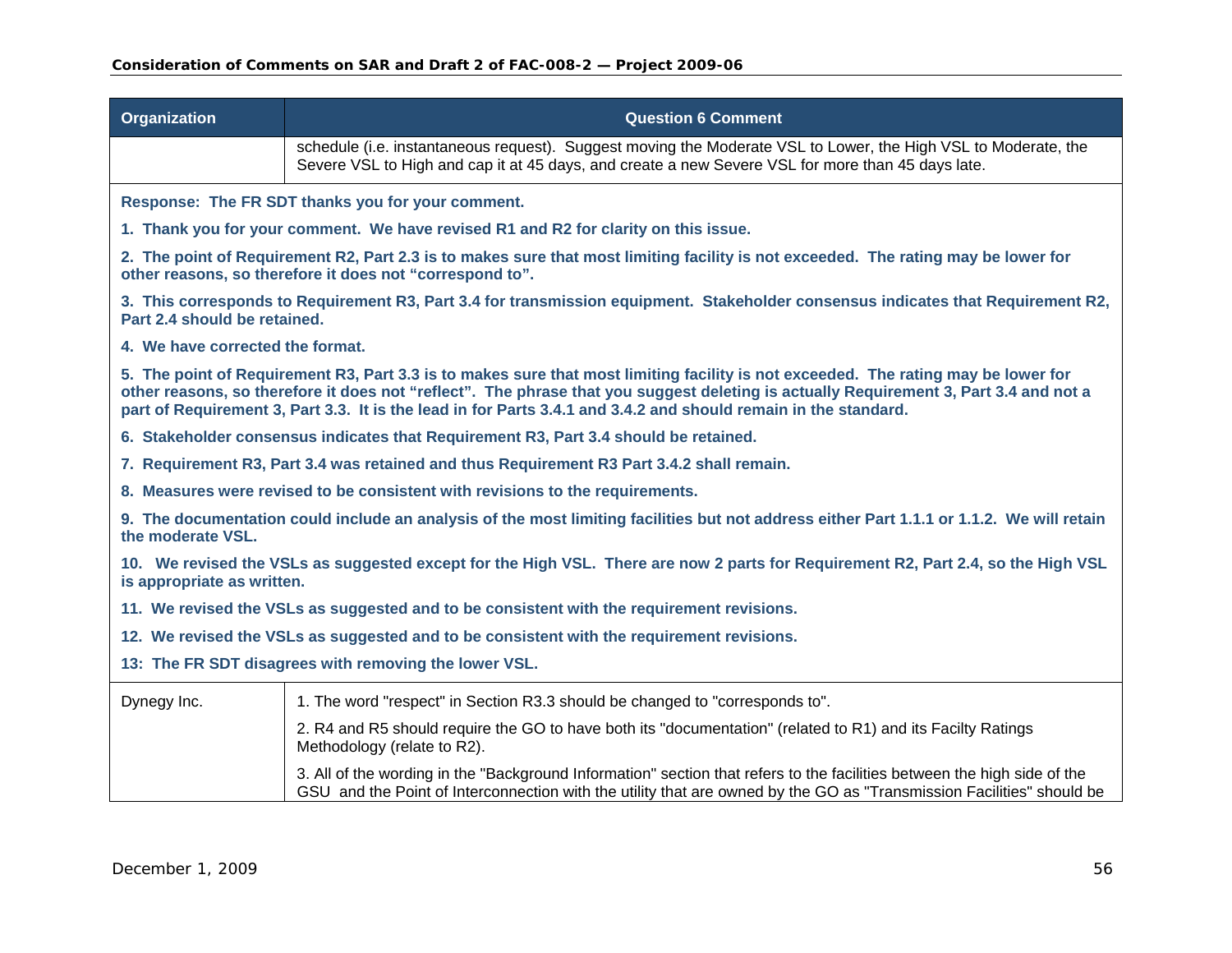| Organization | Question 6 Comment |
|---|---|
| | schedule (i.e. instantaneous request). Suggest moving the Moderate VSL to Lower, the High VSL to Moderate, the Severe VSL to High and cap it at 45 days, and create a new Severe VSL for more than 45 days late. |
| **Response: The FR SDT thanks you for your comment.**<br><br>**1. Thank you for your comment. We have revised R1 and R2 for clarity on this issue.**<br><br>**2. The point of Requirement R2, Part 2.3 is to makes sure that most limiting facility is not exceeded. The rating may be lower for other reasons, so therefore it does not "correspond to".**<br><br>**3. This corresponds to Requirement R3, Part 3.4 for transmission equipment. Stakeholder consensus indicates that Requirement R2, Part 2.4 should be retained.**<br><br>**4. We have corrected the format.**<br><br>**5. The point of Requirement R3, Part 3.3 is to makes sure that most limiting facility is not exceeded. The rating may be lower for other reasons, so therefore it does not "reflect". The phrase that you suggest deleting is actually Requirement 3, Part 3.4 and not a part of Requirement 3, Part 3.3. It is the lead in for Parts 3.4.1 and 3.4.2 and should remain in the standard.**<br><br>**6. Stakeholder consensus indicates that Requirement R3, Part 3.4 should be retained.**<br><br>**7. Requirement R3, Part 3.4 was retained and thus Requirement R3 Part 3.4.2 shall remain.**<br><br>**8. Measures were revised to be consistent with revisions to the requirements.**<br><br>**9. The documentation could include an analysis of the most limiting facilities but not address either Part 1.1.1 or 1.1.2. We will retain the moderate VSL.**<br><br>**10. We revised the VSLs as suggested except for the High VSL. There are now 2 parts for Requirement R2, Part 2.4, so the High VSL is appropriate as written.**<br><br>**11. We revised the VSLs as suggested and to be consistent with the requirement revisions.**<br><br>**12. We revised the VSLs as suggested and to be consistent with the requirement revisions.**<br><br>**13: The FR SDT disagrees with removing the lower VSL.** | |
| Dynegy Inc. | 1. The word "respect" in Section R3.3 should be changed to "corresponds to".<br><br>2. R4 and R5 should require the GO to have both its "documentation" (related to R1) and its Facilty Ratings Methodology (relate to R2).<br><br>3. All of the wording in the "Background Information" section that refers to the facilities between the high side of the GSU and the Point of Interconnection with the utility that are owned by the GO as "Transmission Facilities" should be |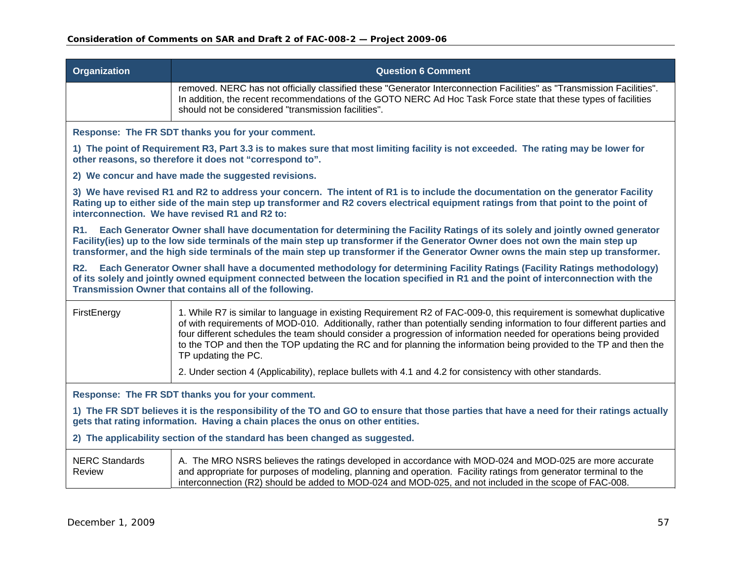| Organization | Question 6 Comment |
|---|---|
| | removed. NERC has not officially classified these "Generator Interconnection Facilities" as "Transmission Facilities". In addition, the recent recommendations of the GOTO NERC Ad Hoc Task Force state that these types of facilities should not be considered "transmission facilities". |

**Response: The FR SDT thanks you for your comment.**

**1) The point of Requirement R3, Part 3.3 is to makes sure that most limiting facility is not exceeded. The rating may be lower for other reasons, so therefore it does not "correspond to".**

**2) We concur and have made the suggested revisions.**

**3) We have revised R1 and R2 to address your concern. The intent of R1 is to include the documentation on the generator Facility Rating up to either side of the main step up transformer and R2 covers electrical equipment ratings from that point to the point of interconnection. We have revised R1 and R2 to:**

**R1. Each Generator Owner shall have documentation for determining the Facility Ratings of its solely and jointly owned generator Facility(ies) up to the low side terminals of the main step up transformer if the Generator Owner does not own the main step up transformer, and the high side terminals of the main step up transformer if the Generator Owner owns the main step up transformer.**

**R2. Each Generator Owner shall have a documented methodology for determining Facility Ratings (Facility Ratings methodology) of its solely and jointly owned equipment connected between the location specified in R1 and the point of interconnection with the Transmission Owner that contains all of the following.**

| Organization | Question 6 Comment |
|---|---|
| FirstEnergy | 1. While R7 is similar to language in existing Requirement R2 of FAC-009-0, this requirement is somewhat duplicative of with requirements of MOD-010. Additionally, rather than potentially sending information to four different parties and four different schedules the team should consider a progression of information needed for operations being provided to the TOP and then the TOP updating the RC and for planning the information being provided to the TP and then the TP updating the PC.<br><br>2. Under section 4 (Applicability), replace bullets with 4.1 and 4.2 for consistency with other standards. |

**Response: The FR SDT thanks you for your comment.**

**1) The FR SDT believes it is the responsibility of the TO and GO to ensure that those parties that have a need for their ratings actually gets that rating information. Having a chain places the onus on other entities.**

**2) The applicability section of the standard has been changed as suggested.**

| Organization | Question 6 Comment |
|---|---|
| NERC Standards Review | A. The MRO NSRS believes the ratings developed in accordance with MOD-024 and MOD-025 are more accurate and appropriate for purposes of modeling, planning and operation. Facility ratings from generator terminal to the interconnection (R2) should be added to MOD-024 and MOD-025, and not included in the scope of FAC-008. |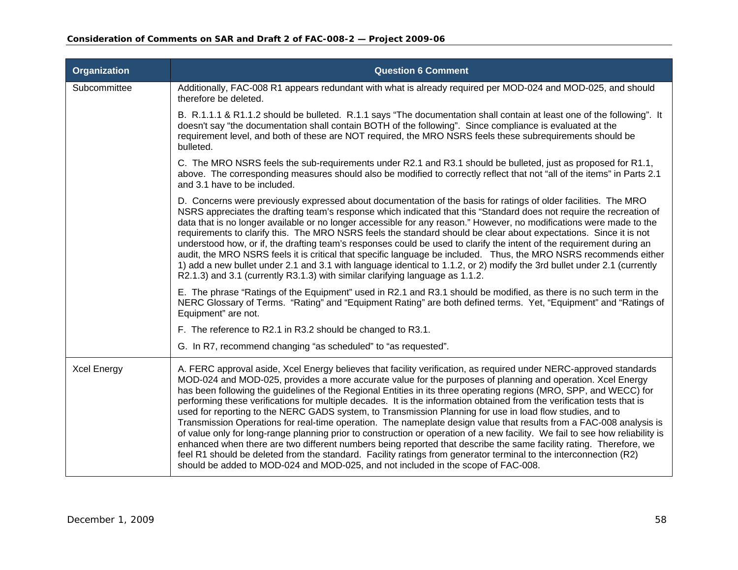| Organization | Question 6 Comment |
|---|---|
| Subcommittee | Additionally, FAC-008 R1 appears redundant with what is already required per MOD-024 and MOD-025, and should therefore be deleted.<br><br>B. R.1.1.1 & R1.1.2 should be bulleted. R.1.1 says "The documentation shall contain at least one of the following". It doesn't say "the documentation shall contain BOTH of the following". Since compliance is evaluated at the requirement level, and both of these are NOT required, the MRO NSRS feels these subrequirements should be bulleted.<br><br>C. The MRO NSRS feels the sub-requirements under R2.1 and R3.1 should be bulleted, just as proposed for R1.1, above. The corresponding measures should also be modified to correctly reflect that not "all of the items" in Parts 2.1 and 3.1 have to be included.<br><br>D. Concerns were previously expressed about documentation of the basis for ratings of older facilities. The MRO NSRS appreciates the drafting team's response which indicated that this "Standard does not require the recreation of data that is no longer available or no longer accessible for any reason." However, no modifications were made to the requirements to clarify this. The MRO NSRS feels the standard should be clear about expectations. Since it is not understood how, or if, the drafting team's responses could be used to clarify the intent of the requirement during an audit, the MRO NSRS feels it is critical that specific language be included. Thus, the MRO NSRS recommends either 1) add a new bullet under 2.1 and 3.1 with language identical to 1.1.2, or 2) modify the 3rd bullet under 2.1 (currently R2.1.3) and 3.1 (currently R3.1.3) with similar clarifying language as 1.1.2.<br><br>E. The phrase "Ratings of the Equipment" used in R2.1 and R3.1 should be modified, as there is no such term in the NERC Glossary of Terms. "Rating" and "Equipment Rating" are both defined terms. Yet, "Equipment" and "Ratings of Equipment" are not.<br><br>F. The reference to R2.1 in R3.2 should be changed to R3.1.<br><br>G. In R7, recommend changing "as scheduled" to "as requested". |
| Xcel Energy | A. FERC approval aside, Xcel Energy believes that facility verification, as required under NERC-approved standards MOD-024 and MOD-025, provides a more accurate value for the purposes of planning and operation. Xcel Energy has been following the guidelines of the Regional Entities in its three operating regions (MRO, SPP, and WECC) for performing these verifications for multiple decades. It is the information obtained from the verification tests that is used for reporting to the NERC GADS system, to Transmission Planning for use in load flow studies, and to Transmission Operations for real-time operation. The nameplate design value that results from a FAC-008 analysis is of value only for long-range planning prior to construction or operation of a new facility. We fail to see how reliability is enhanced when there are two different numbers being reported that describe the same facility rating. Therefore, we feel R1 should be deleted from the standard. Facility ratings from generator terminal to the interconnection (R2) should be added to MOD-024 and MOD-025, and not included in the scope of FAC-008. |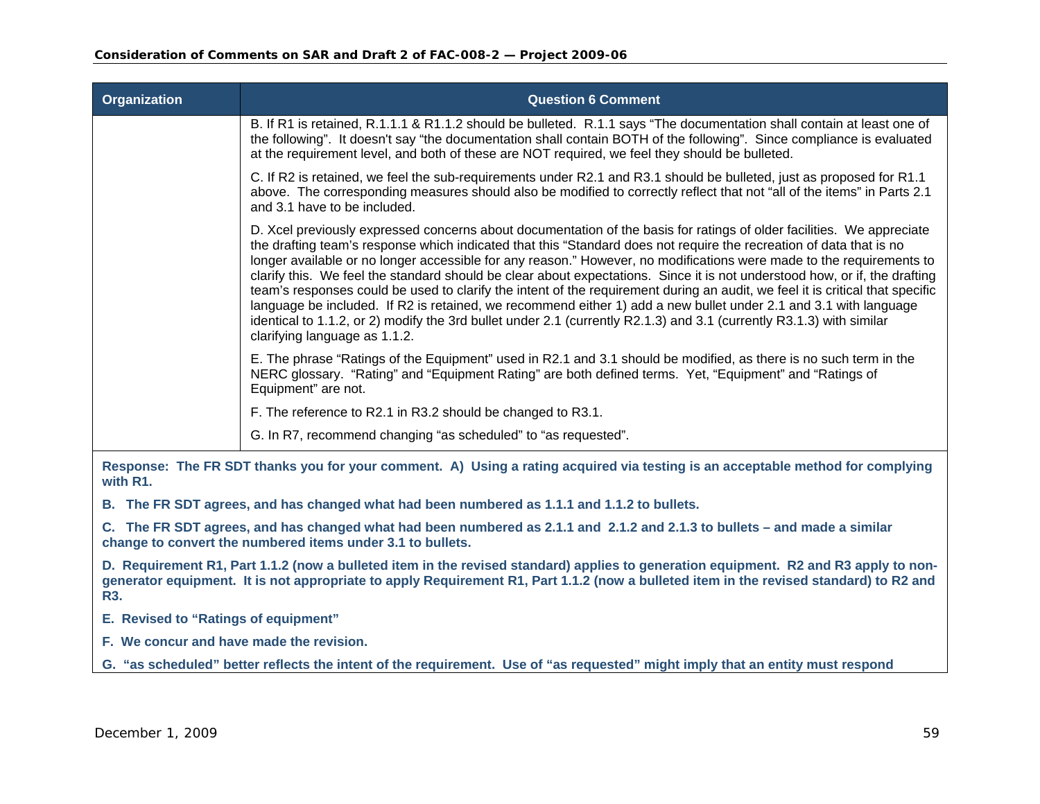| Organization | Question 6 Comment |
|---|---|
| | B. If R1 is retained, R.1.1.1 & R1.1.2 should be bulleted. R.1.1 says "The documentation shall contain at least one of the following". It doesn't say "the documentation shall contain BOTH of the following". Since compliance is evaluated at the requirement level, and both of these are NOT required, we feel they should be bulleted.<br><br>C. If R2 is retained, we feel the sub-requirements under R2.1 and R3.1 should be bulleted, just as proposed for R1.1 above. The corresponding measures should also be modified to correctly reflect that not "all of the items" in Parts 2.1 and 3.1 have to be included.<br><br>D. Xcel previously expressed concerns about documentation of the basis for ratings of older facilities. We appreciate the drafting team's response which indicated that this "Standard does not require the recreation of data that is no longer available or no longer accessible for any reason." However, no modifications were made to the requirements to clarify this. We feel the standard should be clear about expectations. Since it is not understood how, or if, the drafting team's responses could be used to clarify the intent of the requirement during an audit, we feel it is critical that specific language be included. If R2 is retained, we recommend either 1) add a new bullet under 2.1 and 3.1 with language identical to 1.1.2, or 2) modify the 3rd bullet under 2.1 (currently R2.1.3) and 3.1 (currently R3.1.3) with similar clarifying language as 1.1.2.<br><br>E. The phrase "Ratings of the Equipment" used in R2.1 and 3.1 should be modified, as there is no such term in the NERC glossary. "Rating" and "Equipment Rating" are both defined terms. Yet, "Equipment" and "Ratings of Equipment" are not.<br><br>F. The reference to R2.1 in R3.2 should be changed to R3.1.<br><br>G. In R7, recommend changing "as scheduled" to "as requested". |

**Response: The FR SDT thanks you for your comment. A) Using a rating acquired via testing is an acceptable method for complying with R1.**

**B. The FR SDT agrees, and has changed what had been numbered as 1.1.1 and 1.1.2 to bullets.**

**C. The FR SDT agrees, and has changed what had been numbered as 2.1.1 and 2.1.2 and 2.1.3 to bullets – and made a similar change to convert the numbered items under 3.1 to bullets.**

**D. Requirement R1, Part 1.1.2 (now a bulleted item in the revised standard) applies to generation equipment. R2 and R3 apply to non-generator equipment. It is not appropriate to apply Requirement R1, Part 1.1.2 (now a bulleted item in the revised standard) to R2 and R3.**

**E. Revised to "Ratings of equipment"**

**F. We concur and have made the revision.**

**G. "as scheduled" better reflects the intent of the requirement. Use of "as requested" might imply that an entity must respond**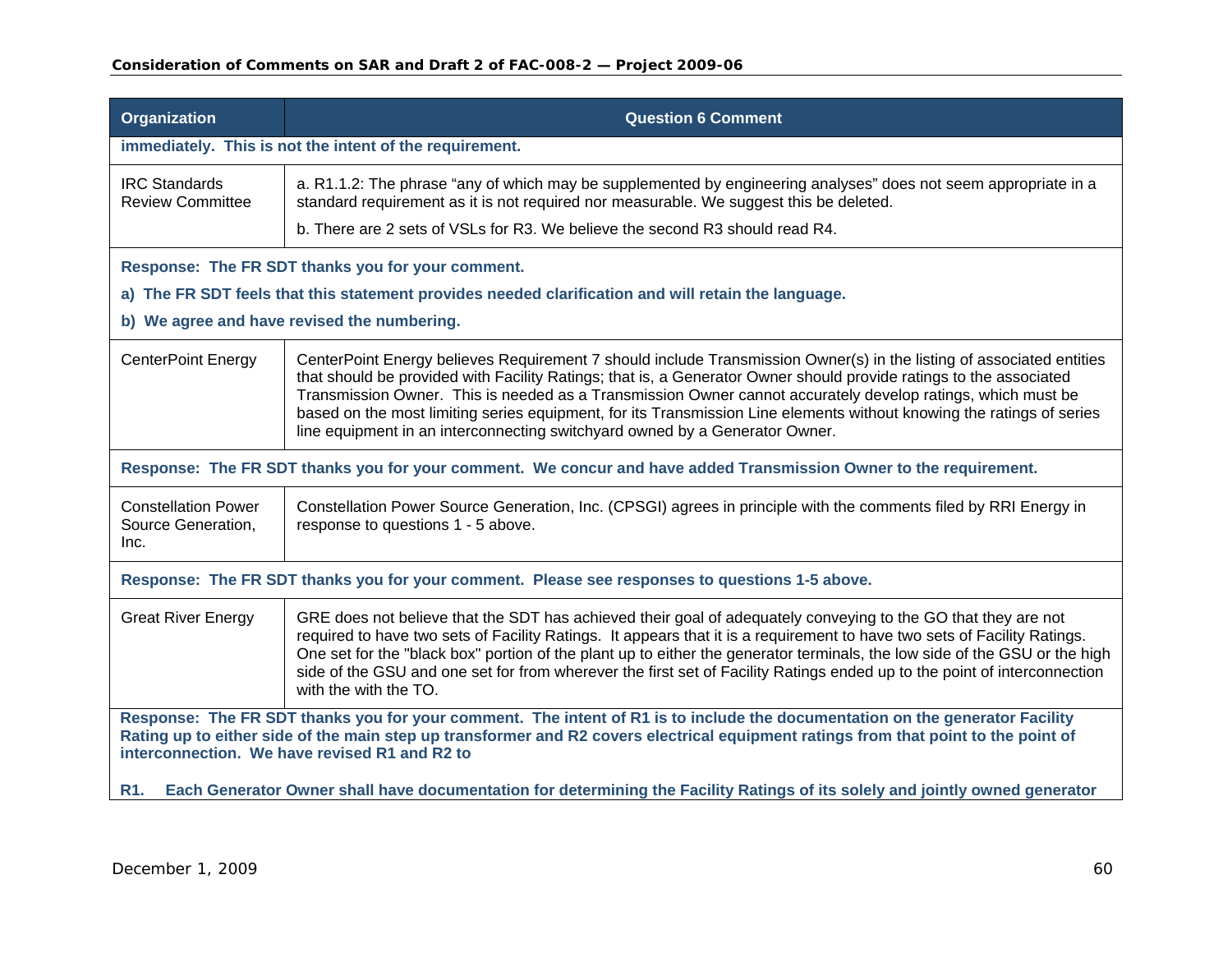| Organization | Question 6 Comment |
|---|---|
| **immediately. This is not the intent of the requirement.** | |
| IRC Standards Review Committee | a. R1.1.2: The phrase “any of which may be supplemented by engineering analyses” does not seem appropriate in a standard requirement as it is not required nor measurable. We suggest this be deleted.<br><br>b. There are 2 sets of VSLs for R3. We believe the second R3 should read R4. |
| **Response: The FR SDT thanks you for your comment.**<br><br>**a) The FR SDT feels that this statement provides needed clarification and will retain the language.**<br><br>**b) We agree and have revised the numbering.** | |
| CenterPoint Energy | CenterPoint Energy believes Requirement 7 should include Transmission Owner(s) in the listing of associated entities that should be provided with Facility Ratings; that is, a Generator Owner should provide ratings to the associated Transmission Owner. This is needed as a Transmission Owner cannot accurately develop ratings, which must be based on the most limiting series equipment, for its Transmission Line elements without knowing the ratings of series line equipment in an interconnecting switchyard owned by a Generator Owner. |
| **Response: The FR SDT thanks you for your comment. We concur and have added Transmission Owner to the requirement.** | |
| Constellation Power Source Generation, Inc. | Constellation Power Source Generation, Inc. (CPSGI) agrees in principle with the comments filed by RRI Energy in response to questions 1 - 5 above. |
| **Response: The FR SDT thanks you for your comment. Please see responses to questions 1-5 above.** | |
| Great River Energy | GRE does not believe that the SDT has achieved their goal of adequately conveying to the GO that they are not required to have two sets of Facility Ratings. It appears that it is a requirement to have two sets of Facility Ratings. One set for the "black box" portion of the plant up to either the generator terminals, the low side of the GSU or the high side of the GSU and one set for from wherever the first set of Facility Ratings ended up to the point of interconnection with the with the TO. |
| **Response: The FR SDT thanks you for your comment. The intent of R1 is to include the documentation on the generator Facility Rating up to either side of the main step up transformer and R2 covers electrical equipment ratings from that point to the point of interconnection. We have revised R1 and R2 to**<br><br>**R1. Each Generator Owner shall have documentation for determining the Facility Ratings of its solely and jointly owned generator** | |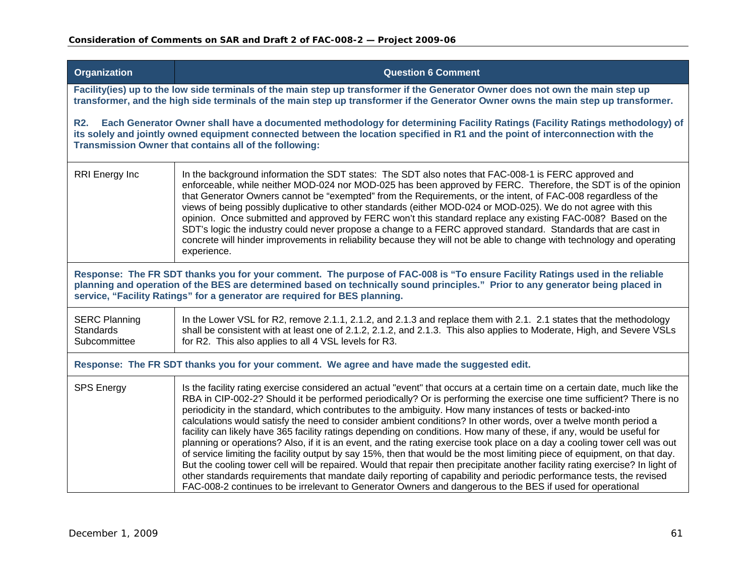| Organization | Question 6 Comment |
|---|---|
| **Facility(ies) up to the low side terminals of the main step up transformer if the Generator Owner does not own the main step up transformer, and the high side terminals of the main step up transformer if the Generator Owner owns the main step up transformer.<br><br>R2. Each Generator Owner shall have a documented methodology for determining Facility Ratings (Facility Ratings methodology) of its solely and jointly owned equipment connected between the location specified in R1 and the point of interconnection with the Transmission Owner that contains all of the following:** | |
| RRI Energy Inc | In the background information the SDT states: The SDT also notes that FAC-008-1 is FERC approved and enforceable, while neither MOD-024 nor MOD-025 has been approved by FERC. Therefore, the SDT is of the opinion that Generator Owners cannot be "exempted" from the Requirements, or the intent, of FAC-008 regardless of the views of being possibly duplicative to other standards (either MOD-024 or MOD-025). We do not agree with this opinion. Once submitted and approved by FERC won't this standard replace any existing FAC-008? Based on the SDT's logic the industry could never propose a change to a FERC approved standard. Standards that are cast in concrete will hinder improvements in reliability because they will not be able to change with technology and operating experience. |
| **Response: The FR SDT thanks you for your comment. The purpose of FAC-008 is "To ensure Facility Ratings used in the reliable planning and operation of the BES are determined based on technically sound principles." Prior to any generator being placed in service, "Facility Ratings" for a generator are required for BES planning.** | |
| SERC Planning Standards Subcommittee | In the Lower VSL for R2, remove 2.1.1, 2.1.2, and 2.1.3 and replace them with 2.1. 2.1 states that the methodology shall be consistent with at least one of 2.1.2, 2.1.2, and 2.1.3. This also applies to Moderate, High, and Severe VSLs for R2. This also applies to all 4 VSL levels for R3. |
| **Response: The FR SDT thanks you for your comment. We agree and have made the suggested edit.** | |
| SPS Energy | Is the facility rating exercise considered an actual "event" that occurs at a certain time on a certain date, much like the RBA in CIP-002-2? Should it be performed periodically? Or is performing the exercise one time sufficient? There is no periodicity in the standard, which contributes to the ambiguity. How many instances of tests or backed-into calculations would satisfy the need to consider ambient conditions? In other words, over a twelve month period a facility can likely have 365 facility ratings depending on conditions. How many of these, if any, would be useful for planning or operations? Also, if it is an event, and the rating exercise took place on a day a cooling tower cell was out of service limiting the facility output by say 15%, then that would be the most limiting piece of equipment, on that day. But the cooling tower cell will be repaired. Would that repair then precipitate another facility rating exercise? In light of other standards requirements that mandate daily reporting of capability and periodic performance tests, the revised FAC-008-2 continues to be irrelevant to Generator Owners and dangerous to the BES if used for operational |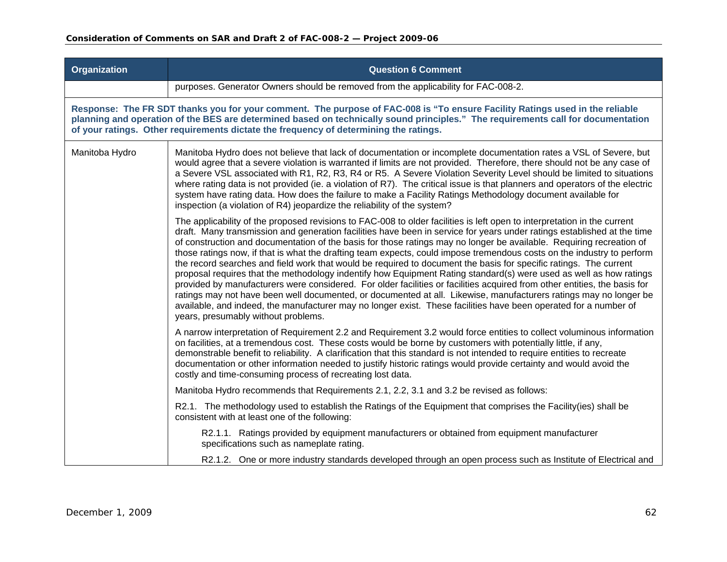| Organization | Question 6 Comment |
|---|---|
| | purposes. Generator Owners should be removed from the applicability for FAC-008-2. |

**Response: The FR SDT thanks you for your comment. The purpose of FAC-008 is "To ensure Facility Ratings used in the reliable planning and operation of the BES are determined based on technically sound principles." The requirements call for documentation of your ratings. Other requirements dictate the frequency of determining the ratings.**

| Organization | Question 6 Comment |
|---|---|
| Manitoba Hydro | Manitoba Hydro does not believe that lack of documentation or incomplete documentation rates a VSL of Severe, but would agree that a severe violation is warranted if limits are not provided. Therefore, there should not be any case of a Severe VSL associated with R1, R2, R3, R4 or R5. A Severe Violation Severity Level should be limited to situations where rating data is not provided (ie. a violation of R7). The critical issue is that planners and operators of the electric system have rating data. How does the failure to make a Facility Ratings Methodology document available for inspection (a violation of R4) jeopardize the reliability of the system?<br><br>The applicability of the proposed revisions to FAC-008 to older facilities is left open to interpretation in the current draft. Many transmission and generation facilities have been in service for years under ratings established at the time of construction and documentation of the basis for those ratings may no longer be available. Requiring recreation of those ratings now, if that is what the drafting team expects, could impose tremendous costs on the industry to perform the record searches and field work that would be required to document the basis for specific ratings. The current proposal requires that the methodology indentify how Equipment Rating standard(s) were used as well as how ratings provided by manufacturers were considered. For older facilities or facilities acquired from other entities, the basis for ratings may not have been well documented, or documented at all. Likewise, manufacturers ratings may no longer be available, and indeed, the manufacturer may no longer exist. These facilities have been operated for a number of years, presumably without problems.<br><br>A narrow interpretation of Requirement 2.2 and Requirement 3.2 would force entities to collect voluminous information on facilities, at a tremendous cost. These costs would be borne by customers with potentially little, if any, demonstrable benefit to reliability. A clarification that this standard is not intended to require entities to recreate documentation or other information needed to justify historic ratings would provide certainty and would avoid the costly and time-consuming process of recreating lost data.<br><br>Manitoba Hydro recommends that Requirements 2.1, 2.2, 3.1 and 3.2 be revised as follows:<br><br>R2.1. The methodology used to establish the Ratings of the Equipment that comprises the Facility(ies) shall be consistent with at least one of the following:<br><br>R2.1.1. Ratings provided by equipment manufacturers or obtained from equipment manufacturer specifications such as nameplate rating.<br><br>R2.1.2. One or more industry standards developed through an open process such as Institute of Electrical and |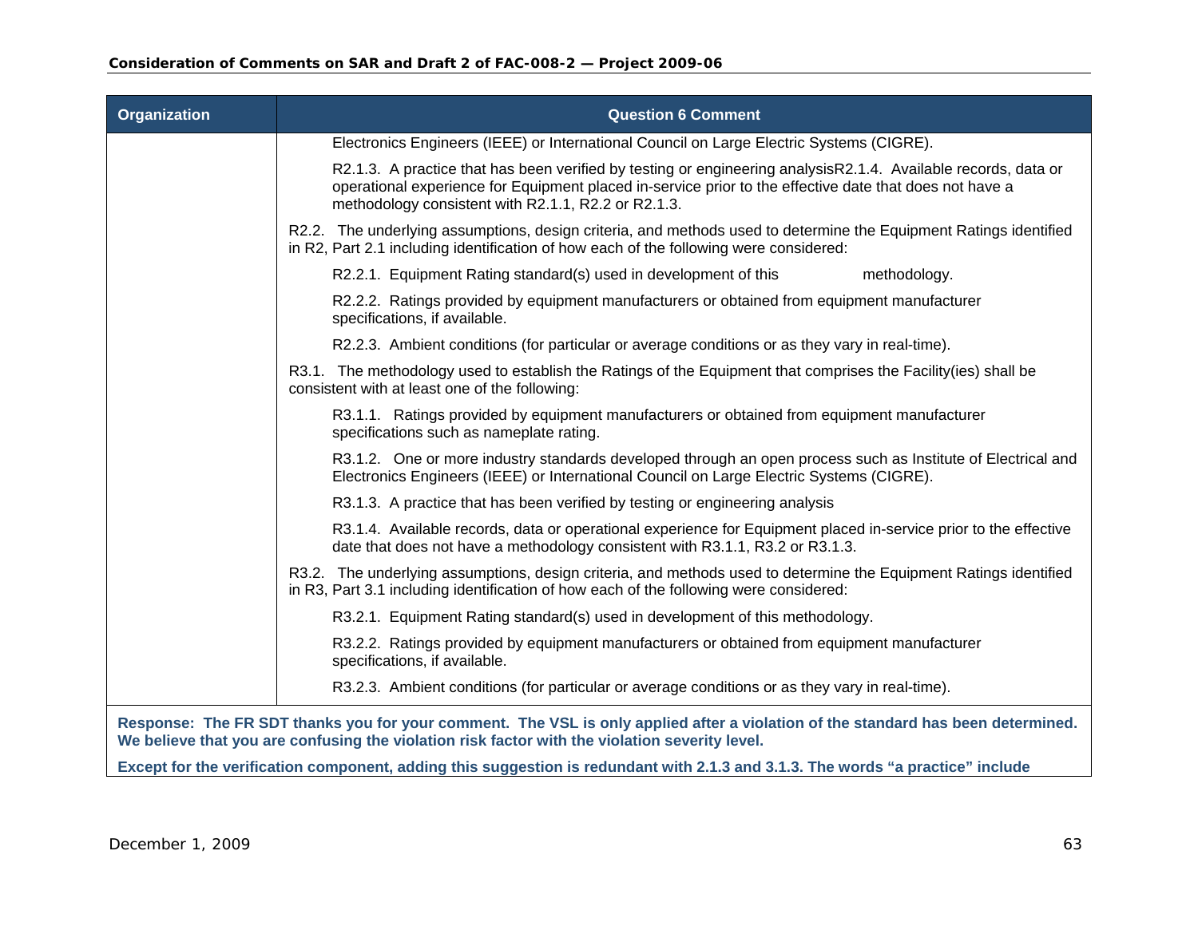| Organization | Question 6 Comment |
|---|---|
| | Electronics Engineers (IEEE) or International Council on Large Electric Systems (CIGRE).<br><br>R2.1.3. A practice that has been verified by testing or engineering analysisR2.1.4. Available records, data or operational experience for Equipment placed in-service prior to the effective date that does not have a methodology consistent with R2.1.1, R2.2 or R2.1.3.<br><br>R2.2. The underlying assumptions, design criteria, and methods used to determine the Equipment Ratings identified in R2, Part 2.1 including identification of how each of the following were considered:<br><br>R2.2.1. Equipment Rating standard(s) used in development of this methodology.<br><br>R2.2.2. Ratings provided by equipment manufacturers or obtained from equipment manufacturer specifications, if available.<br><br>R2.2.3. Ambient conditions (for particular or average conditions or as they vary in real-time).<br><br>R3.1. The methodology used to establish the Ratings of the Equipment that comprises the Facility(ies) shall be consistent with at least one of the following:<br><br>R3.1.1. Ratings provided by equipment manufacturers or obtained from equipment manufacturer specifications such as nameplate rating.<br><br>R3.1.2. One or more industry standards developed through an open process such as Institute of Electrical and Electronics Engineers (IEEE) or International Council on Large Electric Systems (CIGRE).<br><br>R3.1.3. A practice that has been verified by testing or engineering analysis<br><br>R3.1.4. Available records, data or operational experience for Equipment placed in-service prior to the effective date that does not have a methodology consistent with R3.1.1, R3.2 or R3.1.3.<br><br>R3.2. The underlying assumptions, design criteria, and methods used to determine the Equipment Ratings identified in R3, Part 3.1 including identification of how each of the following were considered:<br><br>R3.2.1. Equipment Rating standard(s) used in development of this methodology.<br><br>R3.2.2. Ratings provided by equipment manufacturers or obtained from equipment manufacturer specifications, if available.<br><br>R3.2.3. Ambient conditions (for particular or average conditions or as they vary in real-time). |

**Response: The FR SDT thanks you for your comment. The VSL is only applied after a violation of the standard has been determined. We believe that you are confusing the violation risk factor with the violation severity level.**

**Except for the verification component, adding this suggestion is redundant with 2.1.3 and 3.1.3. The words "a practice" include**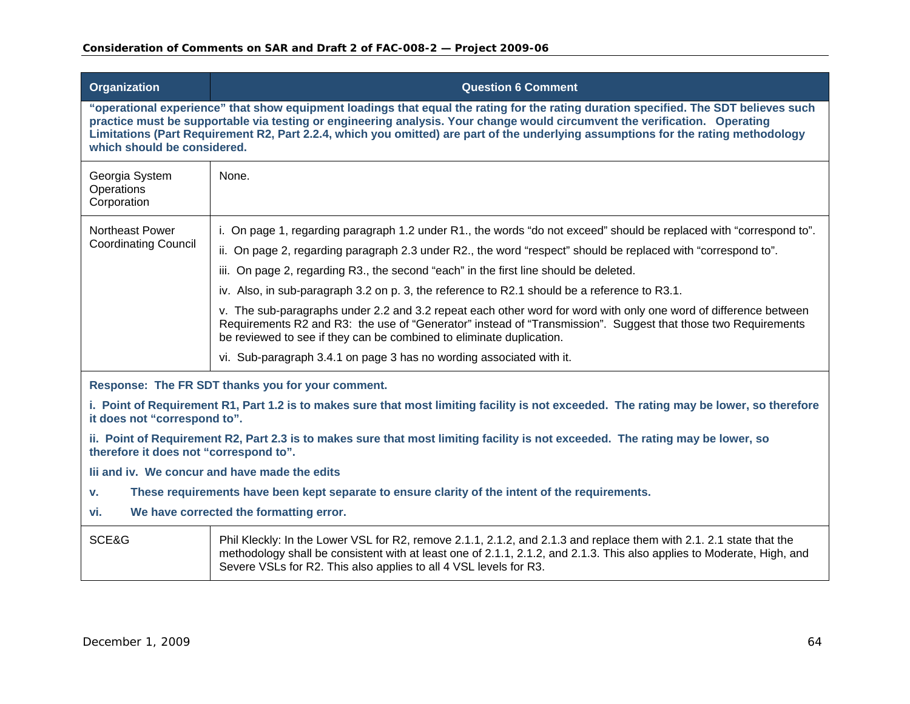| Organization | Question 6 Comment |
|---|---|
| **"operational experience" that show equipment loadings that equal the rating for the rating duration specified. The SDT believes such practice must be supportable via testing or engineering analysis. Your change would circumvent the verification. Operating Limitations (Part Requirement R2, Part 2.2.4, which you omitted) are part of the underlying assumptions for the rating methodology which should be considered.** | |
| Georgia System Operations Corporation | None. |
| Northeast Power Coordinating Council | i. On page 1, regarding paragraph 1.2 under R1., the words "do not exceed" should be replaced with "correspond to".<br><br>ii. On page 2, regarding paragraph 2.3 under R2., the word "respect" should be replaced with "correspond to".<br><br>iii. On page 2, regarding R3., the second "each" in the first line should be deleted.<br><br>iv. Also, in sub-paragraph 3.2 on p. 3, the reference to R2.1 should be a reference to R3.1.<br><br>v. The sub-paragraphs under 2.2 and 3.2 repeat each other word for word with only one word of difference between Requirements R2 and R3: the use of "Generator" instead of "Transmission". Suggest that those two Requirements be reviewed to see if they can be combined to eliminate duplication.<br><br>vi. Sub-paragraph 3.4.1 on page 3 has no wording associated with it. |
| **Response: The FR SDT thanks you for your comment.**<br><br>**i. Point of Requirement R1, Part 1.2 is to makes sure that most limiting facility is not exceeded. The rating may be lower, so therefore it does not "correspond to".**<br><br>**ii. Point of Requirement R2, Part 2.3 is to makes sure that most limiting facility is not exceeded. The rating may be lower, so therefore it does not "correspond to".**<br><br>**Iii and iv. We concur and have made the edits**<br><br>**v. These requirements have been kept separate to ensure clarity of the intent of the requirements.**<br><br>**vi. We have corrected the formatting error.** | |
| SCE&G | Phil Kleckly: In the Lower VSL for R2, remove 2.1.1, 2.1.2, and 2.1.3 and replace them with 2.1. 2.1 state that the methodology shall be consistent with at least one of 2.1.1, 2.1.2, and 2.1.3. This also applies to Moderate, High, and Severe VSLs for R2. This also applies to all 4 VSL levels for R3. |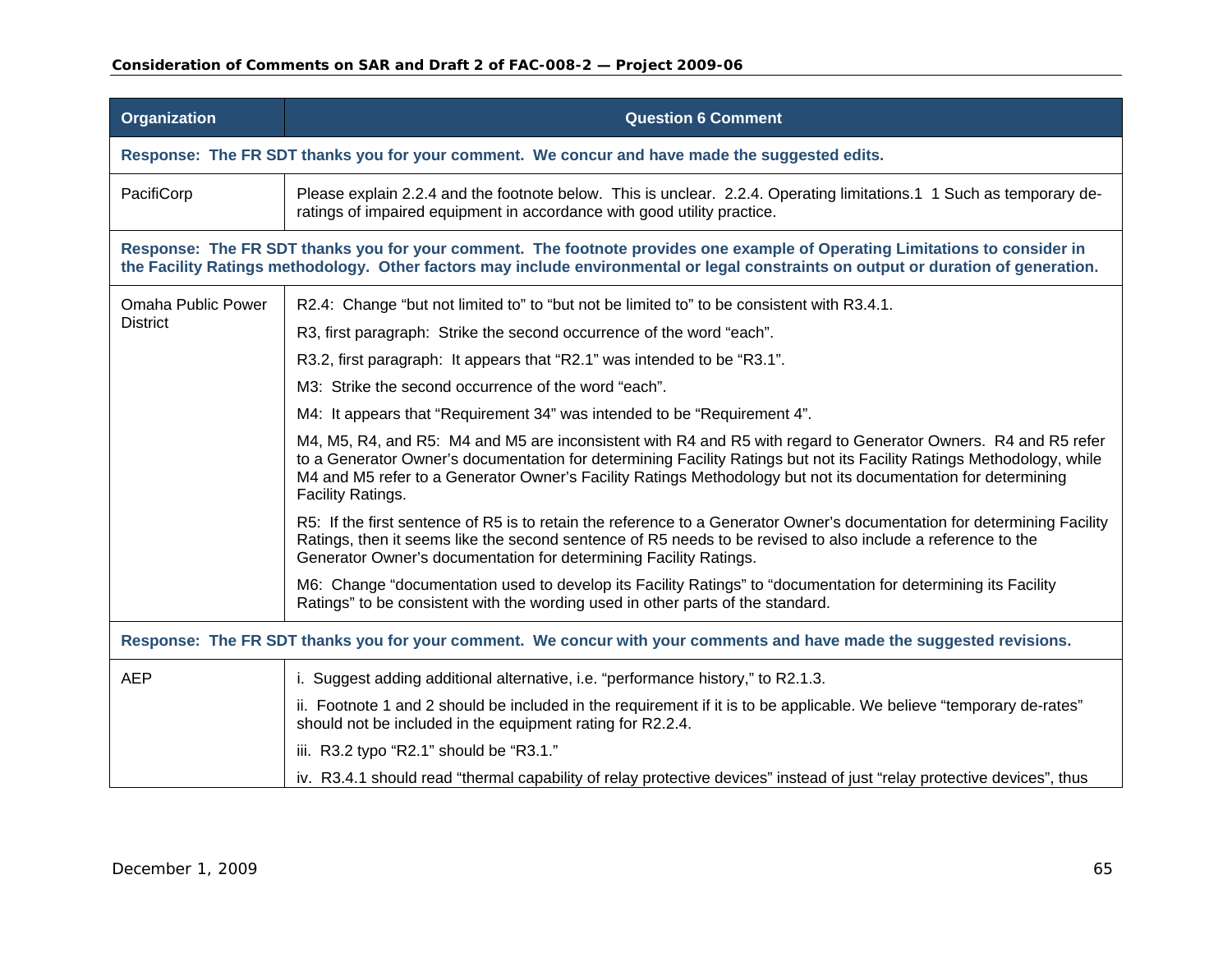| Organization | Question 6 Comment |
|---|---|
| **Response: The FR SDT thanks you for your comment. We concur and have made the suggested edits.** | |
| PacifiCorp | Please explain 2.2.4 and the footnote below. This is unclear. 2.2.4. Operating limitations.1 1 Such as temporary de-ratings of impaired equipment in accordance with good utility practice. |
| **Response: The FR SDT thanks you for your comment. The footnote provides one example of Operating Limitations to consider in the Facility Ratings methodology. Other factors may include environmental or legal constraints on output or duration of generation.** | |
| Omaha Public Power District | R2.4: Change "but not limited to" to "but not be limited to" to be consistent with R3.4.1.<br><br>R3, first paragraph: Strike the second occurrence of the word "each".<br><br>R3.2, first paragraph: It appears that "R2.1" was intended to be "R3.1".<br><br>M3: Strike the second occurrence of the word "each".<br><br>M4: It appears that "Requirement 34" was intended to be "Requirement 4".<br><br>M4, M5, R4, and R5: M4 and M5 are inconsistent with R4 and R5 with regard to Generator Owners. R4 and R5 refer to a Generator Owner's documentation for determining Facility Ratings but not its Facility Ratings Methodology, while M4 and M5 refer to a Generator Owner's Facility Ratings Methodology but not its documentation for determining Facility Ratings.<br><br>R5: If the first sentence of R5 is to retain the reference to a Generator Owner's documentation for determining Facility Ratings, then it seems like the second sentence of R5 needs to be revised to also include a reference to the Generator Owner's documentation for determining Facility Ratings.<br><br>M6: Change "documentation used to develop its Facility Ratings" to "documentation for determining its Facility Ratings" to be consistent with the wording used in other parts of the standard. |
| **Response: The FR SDT thanks you for your comment. We concur with your comments and have made the suggested revisions.** | |
| AEP | i. Suggest adding additional alternative, i.e. "performance history," to R2.1.3.<br><br>ii. Footnote 1 and 2 should be included in the requirement if it is to be applicable. We believe "temporary de-rates" should not be included in the equipment rating for R2.2.4.<br><br>iii. R3.2 typo "R2.1" should be "R3.1."<br><br>iv. R3.4.1 should read "thermal capability of relay protective devices" instead of just "relay protective devices", thus |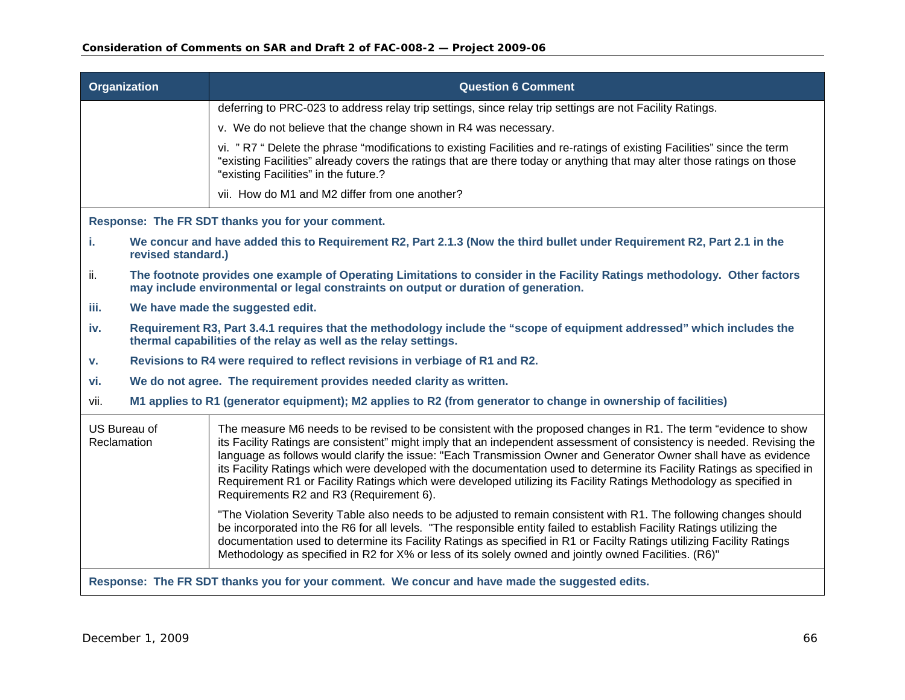| Organization | Question 6 Comment |
|---|---|
| | deferring to PRC-023 to address relay trip settings, since relay trip settings are not Facility Ratings.<br><br>v. We do not believe that the change shown in R4 was necessary.<br><br>vi. " R7 " Delete the phrase "modifications to existing Facilities and re-ratings of existing Facilities" since the term "existing Facilities" already covers the ratings that are there today or anything that may alter those ratings on those "existing Facilities" in the future.?<br><br>vii. How do M1 and M2 differ from one another? |

**Response: The FR SDT thanks you for your comment.**

i. **We concur and have added this to Requirement R2, Part 2.1.3 (Now the third bullet under Requirement R2, Part 2.1 in the revised standard.)**

ii. **The footnote provides one example of Operating Limitations to consider in the Facility Ratings methodology. Other factors may include environmental or legal constraints on output or duration of generation.**

iii. **We have made the suggested edit.**

iv. **Requirement R3, Part 3.4.1 requires that the methodology include the "scope of equipment addressed" which includes the thermal capabilities of the relay as well as the relay settings.**

v. **Revisions to R4 were required to reflect revisions in verbiage of R1 and R2.**

vi. **We do not agree. The requirement provides needed clarity as written.**

vii. **M1 applies to R1 (generator equipment); M2 applies to R2 (from generator to change in ownership of facilities)**

| Organization | Question 6 Comment |
|---|---|
| US Bureau of Reclamation | The measure M6 needs to be revised to be consistent with the proposed changes in R1. The term "evidence to show its Facility Ratings are consistent" might imply that an independent assessment of consistency is needed. Revising the language as follows would clarify the issue: "Each Transmission Owner and Generator Owner shall have as evidence its Facility Ratings which were developed with the documentation used to determine its Facility Ratings as specified in Requirement R1 or Facility Ratings which were developed utilizing its Facility Ratings Methodology as specified in Requirements R2 and R3 (Requirement 6).<br><br>"The Violation Severity Table also needs to be adjusted to remain consistent with R1. The following changes should be incorporated into the R6 for all levels. "The responsible entity failed to establish Facility Ratings utilizing the documentation used to determine its Facility Ratings as specified in R1 or Facilty Ratings utilizing Facility Ratings Methodology as specified in R2 for X% or less of its solely owned and jointly owned Facilities. (R6)" |

**Response: The FR SDT thanks you for your comment. We concur and have made the suggested edits.**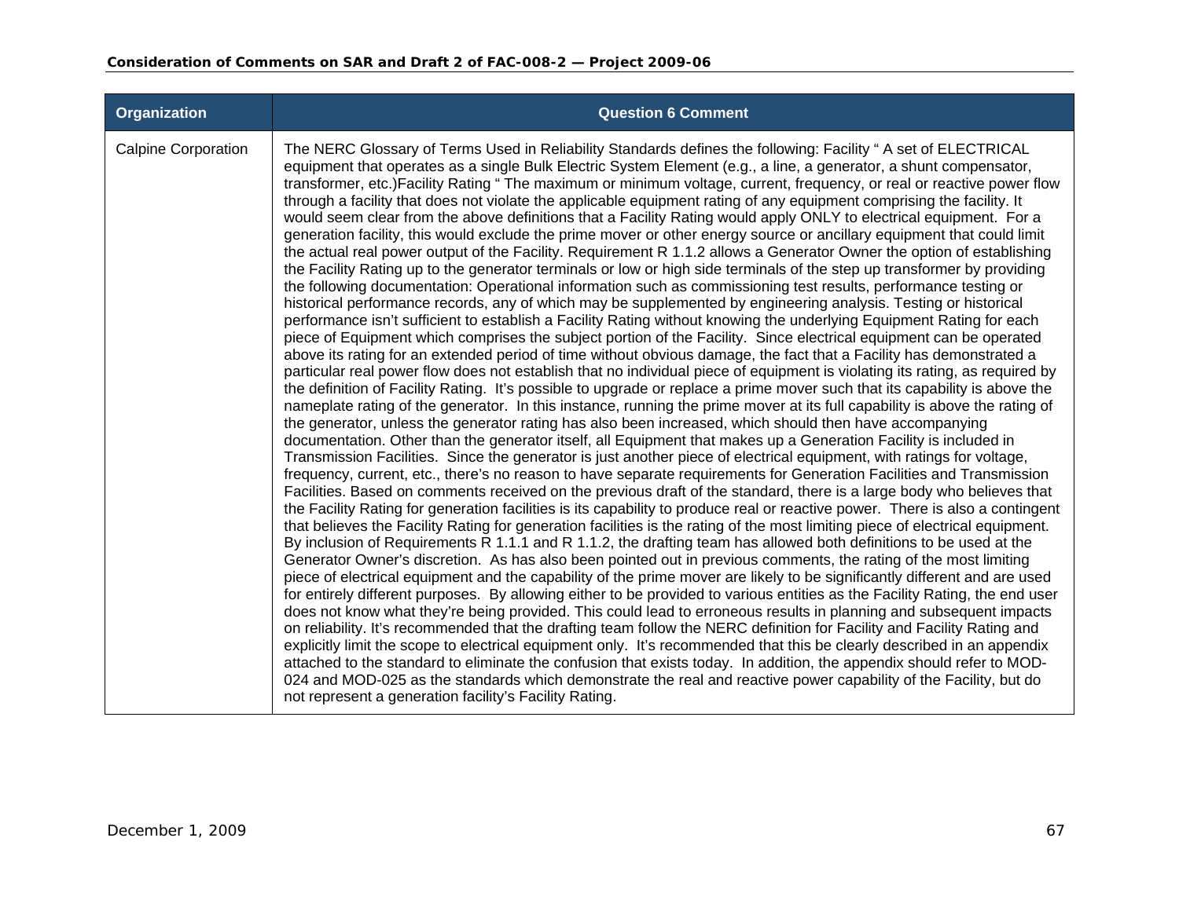| Organization | Question 6 Comment |
|---|---|
| Calpine Corporation | The NERC Glossary of Terms Used in Reliability Standards defines the following: Facility " A set of ELECTRICAL equipment that operates as a single Bulk Electric System Element (e.g., a line, a generator, a shunt compensator, transformer, etc.)Facility Rating " The maximum or minimum voltage, current, frequency, or real or reactive power flow through a facility that does not violate the applicable equipment rating of any equipment comprising the facility. It would seem clear from the above definitions that a Facility Rating would apply ONLY to electrical equipment. For a generation facility, this would exclude the prime mover or other energy source or ancillary equipment that could limit the actual real power output of the Facility. Requirement R 1.1.2 allows a Generator Owner the option of establishing the Facility Rating up to the generator terminals or low or high side terminals of the step up transformer by providing the following documentation: Operational information such as commissioning test results, performance testing or historical performance records, any of which may be supplemented by engineering analysis. Testing or historical performance isn't sufficient to establish a Facility Rating without knowing the underlying Equipment Rating for each piece of Equipment which comprises the subject portion of the Facility. Since electrical equipment can be operated above its rating for an extended period of time without obvious damage, the fact that a Facility has demonstrated a particular real power flow does not establish that no individual piece of equipment is violating its rating, as required by the definition of Facility Rating. It's possible to upgrade or replace a prime mover such that its capability is above the nameplate rating of the generator. In this instance, running the prime mover at its full capability is above the rating of the generator, unless the generator rating has also been increased, which should then have accompanying documentation. Other than the generator itself, all Equipment that makes up a Generation Facility is included in Transmission Facilities. Since the generator is just another piece of electrical equipment, with ratings for voltage, frequency, current, etc., there's no reason to have separate requirements for Generation Facilities and Transmission Facilities. Based on comments received on the previous draft of the standard, there is a large body who believes that the Facility Rating for generation facilities is its capability to produce real or reactive power. There is also a contingent that believes the Facility Rating for generation facilities is the rating of the most limiting piece of electrical equipment. By inclusion of Requirements R 1.1.1 and R 1.1.2, the drafting team has allowed both definitions to be used at the Generator Owner's discretion. As has also been pointed out in previous comments, the rating of the most limiting piece of electrical equipment and the capability of the prime mover are likely to be significantly different and are used for entirely different purposes. By allowing either to be provided to various entities as the Facility Rating, the end user does not know what they're being provided. This could lead to erroneous results in planning and subsequent impacts on reliability. It's recommended that the drafting team follow the NERC definition for Facility and Facility Rating and explicitly limit the scope to electrical equipment only. It's recommended that this be clearly described in an appendix attached to the standard to eliminate the confusion that exists today. In addition, the appendix should refer to MOD-024 and MOD-025 as the standards which demonstrate the real and reactive power capability of the Facility, but do not represent a generation facility's Facility Rating. |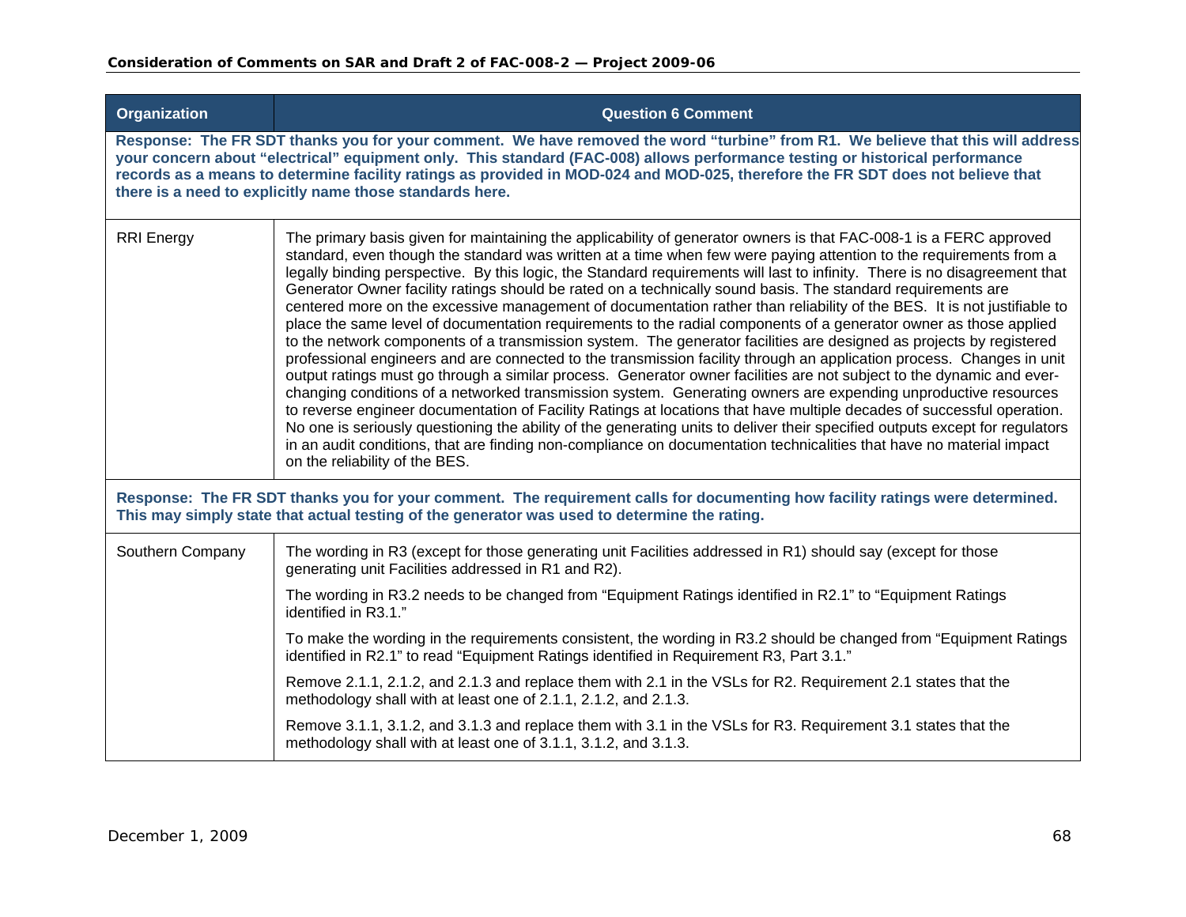| Organization | Question 6 Comment |
|---|---|
| **Response: The FR SDT thanks you for your comment. We have removed the word "turbine" from R1. We believe that this will address your concern about "electrical" equipment only. This standard (FAC-008) allows performance testing or historical performance records as a means to determine facility ratings as provided in MOD-024 and MOD-025, therefore the FR SDT does not believe that there is a need to explicitly name those standards here.** | |
| RRI Energy | The primary basis given for maintaining the applicability of generator owners is that FAC-008-1 is a FERC approved standard, even though the standard was written at a time when few were paying attention to the requirements from a legally binding perspective. By this logic, the Standard requirements will last to infinity. There is no disagreement that Generator Owner facility ratings should be rated on a technically sound basis. The standard requirements are centered more on the excessive management of documentation rather than reliability of the BES. It is not justifiable to place the same level of documentation requirements to the radial components of a generator owner as those applied to the network components of a transmission system. The generator facilities are designed as projects by registered professional engineers and are connected to the transmission facility through an application process. Changes in unit output ratings must go through a similar process. Generator owner facilities are not subject to the dynamic and ever-changing conditions of a networked transmission system. Generating owners are expending unproductive resources to reverse engineer documentation of Facility Ratings at locations that have multiple decades of successful operation. No one is seriously questioning the ability of the generating units to deliver their specified outputs except for regulators in an audit conditions, that are finding non-compliance on documentation technicalities that have no material impact on the reliability of the BES. |
| **Response: The FR SDT thanks you for your comment. The requirement calls for documenting how facility ratings were determined. This may simply state that actual testing of the generator was used to determine the rating.** | |
| Southern Company | The wording in R3 (except for those generating unit Facilities addressed in R1) should say (except for those generating unit Facilities addressed in R1 and R2).<br><br>The wording in R3.2 needs to be changed from "Equipment Ratings identified in R2.1" to "Equipment Ratings identified in R3.1."<br><br>To make the wording in the requirements consistent, the wording in R3.2 should be changed from "Equipment Ratings identified in R2.1" to read "Equipment Ratings identified in Requirement R3, Part 3.1."<br><br>Remove 2.1.1, 2.1.2, and 2.1.3 and replace them with 2.1 in the VSLs for R2. Requirement 2.1 states that the methodology shall with at least one of 2.1.1, 2.1.2, and 2.1.3.<br><br>Remove 3.1.1, 3.1.2, and 3.1.3 and replace them with 3.1 in the VSLs for R3. Requirement 3.1 states that the methodology shall with at least one of 3.1.1, 3.1.2, and 3.1.3. |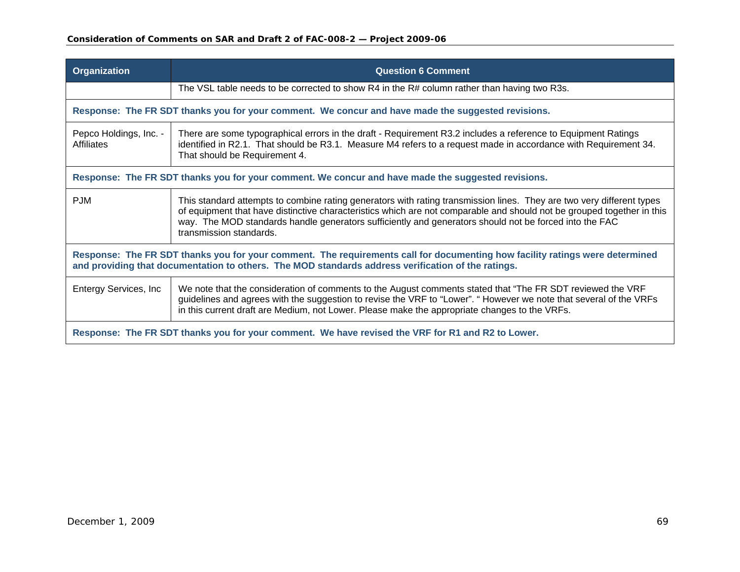| Organization | Question 6 Comment |
|---|---|
| | The VSL table needs to be corrected to show R4 in the R# column rather than having two R3s. |
| **Response: The FR SDT thanks you for your comment. We concur and have made the suggested revisions.** | |
| Pepco Holdings, Inc. - Affiliates | There are some typographical errors in the draft - Requirement R3.2 includes a reference to Equipment Ratings identified in R2.1. That should be R3.1. Measure M4 refers to a request made in accordance with Requirement 34. That should be Requirement 4. |
| **Response: The FR SDT thanks you for your comment. We concur and have made the suggested revisions.** | |
| PJM | This standard attempts to combine rating generators with rating transmission lines. They are two very different types of equipment that have distinctive characteristics which are not comparable and should not be grouped together in this way. The MOD standards handle generators sufficiently and generators should not be forced into the FAC transmission standards. |
| **Response: The FR SDT thanks you for your comment. The requirements call for documenting how facility ratings were determined and providing that documentation to others. The MOD standards address verification of the ratings.** | |
| Entergy Services, Inc | We note that the consideration of comments to the August comments stated that "The FR SDT reviewed the VRF guidelines and agrees with the suggestion to revise the VRF to "Lower". " However we note that several of the VRFs in this current draft are Medium, not Lower. Please make the appropriate changes to the VRFs. |
| **Response: The FR SDT thanks you for your comment. We have revised the VRF for R1 and R2 to Lower.** | |